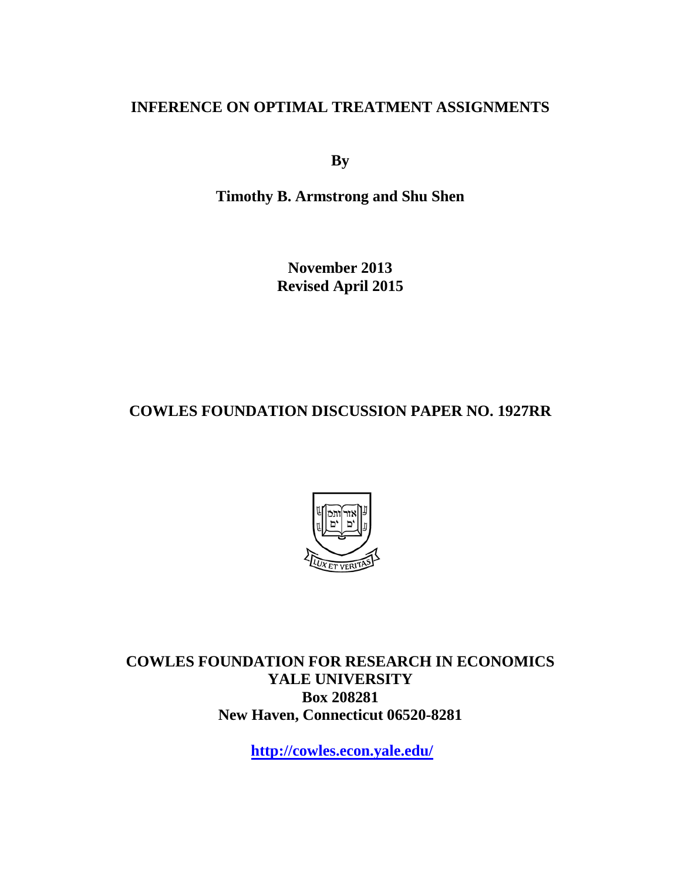# INFERENCE ON OPTIMAL TREATMENT ASSIGNMENTS

**By**

**Timothy B. Armstrong and Shu Shen**

**November 2013**
**Revised April 2015**

## COWLES FOUNDATION DISCUSSION PAPER NO. 1927RR

**COWLES FOUNDATION FOR RESEARCH IN ECONOMICS**
**YALE UNIVERSITY**
**Box 208281**
**New Haven, Connecticut 06520-8281**

**http://cowles.econ.yale.edu/**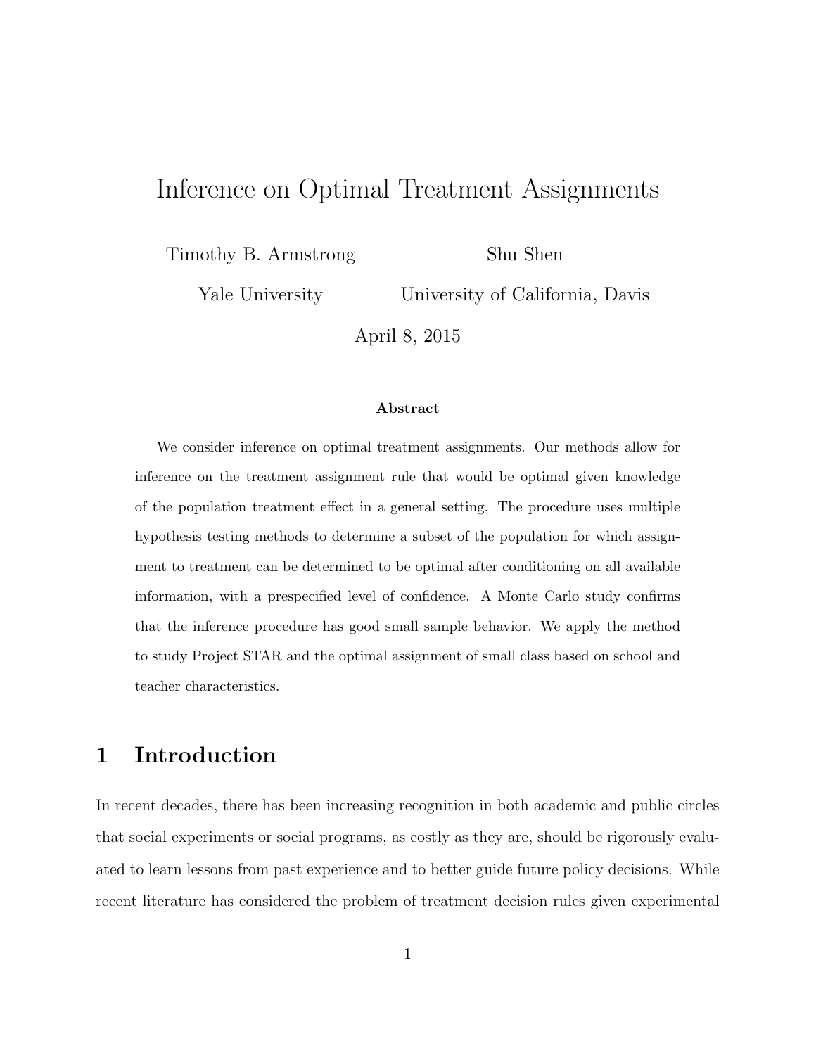# Inference on Optimal Treatment Assignments

Timothy B. Armstrong — Yale University

Shu Shen — University of California, Davis

April 8, 2015

**Abstract**

We consider inference on optimal treatment assignments. Our methods allow for inference on the treatment assignment rule that would be optimal given knowledge of the population treatment effect in a general setting. The procedure uses multiple hypothesis testing methods to determine a subset of the population for which assignment to treatment can be determined to be optimal after conditioning on all available information, with a prespecified level of confidence. A Monte Carlo study confirms that the inference procedure has good small sample behavior. We apply the method to study Project STAR and the optimal assignment of small class based on school and teacher characteristics.

## 1 Introduction

In recent decades, there has been increasing recognition in both academic and public circles that social experiments or social programs, as costly as they are, should be rigorously evaluated to learn lessons from past experience and to better guide future policy decisions. While recent literature has considered the problem of treatment decision rules given experimental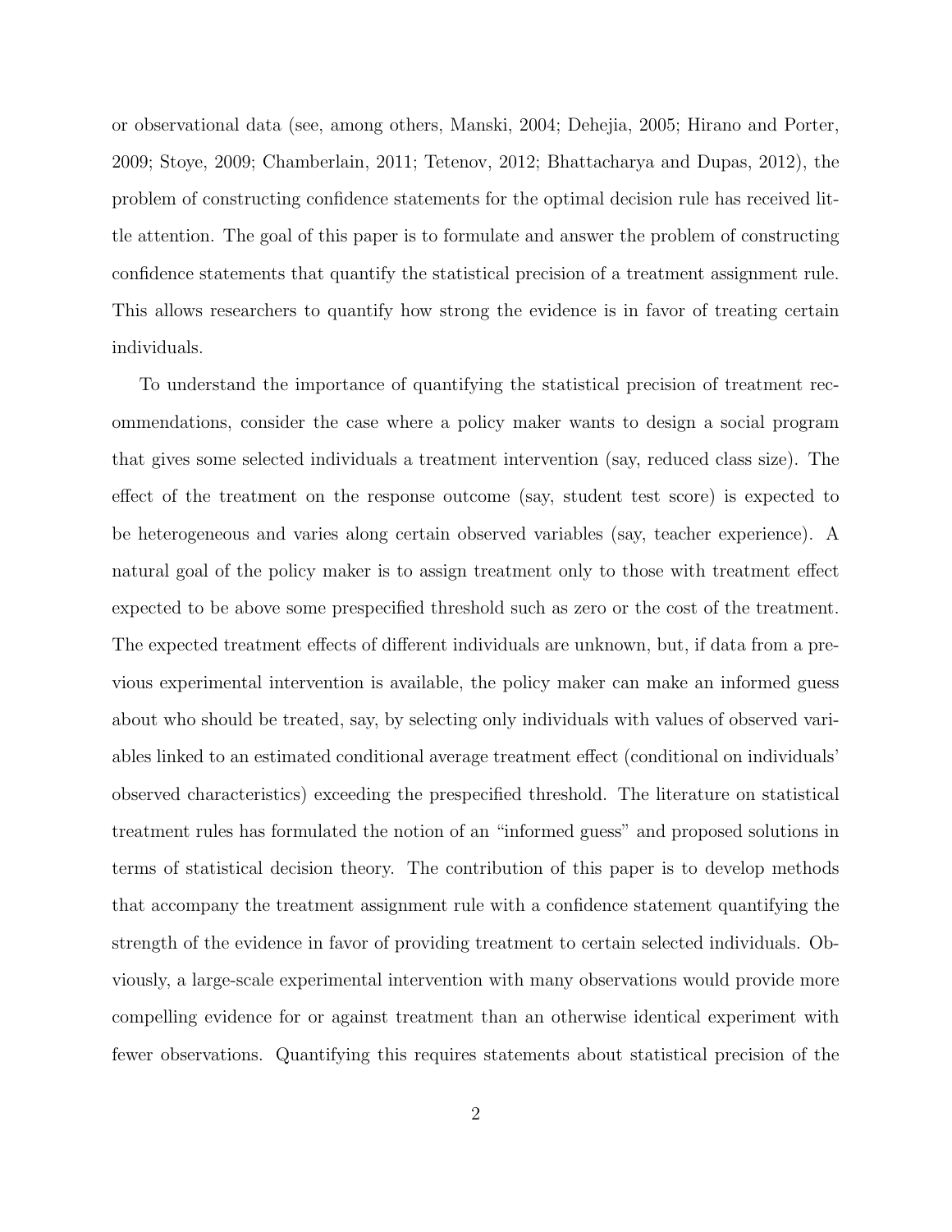or observational data (see, among others, Manski, 2004; Dehejia, 2005; Hirano and Porter, 2009; Stoye, 2009; Chamberlain, 2011; Tetenov, 2012; Bhattacharya and Dupas, 2012), the problem of constructing confidence statements for the optimal decision rule has received little attention. The goal of this paper is to formulate and answer the problem of constructing confidence statements that quantify the statistical precision of a treatment assignment rule. This allows researchers to quantify how strong the evidence is in favor of treating certain individuals.

To understand the importance of quantifying the statistical precision of treatment recommendations, consider the case where a policy maker wants to design a social program that gives some selected individuals a treatment intervention (say, reduced class size). The effect of the treatment on the response outcome (say, student test score) is expected to be heterogeneous and varies along certain observed variables (say, teacher experience). A natural goal of the policy maker is to assign treatment only to those with treatment effect expected to be above some prespecified threshold such as zero or the cost of the treatment. The expected treatment effects of different individuals are unknown, but, if data from a previous experimental intervention is available, the policy maker can make an informed guess about who should be treated, say, by selecting only individuals with values of observed variables linked to an estimated conditional average treatment effect (conditional on individuals' observed characteristics) exceeding the prespecified threshold. The literature on statistical treatment rules has formulated the notion of an "informed guess" and proposed solutions in terms of statistical decision theory. The contribution of this paper is to develop methods that accompany the treatment assignment rule with a confidence statement quantifying the strength of the evidence in favor of providing treatment to certain selected individuals. Obviously, a large-scale experimental intervention with many observations would provide more compelling evidence for or against treatment than an otherwise identical experiment with fewer observations. Quantifying this requires statements about statistical precision of the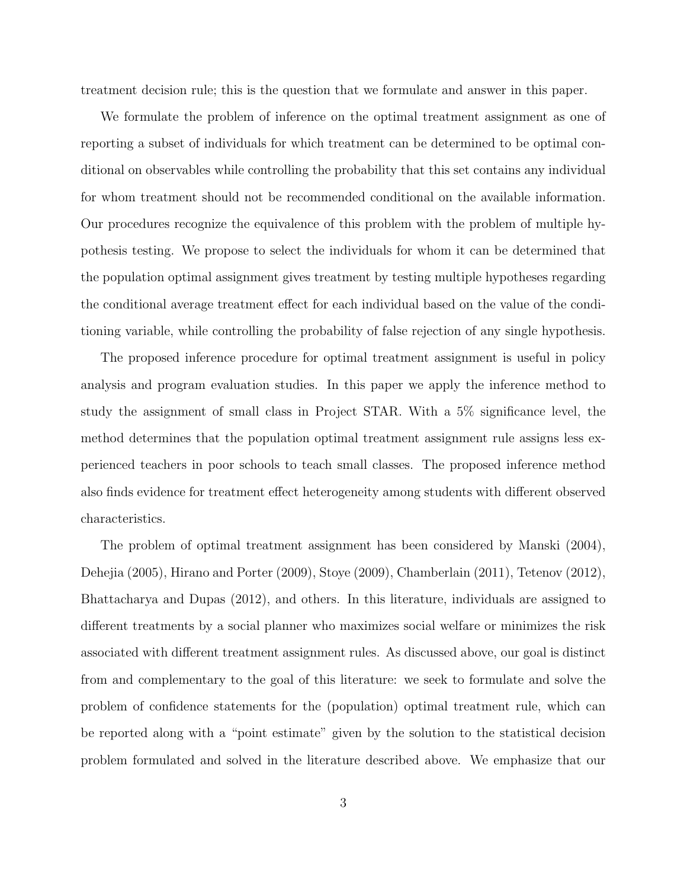treatment decision rule; this is the question that we formulate and answer in this paper.

We formulate the problem of inference on the optimal treatment assignment as one of reporting a subset of individuals for which treatment can be determined to be optimal conditional on observables while controlling the probability that this set contains any individual for whom treatment should not be recommended conditional on the available information. Our procedures recognize the equivalence of this problem with the problem of multiple hypothesis testing. We propose to select the individuals for whom it can be determined that the population optimal assignment gives treatment by testing multiple hypotheses regarding the conditional average treatment effect for each individual based on the value of the conditioning variable, while controlling the probability of false rejection of any single hypothesis.

The proposed inference procedure for optimal treatment assignment is useful in policy analysis and program evaluation studies. In this paper we apply the inference method to study the assignment of small class in Project STAR. With a 5% significance level, the method determines that the population optimal treatment assignment rule assigns less experienced teachers in poor schools to teach small classes. The proposed inference method also finds evidence for treatment effect heterogeneity among students with different observed characteristics.

The problem of optimal treatment assignment has been considered by Manski (2004), Dehejia (2005), Hirano and Porter (2009), Stoye (2009), Chamberlain (2011), Tetenov (2012), Bhattacharya and Dupas (2012), and others. In this literature, individuals are assigned to different treatments by a social planner who maximizes social welfare or minimizes the risk associated with different treatment assignment rules. As discussed above, our goal is distinct from and complementary to the goal of this literature: we seek to formulate and solve the problem of confidence statements for the (population) optimal treatment rule, which can be reported along with a "point estimate" given by the solution to the statistical decision problem formulated and solved in the literature described above. We emphasize that our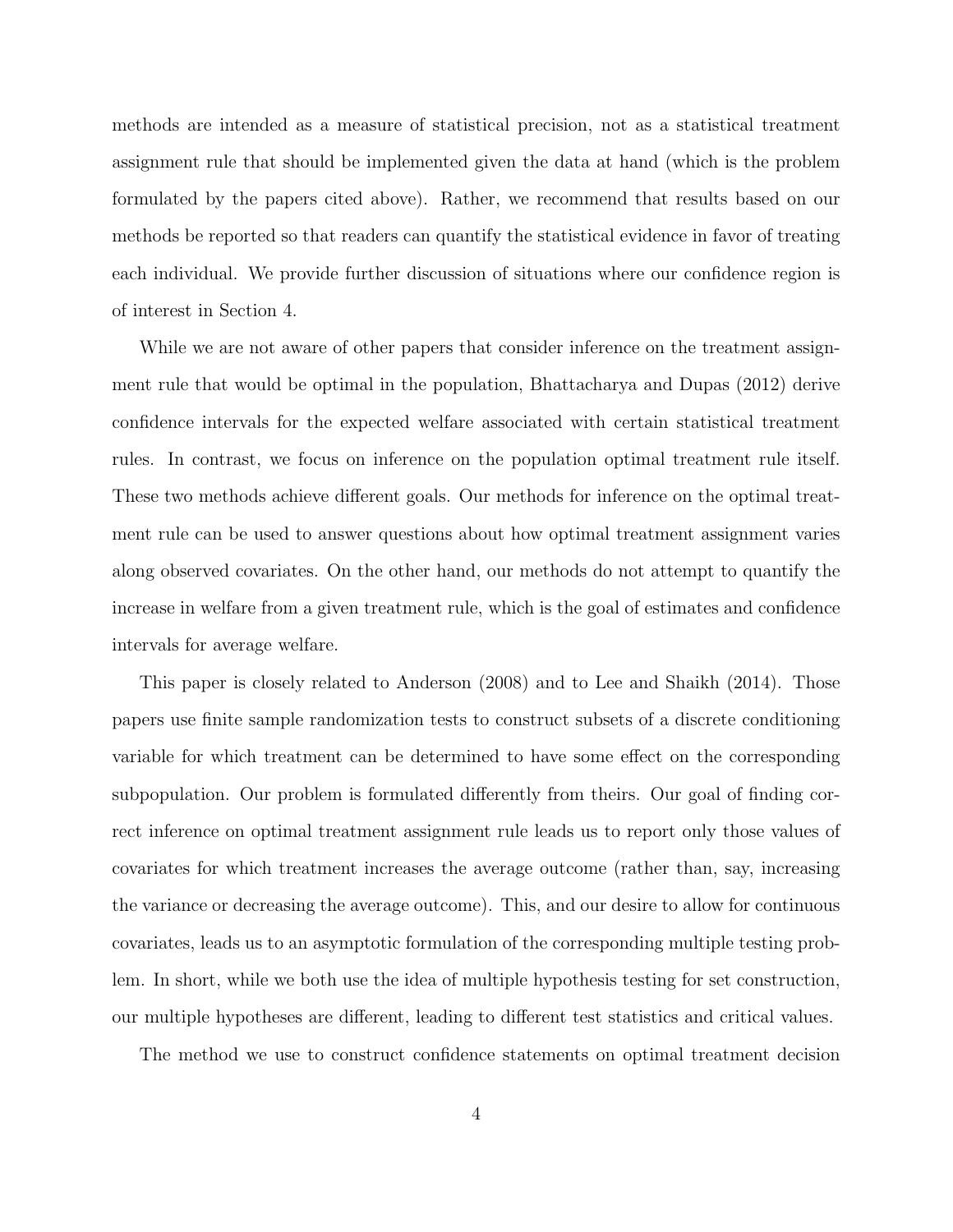methods are intended as a measure of statistical precision, not as a statistical treatment assignment rule that should be implemented given the data at hand (which is the problem formulated by the papers cited above). Rather, we recommend that results based on our methods be reported so that readers can quantify the statistical evidence in favor of treating each individual. We provide further discussion of situations where our confidence region is of interest in Section 4.

While we are not aware of other papers that consider inference on the treatment assignment rule that would be optimal in the population, Bhattacharya and Dupas (2012) derive confidence intervals for the expected welfare associated with certain statistical treatment rules. In contrast, we focus on inference on the population optimal treatment rule itself. These two methods achieve different goals. Our methods for inference on the optimal treatment rule can be used to answer questions about how optimal treatment assignment varies along observed covariates. On the other hand, our methods do not attempt to quantify the increase in welfare from a given treatment rule, which is the goal of estimates and confidence intervals for average welfare.

This paper is closely related to Anderson (2008) and to Lee and Shaikh (2014). Those papers use finite sample randomization tests to construct subsets of a discrete conditioning variable for which treatment can be determined to have some effect on the corresponding subpopulation. Our problem is formulated differently from theirs. Our goal of finding correct inference on optimal treatment assignment rule leads us to report only those values of covariates for which treatment increases the average outcome (rather than, say, increasing the variance or decreasing the average outcome). This, and our desire to allow for continuous covariates, leads us to an asymptotic formulation of the corresponding multiple testing problem. In short, while we both use the idea of multiple hypothesis testing for set construction, our multiple hypotheses are different, leading to different test statistics and critical values.

The method we use to construct confidence statements on optimal treatment decision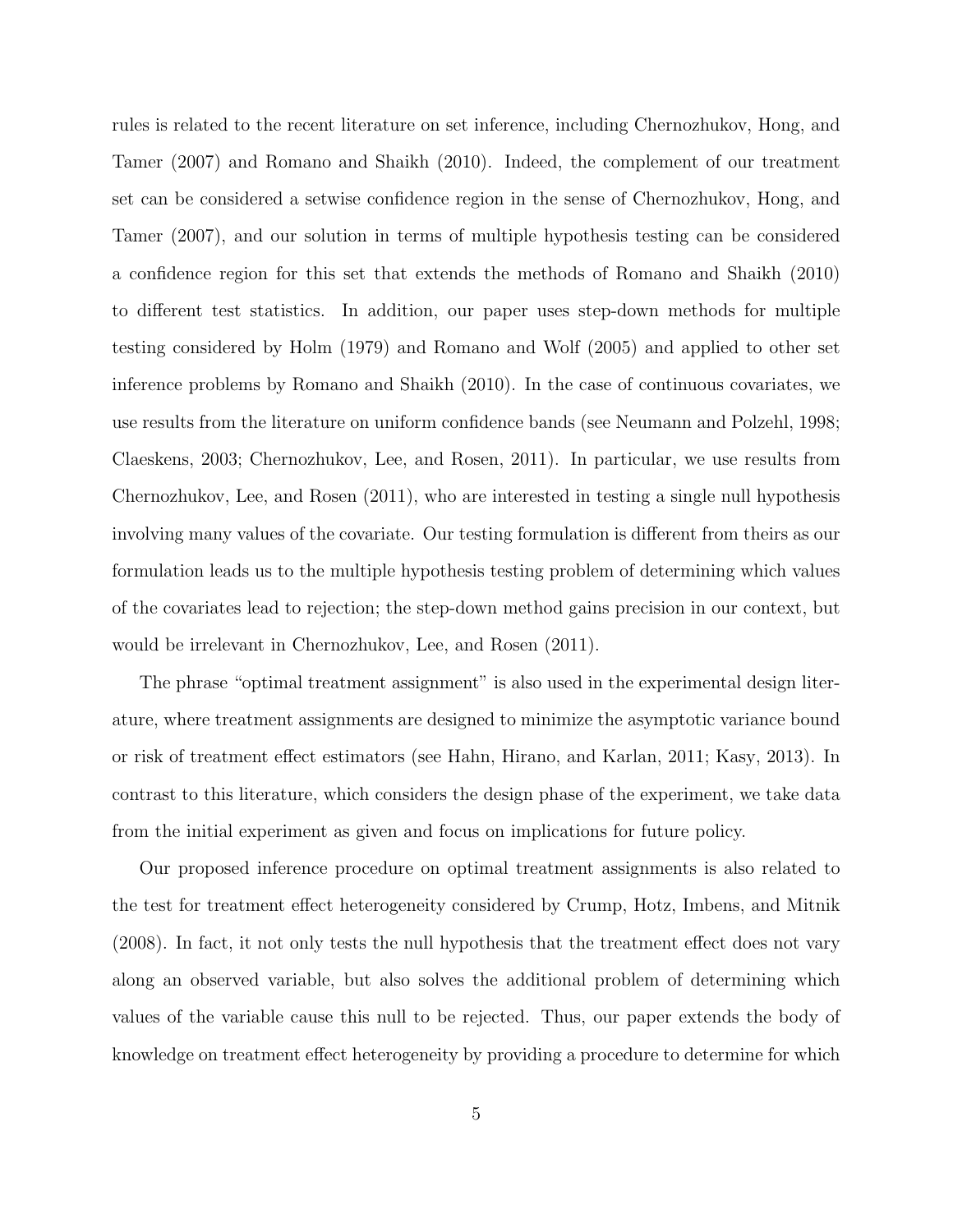rules is related to the recent literature on set inference, including Chernozhukov, Hong, and Tamer (2007) and Romano and Shaikh (2010). Indeed, the complement of our treatment set can be considered a setwise confidence region in the sense of Chernozhukov, Hong, and Tamer (2007), and our solution in terms of multiple hypothesis testing can be considered a confidence region for this set that extends the methods of Romano and Shaikh (2010) to different test statistics. In addition, our paper uses step-down methods for multiple testing considered by Holm (1979) and Romano and Wolf (2005) and applied to other set inference problems by Romano and Shaikh (2010). In the case of continuous covariates, we use results from the literature on uniform confidence bands (see Neumann and Polzehl, 1998; Claeskens, 2003; Chernozhukov, Lee, and Rosen, 2011). In particular, we use results from Chernozhukov, Lee, and Rosen (2011), who are interested in testing a single null hypothesis involving many values of the covariate. Our testing formulation is different from theirs as our formulation leads us to the multiple hypothesis testing problem of determining which values of the covariates lead to rejection; the step-down method gains precision in our context, but would be irrelevant in Chernozhukov, Lee, and Rosen (2011).

The phrase "optimal treatment assignment" is also used in the experimental design literature, where treatment assignments are designed to minimize the asymptotic variance bound or risk of treatment effect estimators (see Hahn, Hirano, and Karlan, 2011; Kasy, 2013). In contrast to this literature, which considers the design phase of the experiment, we take data from the initial experiment as given and focus on implications for future policy.

Our proposed inference procedure on optimal treatment assignments is also related to the test for treatment effect heterogeneity considered by Crump, Hotz, Imbens, and Mitnik (2008). In fact, it not only tests the null hypothesis that the treatment effect does not vary along an observed variable, but also solves the additional problem of determining which values of the variable cause this null to be rejected. Thus, our paper extends the body of knowledge on treatment effect heterogeneity by providing a procedure to determine for which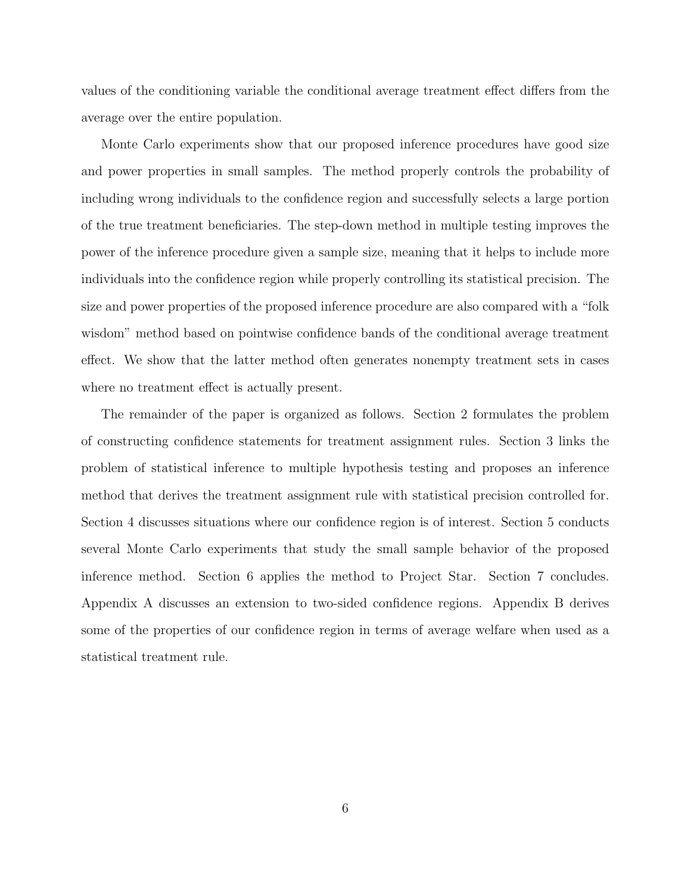values of the conditioning variable the conditional average treatment effect differs from the average over the entire population.

Monte Carlo experiments show that our proposed inference procedures have good size and power properties in small samples. The method properly controls the probability of including wrong individuals to the confidence region and successfully selects a large portion of the true treatment beneficiaries. The step-down method in multiple testing improves the power of the inference procedure given a sample size, meaning that it helps to include more individuals into the confidence region while properly controlling its statistical precision. The size and power properties of the proposed inference procedure are also compared with a "folk wisdom" method based on pointwise confidence bands of the conditional average treatment effect. We show that the latter method often generates nonempty treatment sets in cases where no treatment effect is actually present.

The remainder of the paper is organized as follows. Section 2 formulates the problem of constructing confidence statements for treatment assignment rules. Section 3 links the problem of statistical inference to multiple hypothesis testing and proposes an inference method that derives the treatment assignment rule with statistical precision controlled for. Section 4 discusses situations where our confidence region is of interest. Section 5 conducts several Monte Carlo experiments that study the small sample behavior of the proposed inference method. Section 6 applies the method to Project Star. Section 7 concludes. Appendix A discusses an extension to two-sided confidence regions. Appendix B derives some of the properties of our confidence region in terms of average welfare when used as a statistical treatment rule.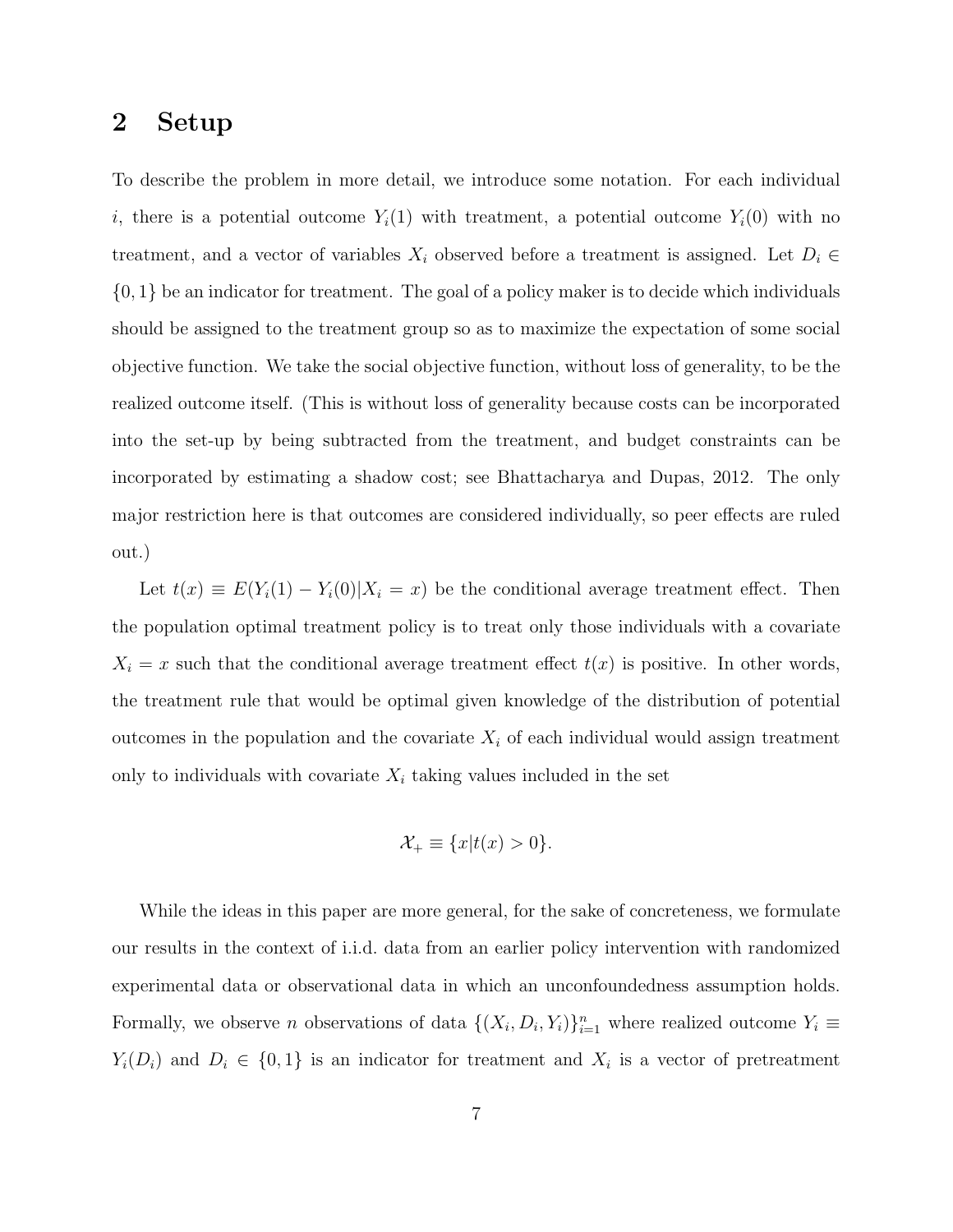## 2 Setup

To describe the problem in more detail, we introduce some notation. For each individual $i$, there is a potential outcome $Y_i(1)$ with treatment, a potential outcome $Y_i(0)$ with no treatment, and a vector of variables $X_i$ observed before a treatment is assigned. Let $D_i \in \{0,1\}$ be an indicator for treatment. The goal of a policy maker is to decide which individuals should be assigned to the treatment group so as to maximize the expectation of some social objective function. We take the social objective function, without loss of generality, to be the realized outcome itself. (This is without loss of generality because costs can be incorporated into the set-up by being subtracted from the treatment, and budget constraints can be incorporated by estimating a shadow cost; see Bhattacharya and Dupas, 2012. The only major restriction here is that outcomes are considered individually, so peer effects are ruled out.)

Let $t(x) \equiv E(Y_i(1) - Y_i(0)|X_i = x)$ be the conditional average treatment effect. Then the population optimal treatment policy is to treat only those individuals with a covariate $X_i = x$ such that the conditional average treatment effect $t(x)$ is positive. In other words, the treatment rule that would be optimal given knowledge of the distribution of potential outcomes in the population and the covariate $X_i$ of each individual would assign treatment only to individuals with covariate $X_i$ taking values included in the set

$$\mathcal{X}_+ \equiv \{x|t(x) > 0\}.$$

While the ideas in this paper are more general, for the sake of concreteness, we formulate our results in the context of i.i.d. data from an earlier policy intervention with randomized experimental data or observational data in which an unconfoundedness assumption holds. Formally, we observe $n$ observations of data $\{(X_i, D_i, Y_i)\}_{i=1}^n$ where realized outcome $Y_i \equiv Y_i(D_i)$ and $D_i \in \{0,1\}$ is an indicator for treatment and $X_i$ is a vector of pretreatment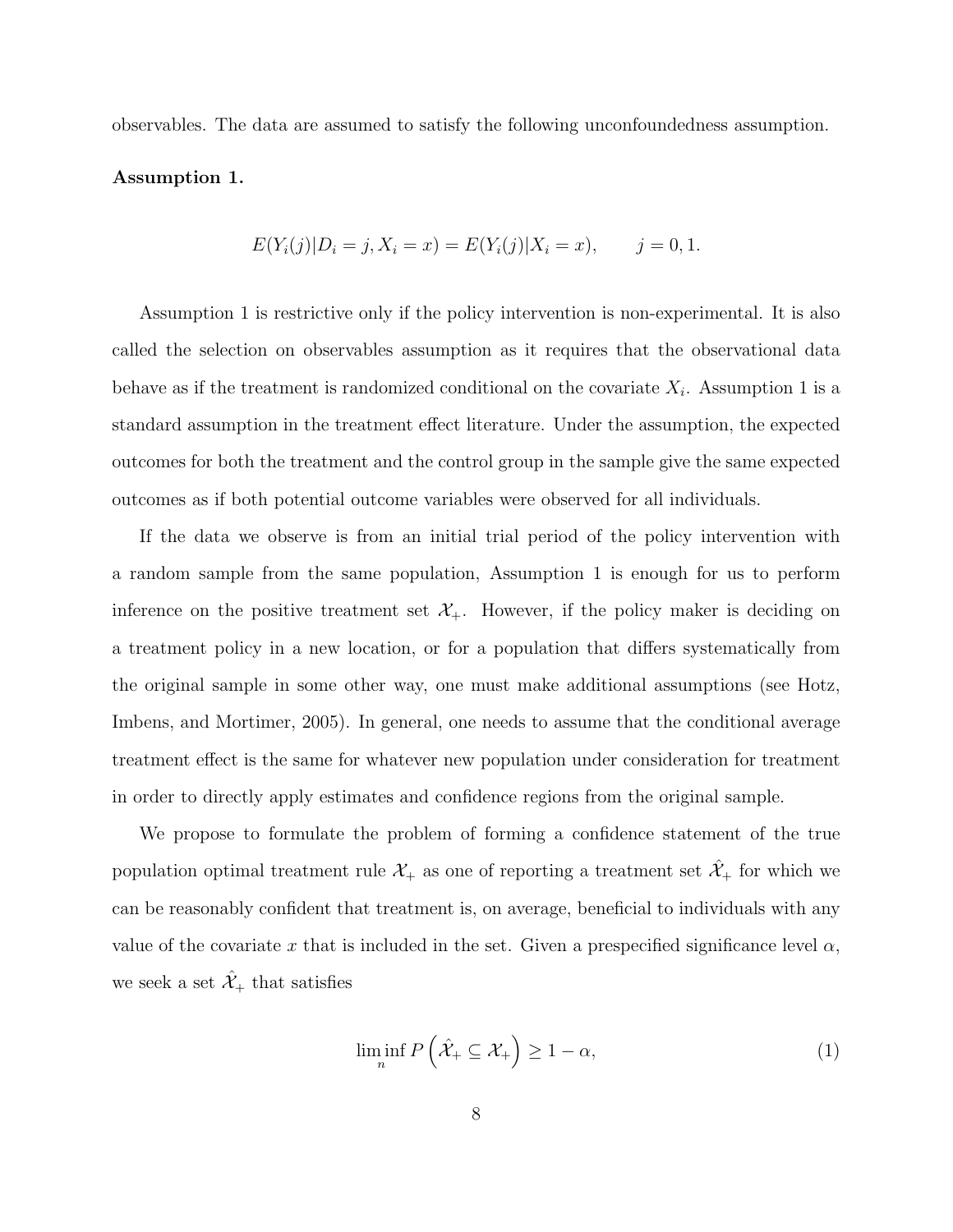observables. The data are assumed to satisfy the following unconfoundedness assumption.

**Assumption 1.**

$$E(Y_i(j)|D_i = j, X_i = x) = E(Y_i(j)|X_i = x), \qquad j = 0, 1.$$

Assumption 1 is restrictive only if the policy intervention is non-experimental. It is also called the selection on observables assumption as it requires that the observational data behave as if the treatment is randomized conditional on the covariate $X_i$. Assumption 1 is a standard assumption in the treatment effect literature. Under the assumption, the expected outcomes for both the treatment and the control group in the sample give the same expected outcomes as if both potential outcome variables were observed for all individuals.

If the data we observe is from an initial trial period of the policy intervention with a random sample from the same population, Assumption 1 is enough for us to perform inference on the positive treatment set $\mathcal{X}_+$. However, if the policy maker is deciding on a treatment policy in a new location, or for a population that differs systematically from the original sample in some other way, one must make additional assumptions (see Hotz, Imbens, and Mortimer, 2005). In general, one needs to assume that the conditional average treatment effect is the same for whatever new population under consideration for treatment in order to directly apply estimates and confidence regions from the original sample.

We propose to formulate the problem of forming a confidence statement of the true population optimal treatment rule $\mathcal{X}_+$ as one of reporting a treatment set $\hat{\mathcal{X}}_+$ for which we can be reasonably confident that treatment is, on average, beneficial to individuals with any value of the covariate $x$ that is included in the set. Given a prespecified significance level $\alpha$, we seek a set $\hat{\mathcal{X}}_+$ that satisfies

$$\liminf_n P\left(\hat{\mathcal{X}}_+ \subseteq \mathcal{X}_+\right) \geq 1 - \alpha, \tag{1}$$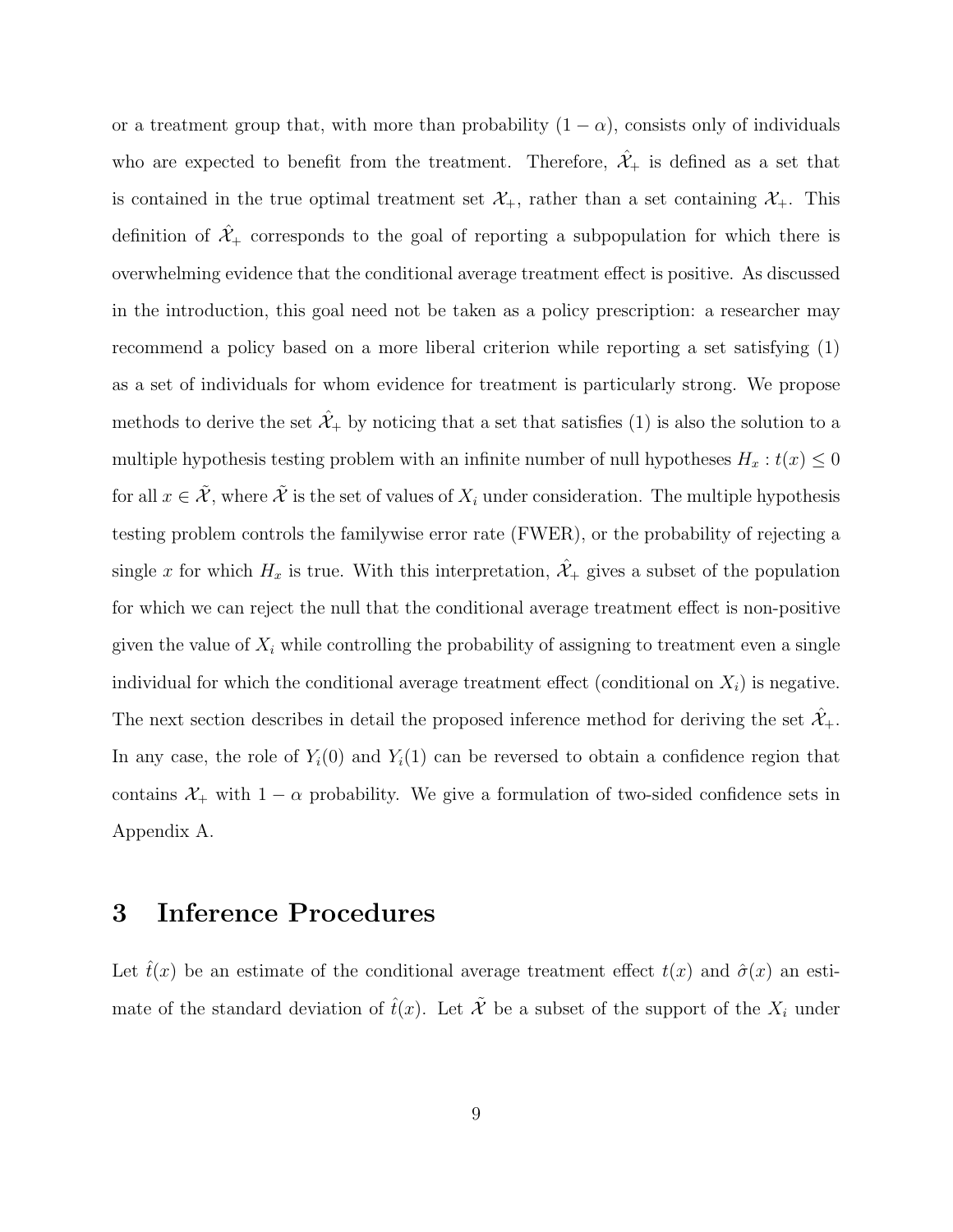or a treatment group that, with more than probability $(1 - \alpha)$, consists only of individuals who are expected to benefit from the treatment. Therefore, $\hat{\mathcal{X}}_+$ is defined as a set that is contained in the true optimal treatment set $\mathcal{X}_+$, rather than a set containing $\mathcal{X}_+$. This definition of $\hat{\mathcal{X}}_+$ corresponds to the goal of reporting a subpopulation for which there is overwhelming evidence that the conditional average treatment effect is positive. As discussed in the introduction, this goal need not be taken as a policy prescription: a researcher may recommend a policy based on a more liberal criterion while reporting a set satisfying (1) as a set of individuals for whom evidence for treatment is particularly strong. We propose methods to derive the set $\hat{\mathcal{X}}_+$ by noticing that a set that satisfies (1) is also the solution to a multiple hypothesis testing problem with an infinite number of null hypotheses $H_x : t(x) \leq 0$ for all $x \in \tilde{\mathcal{X}}$, where $\tilde{\mathcal{X}}$ is the set of values of $X_i$ under consideration. The multiple hypothesis testing problem controls the familywise error rate (FWER), or the probability of rejecting a single $x$ for which $H_x$ is true. With this interpretation, $\hat{\mathcal{X}}_+$ gives a subset of the population for which we can reject the null that the conditional average treatment effect is non-positive given the value of $X_i$ while controlling the probability of assigning to treatment even a single individual for which the conditional average treatment effect (conditional on $X_i$) is negative. The next section describes in detail the proposed inference method for deriving the set $\hat{\mathcal{X}}_+$. In any case, the role of $Y_i(0)$ and $Y_i(1)$ can be reversed to obtain a confidence region that contains $\mathcal{X}_+$ with $1 - \alpha$ probability. We give a formulation of two-sided confidence sets in Appendix A.

# 3 Inference Procedures

Let $\hat{t}(x)$ be an estimate of the conditional average treatment effect $t(x)$ and $\hat{\sigma}(x)$ an estimate of the standard deviation of $\hat{t}(x)$. Let $\tilde{\mathcal{X}}$ be a subset of the support of the $X_i$ under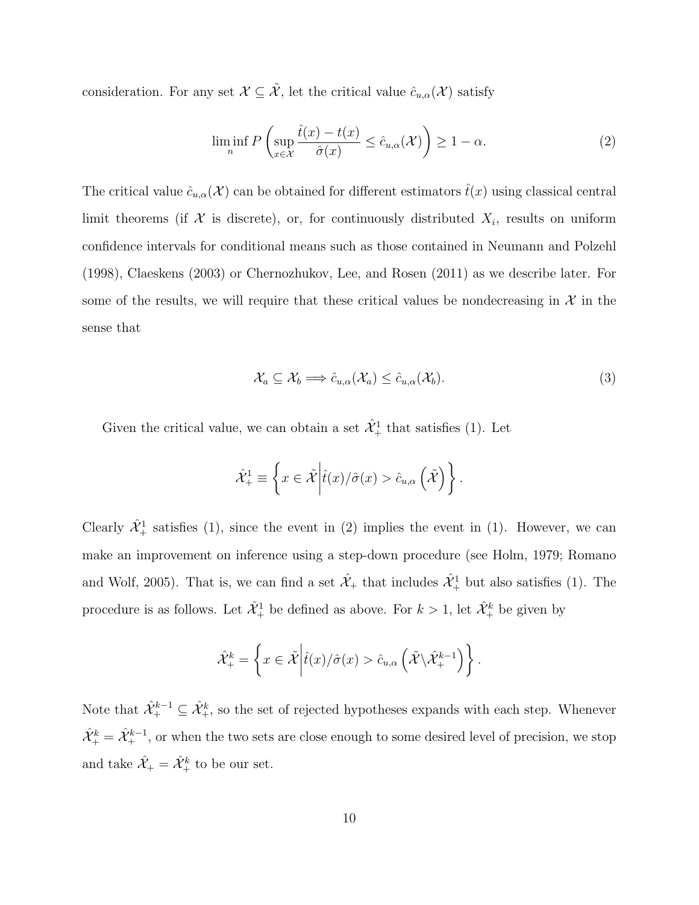consideration. For any set $\mathcal{X} \subseteq \tilde{\mathcal{X}}$, let the critical value $\hat{c}_{u,\alpha}(\mathcal{X})$ satisfy

$$\liminf_n P\left(\sup_{x\in\mathcal{X}} \frac{\hat{t}(x) - t(x)}{\hat{\sigma}(x)} \leq \hat{c}_{u,\alpha}(\mathcal{X})\right) \geq 1 - \alpha. \tag{2}$$

The critical value $\hat{c}_{u,\alpha}(\mathcal{X})$ can be obtained for different estimators $\hat{t}(x)$ using classical central limit theorems (if $\mathcal{X}$ is discrete), or, for continuously distributed $X_i$, results on uniform confidence intervals for conditional means such as those contained in Neumann and Polzehl (1998), Claeskens (2003) or Chernozhukov, Lee, and Rosen (2011) as we describe later. For some of the results, we will require that these critical values be nondecreasing in $\mathcal{X}$ in the sense that

$$\mathcal{X}_a \subseteq \mathcal{X}_b \Longrightarrow \hat{c}_{u,\alpha}(\mathcal{X}_a) \leq \hat{c}_{u,\alpha}(\mathcal{X}_b). \tag{3}$$

Given the critical value, we can obtain a set $\hat{\mathcal{X}}_+^1$ that satisfies (1). Let

$$\hat{\mathcal{X}}_+^1 \equiv \left\{ x \in \tilde{\mathcal{X}} \middle| \hat{t}(x)/\hat{\sigma}(x) > \hat{c}_{u,\alpha}\left(\tilde{\mathcal{X}}\right) \right\}.$$

Clearly $\hat{\mathcal{X}}_+^1$ satisfies (1), since the event in (2) implies the event in (1). However, we can make an improvement on inference using a step-down procedure (see Holm, 1979; Romano and Wolf, 2005). That is, we can find a set $\hat{\mathcal{X}}_+$ that includes $\hat{\mathcal{X}}_+^1$ but also satisfies (1). The procedure is as follows. Let $\hat{\mathcal{X}}_+^1$ be defined as above. For $k > 1$, let $\hat{\mathcal{X}}_+^k$ be given by

$$\hat{\mathcal{X}}_+^k = \left\{ x \in \tilde{\mathcal{X}} \middle| \hat{t}(x)/\hat{\sigma}(x) > \hat{c}_{u,\alpha}\left(\tilde{\mathcal{X}} \backslash \hat{\mathcal{X}}_+^{k-1}\right) \right\}.$$

Note that $\hat{\mathcal{X}}_+^{k-1} \subseteq \hat{\mathcal{X}}_+^k$, so the set of rejected hypotheses expands with each step. Whenever $\hat{\mathcal{X}}_+^k = \hat{\mathcal{X}}_+^{k-1}$, or when the two sets are close enough to some desired level of precision, we stop and take $\hat{\mathcal{X}}_+ = \hat{\mathcal{X}}_+^k$ to be our set.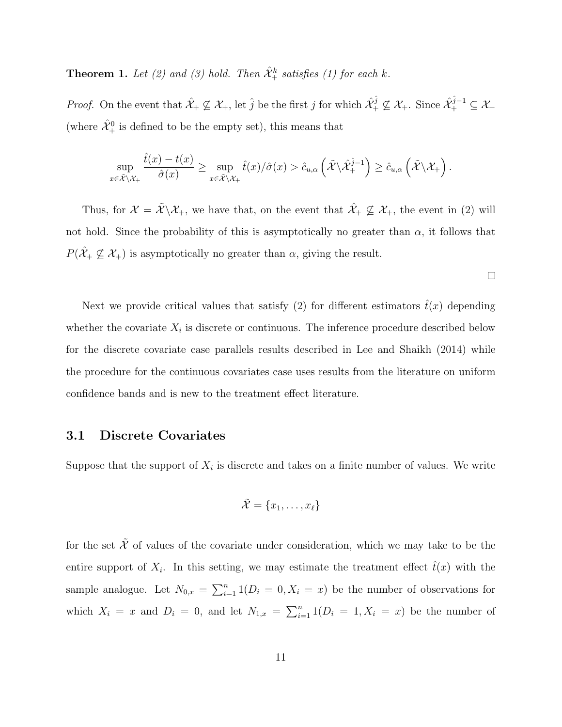**Theorem 1.** *Let (2) and (3) hold. Then $\hat{\mathcal{X}}_+^k$ satisfies (1) for each $k$.*

*Proof.* On the event that $\hat{\mathcal{X}}_+ \not\subseteq \mathcal{X}_+$, let $\hat{j}$ be the first $j$ for which $\hat{\mathcal{X}}_+^{\hat{j}} \not\subseteq \mathcal{X}_+$. Since $\hat{\mathcal{X}}_+^{\hat{j}-1} \subseteq \mathcal{X}_+$ (where $\hat{\mathcal{X}}_+^0$ is defined to be the empty set), this means that

$$\sup_{x \in \tilde{\mathcal{X}} \setminus \mathcal{X}_+} \frac{\hat{t}(x) - t(x)}{\hat{\sigma}(x)} \geq \sup_{x \in \tilde{\mathcal{X}} \setminus \mathcal{X}_+} \hat{t}(x)/\hat{\sigma}(x) > \hat{c}_{u,\alpha}\left(\tilde{\mathcal{X}} \setminus \hat{\mathcal{X}}_+^{\hat{j}-1}\right) \geq \hat{c}_{u,\alpha}\left(\tilde{\mathcal{X}} \setminus \mathcal{X}_+\right).$$

Thus, for $\mathcal{X} = \tilde{\mathcal{X}} \setminus \mathcal{X}_+$, we have that, on the event that $\hat{\mathcal{X}}_+ \not\subseteq \mathcal{X}_+$, the event in (2) will not hold. Since the probability of this is asymptotically no greater than $\alpha$, it follows that $P(\hat{\mathcal{X}}_+ \not\subseteq \mathcal{X}_+)$ is asymptotically no greater than $\alpha$, giving the result.

$\square$

Next we provide critical values that satisfy (2) for different estimators $\hat{t}(x)$ depending whether the covariate $X_i$ is discrete or continuous. The inference procedure described below for the discrete covariate case parallels results described in Lee and Shaikh (2014) while the procedure for the continuous covariates case uses results from the literature on uniform confidence bands and is new to the treatment effect literature.

### 3.1 Discrete Covariates

Suppose that the support of $X_i$ is discrete and takes on a finite number of values. We write

$$\tilde{\mathcal{X}} = \{x_1, \ldots, x_\ell\}$$

for the set $\tilde{\mathcal{X}}$ of values of the covariate under consideration, which we may take to be the entire support of $X_i$. In this setting, we may estimate the treatment effect $\hat{t}(x)$ with the sample analogue. Let $N_{0,x} = \sum_{i=1}^{n} 1(D_i = 0, X_i = x)$ be the number of observations for which $X_i = x$ and $D_i = 0$, and let $N_{1,x} = \sum_{i=1}^{n} 1(D_i = 1, X_i = x)$ be the number of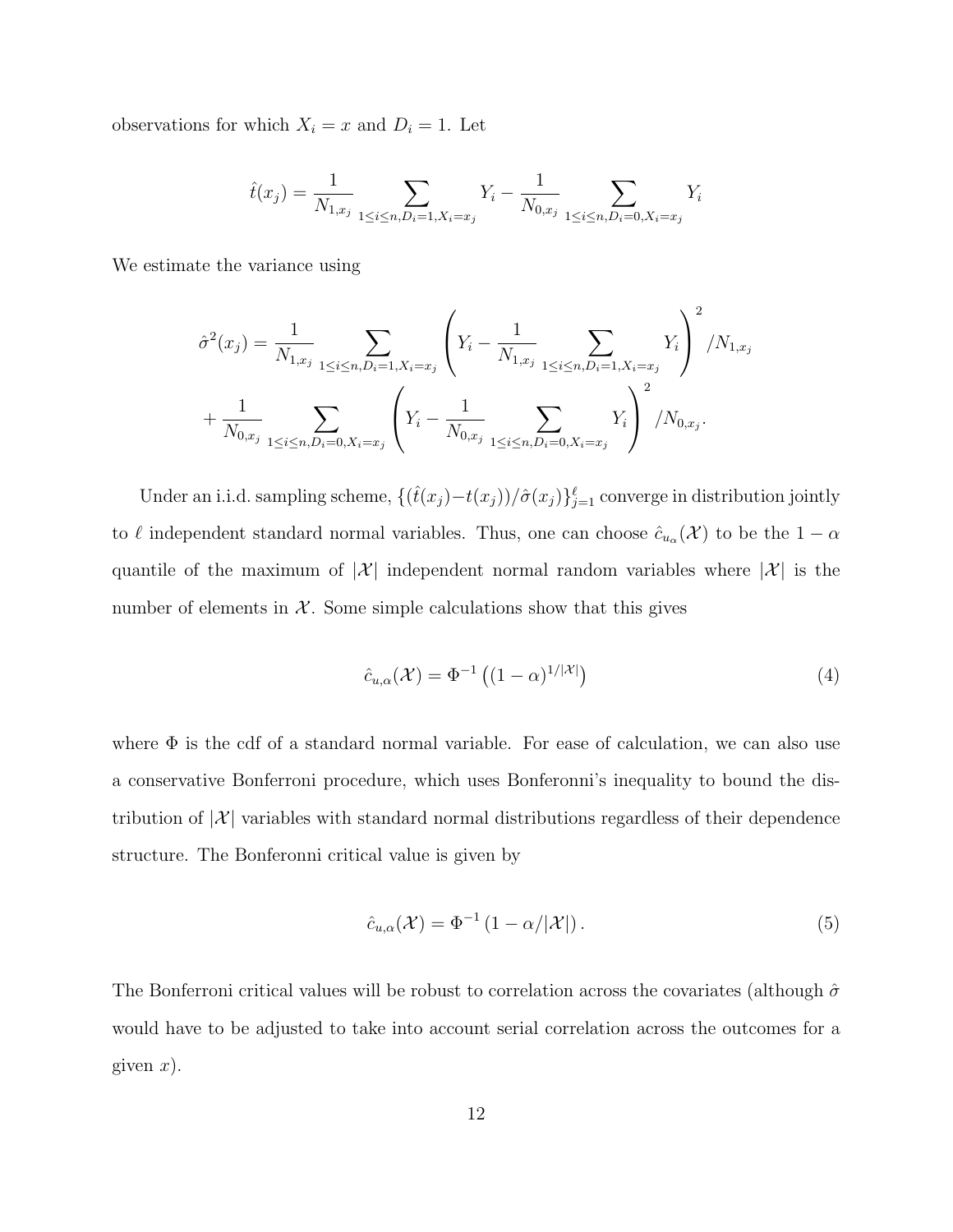observations for which $X_i = x$ and $D_i = 1$. Let

$$\hat{t}(x_j) = \frac{1}{N_{1,x_j}} \sum_{1 \le i \le n, D_i = 1, X_i = x_j} Y_i - \frac{1}{N_{0,x_j}} \sum_{1 \le i \le n, D_i = 0, X_i = x_j} Y_i$$

We estimate the variance using

$$\hat{\sigma}^2(x_j) = \frac{1}{N_{1,x_j}} \sum_{1 \le i \le n, D_i = 1, X_i = x_j} \left( Y_i - \frac{1}{N_{1,x_j}} \sum_{1 \le i \le n, D_i = 1, X_i = x_j} Y_i \right)^2 / N_{1,x_j}$$
$$+ \frac{1}{N_{0,x_j}} \sum_{1 \le i \le n, D_i = 0, X_i = x_j} \left( Y_i - \frac{1}{N_{0,x_j}} \sum_{1 \le i \le n, D_i = 0, X_i = x_j} Y_i \right)^2 / N_{0,x_j}.$$

Under an i.i.d. sampling scheme, $\{(\hat{t}(x_j) - t(x_j))/\hat{\sigma}(x_j)\}_{j=1}^{\ell}$ converge in distribution jointly to $\ell$ independent standard normal variables. Thus, one can choose $\hat{c}_{u_\alpha}(\mathcal{X})$ to be the $1-\alpha$ quantile of the maximum of $|\mathcal{X}|$ independent normal random variables where $|\mathcal{X}|$ is the number of elements in $\mathcal{X}$. Some simple calculations show that this gives

$$\hat{c}_{u,\alpha}(\mathcal{X}) = \Phi^{-1}\left( (1-\alpha)^{1/|\mathcal{X}|} \right) \tag{4}$$

where $\Phi$ is the cdf of a standard normal variable. For ease of calculation, we can also use a conservative Bonferroni procedure, which uses Bonferonni's inequality to bound the distribution of $|\mathcal{X}|$ variables with standard normal distributions regardless of their dependence structure. The Bonferonni critical value is given by

$$\hat{c}_{u,\alpha}(\mathcal{X}) = \Phi^{-1}\left(1 - \alpha/|\mathcal{X}|\right). \tag{5}$$

The Bonferroni critical values will be robust to correlation across the covariates (although $\hat{\sigma}$ would have to be adjusted to take into account serial correlation across the outcomes for a given $x$).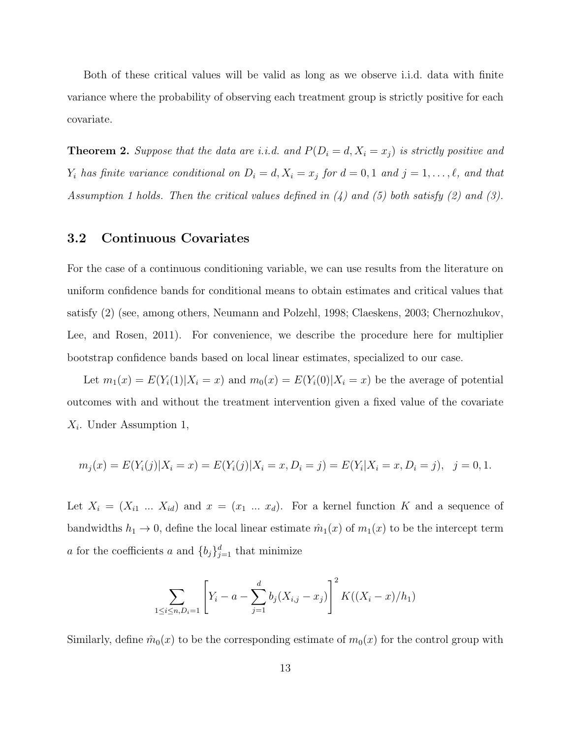Both of these critical values will be valid as long as we observe i.i.d. data with finite variance where the probability of observing each treatment group is strictly positive for each covariate.

**Theorem 2.** *Suppose that the data are i.i.d. and $P(D_i = d, X_i = x_j)$ is strictly positive and $Y_i$ has finite variance conditional on $D_i = d, X_i = x_j$ for $d = 0, 1$ and $j = 1, \ldots, \ell$, and that Assumption 1 holds. Then the critical values defined in (4) and (5) both satisfy (2) and (3).*

### 3.2 Continuous Covariates

For the case of a continuous conditioning variable, we can use results from the literature on uniform confidence bands for conditional means to obtain estimates and critical values that satisfy (2) (see, among others, Neumann and Polzehl, 1998; Claeskens, 2003; Chernozhukov, Lee, and Rosen, 2011). For convenience, we describe the procedure here for multiplier bootstrap confidence bands based on local linear estimates, specialized to our case.

Let $m_1(x) = E(Y_i(1)|X_i = x)$ and $m_0(x) = E(Y_i(0)|X_i = x)$ be the average of potential outcomes with and without the treatment intervention given a fixed value of the covariate $X_i$. Under Assumption 1,

$$m_j(x) = E(Y_i(j)|X_i = x) = E(Y_i(j)|X_i = x, D_i = j) = E(Y_i|X_i = x, D_i = j), \quad j = 0, 1.$$

Let $X_i = (X_{i1} \ \ldots \ X_{id})$ and $x = (x_1 \ \ldots \ x_d)$. For a kernel function $K$ and a sequence of bandwidths $h_1 \to 0$, define the local linear estimate $\hat{m}_1(x)$ of $m_1(x)$ to be the intercept term $a$ for the coefficients $a$ and $\{b_j\}_{j=1}^d$ that minimize

$$\sum_{1 \le i \le n, D_i = 1} \left[ Y_i - a - \sum_{j=1}^{d} b_j (X_{i,j} - x_j) \right]^2 K((X_i - x)/h_1)$$

Similarly, define $\hat{m}_0(x)$ to be the corresponding estimate of $m_0(x)$ for the control group with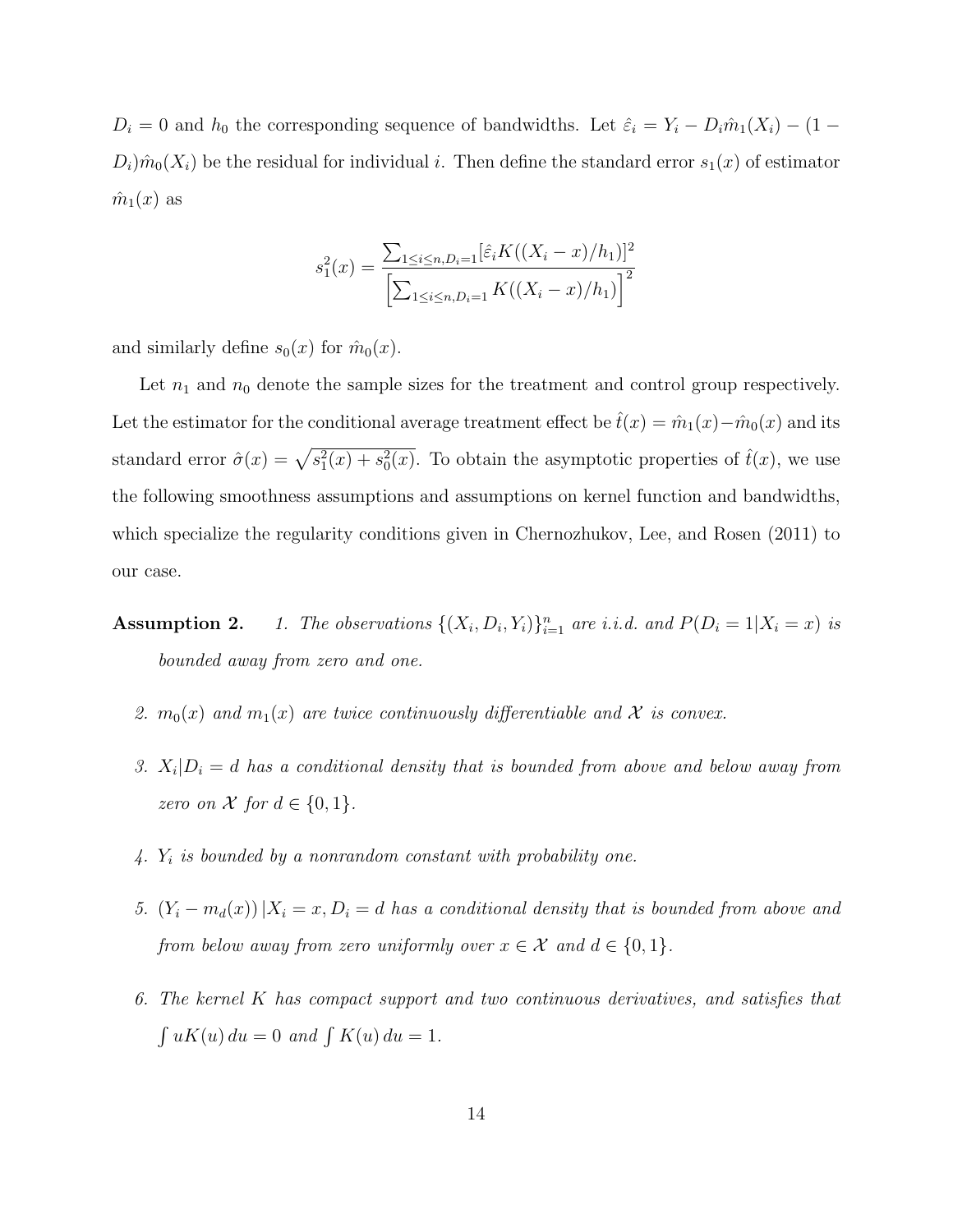$D_i = 0$ and $h_0$ the corresponding sequence of bandwidths. Let $\hat{\varepsilon}_i = Y_i - D_i \hat{m}_1(X_i) - (1 - D_i)\hat{m}_0(X_i)$ be the residual for individual $i$. Then define the standard error $s_1(x)$ of estimator $\hat{m}_1(x)$ as

$$s_1^2(x) = \frac{\sum_{1 \le i \le n, D_i = 1} [\hat{\varepsilon}_i K((X_i - x)/h_1)]^2}{\left[\sum_{1 \le i \le n, D_i = 1} K((X_i - x)/h_1)\right]^2}$$

and similarly define $s_0(x)$ for $\hat{m}_0(x)$.

Let $n_1$ and $n_0$ denote the sample sizes for the treatment and control group respectively. Let the estimator for the conditional average treatment effect be $\hat{t}(x) = \hat{m}_1(x) - \hat{m}_0(x)$ and its standard error $\hat{\sigma}(x) = \sqrt{s_1^2(x) + s_0^2(x)}$. To obtain the asymptotic properties of $\hat{t}(x)$, we use the following smoothness assumptions and assumptions on kernel function and bandwidths, which specialize the regularity conditions given in Chernozhukov, Lee, and Rosen (2011) to our case.

**Assumption 2.**

1. *The observations $\{(X_i, D_i, Y_i)\}_{i=1}^n$ are i.i.d. and $P(D_i = 1|X_i = x)$ is bounded away from zero and one.*
2. *$m_0(x)$ and $m_1(x)$ are twice continuously differentiable and $\mathcal{X}$ is convex.*
3. *$X_i|D_i = d$ has a conditional density that is bounded from above and below away from zero on $\mathcal{X}$ for $d \in \{0, 1\}$.*
4. *$Y_i$ is bounded by a nonrandom constant with probability one.*
5. *$(Y_i - m_d(x))\,|X_i = x, D_i = d$ has a conditional density that is bounded from above and from below away from zero uniformly over $x \in \mathcal{X}$ and $d \in \{0, 1\}$.*
6. *The kernel $K$ has compact support and two continuous derivatives, and satisfies that $\int uK(u)\,du = 0$ and $\int K(u)\,du = 1$.*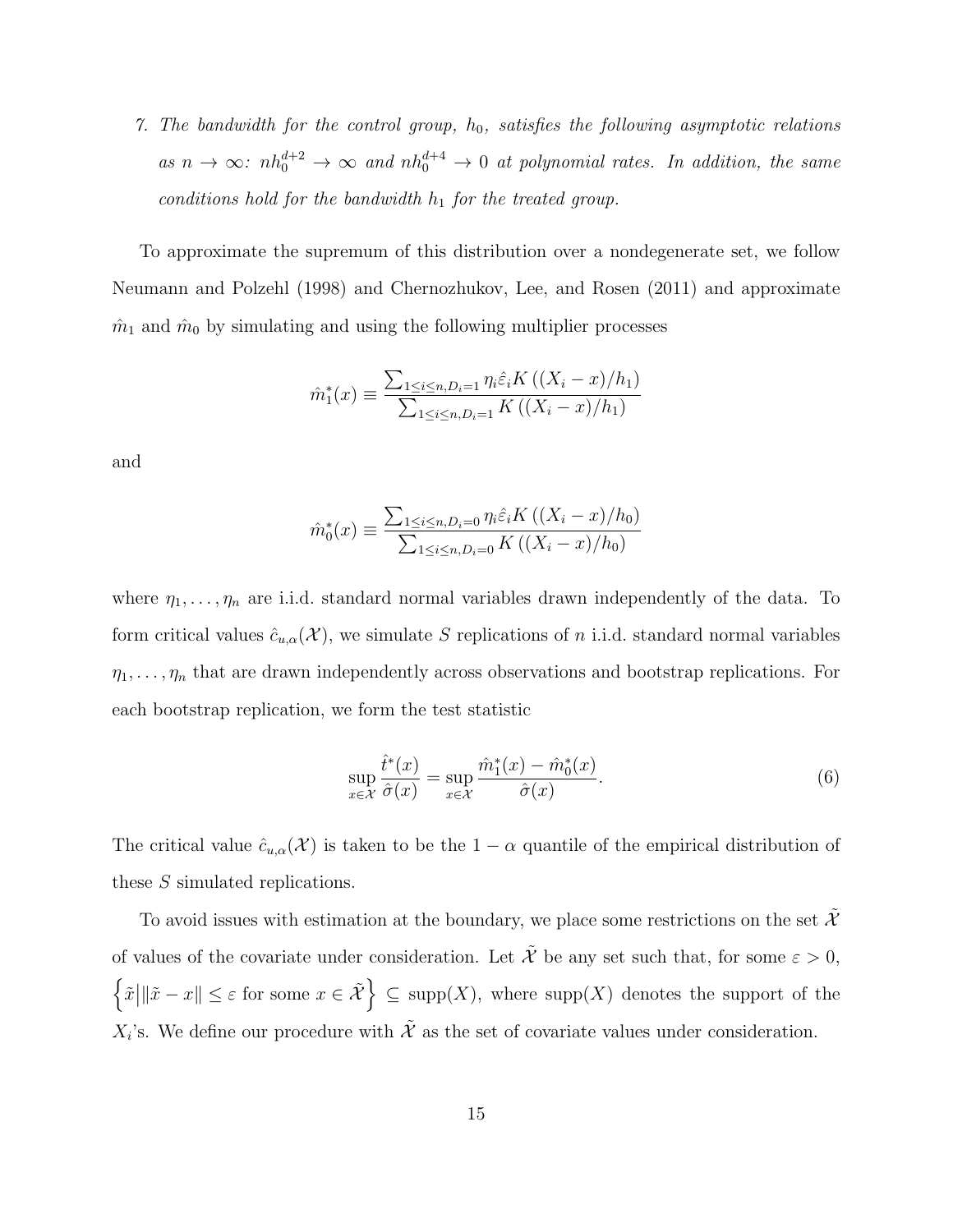7. *The bandwidth for the control group, $h_0$, satisfies the following asymptotic relations as $n \to \infty$: $nh_0^{d+2} \to \infty$ and $nh_0^{d+4} \to 0$ at polynomial rates. In addition, the same conditions hold for the bandwidth $h_1$ for the treated group.*

To approximate the supremum of this distribution over a nondegenerate set, we follow Neumann and Polzehl (1998) and Chernozhukov, Lee, and Rosen (2011) and approximate $\hat{m}_1$ and $\hat{m}_0$ by simulating and using the following multiplier processes

$$\hat{m}_1^*(x) \equiv \frac{\sum_{1 \le i \le n, D_i = 1} \eta_i \hat{\varepsilon}_i K\left((X_i - x)/h_1\right)}{\sum_{1 \le i \le n, D_i = 1} K\left((X_i - x)/h_1\right)}$$

and

$$\hat{m}_0^*(x) \equiv \frac{\sum_{1 \le i \le n, D_i = 0} \eta_i \hat{\varepsilon}_i K\left((X_i - x)/h_0\right)}{\sum_{1 \le i \le n, D_i = 0} K\left((X_i - x)/h_0\right)}$$

where $\eta_1, \ldots, \eta_n$ are i.i.d. standard normal variables drawn independently of the data. To form critical values $\hat{c}_{u,\alpha}(\mathcal{X})$, we simulate $S$ replications of $n$ i.i.d. standard normal variables $\eta_1, \ldots, \eta_n$ that are drawn independently across observations and bootstrap replications. For each bootstrap replication, we form the test statistic

$$\sup_{x \in \mathcal{X}} \frac{\hat{t}^*(x)}{\hat{\sigma}(x)} = \sup_{x \in \mathcal{X}} \frac{\hat{m}_1^*(x) - \hat{m}_0^*(x)}{\hat{\sigma}(x)}. \tag{6}$$

The critical value $\hat{c}_{u,\alpha}(\mathcal{X})$ is taken to be the $1 - \alpha$ quantile of the empirical distribution of these $S$ simulated replications.

To avoid issues with estimation at the boundary, we place some restrictions on the set $\tilde{\mathcal{X}}$ of values of the covariate under consideration. Let $\tilde{\mathcal{X}}$ be any set such that, for some $\varepsilon > 0$, $\left\{\tilde{x} \middle| \|\tilde{x} - x\| \le \varepsilon \text{ for some } x \in \tilde{\mathcal{X}}\right\} \subseteq \text{supp}(X)$, where $\text{supp}(X)$ denotes the support of the $X_i$'s. We define our procedure with $\tilde{\mathcal{X}}$ as the set of covariate values under consideration.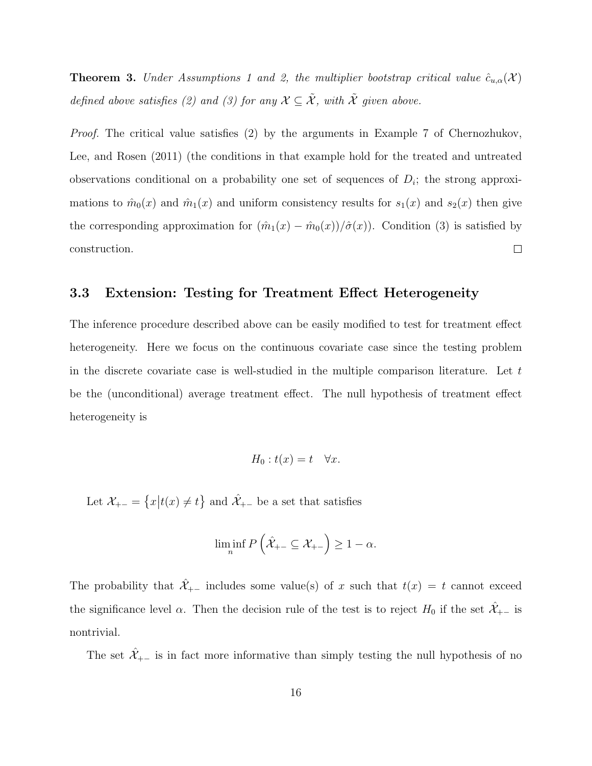**Theorem 3.** *Under Assumptions 1 and 2, the multiplier bootstrap critical value $\hat{c}_{u,\alpha}(\mathcal{X})$ defined above satisfies (2) and (3) for any $\mathcal{X} \subseteq \tilde{\mathcal{X}}$, with $\tilde{\mathcal{X}}$ given above.*

*Proof.* The critical value satisfies (2) by the arguments in Example 7 of Chernozhukov, Lee, and Rosen (2011) (the conditions in that example hold for the treated and untreated observations conditional on a probability one set of sequences of $D_i$; the strong approximations to $\hat{m}_0(x)$ and $\hat{m}_1(x)$ and uniform consistency results for $s_1(x)$ and $s_2(x)$ then give the corresponding approximation for $(\hat{m}_1(x) - \hat{m}_0(x))/\hat{\sigma}(x)$). Condition (3) is satisfied by construction. □

### 3.3 Extension: Testing for Treatment Effect Heterogeneity

The inference procedure described above can be easily modified to test for treatment effect heterogeneity. Here we focus on the continuous covariate case since the testing problem in the discrete covariate case is well-studied in the multiple comparison literature. Let $t$ be the (unconditional) average treatment effect. The null hypothesis of treatment effect heterogeneity is

$$H_0 : t(x) = t \quad \forall x.$$

Let $\mathcal{X}_{+-} = \{x | t(x) \neq t\}$ and $\hat{\mathcal{X}}_{+-}$ be a set that satisfies

$$\liminf_n P\left(\hat{\mathcal{X}}_{+-} \subseteq \mathcal{X}_{+-}\right) \geq 1 - \alpha.$$

The probability that $\hat{\mathcal{X}}_{+-}$ includes some value(s) of $x$ such that $t(x) = t$ cannot exceed the significance level $\alpha$. Then the decision rule of the test is to reject $H_0$ if the set $\hat{\mathcal{X}}_{+-}$ is nontrivial.

The set $\hat{\mathcal{X}}_{+-}$ is in fact more informative than simply testing the null hypothesis of no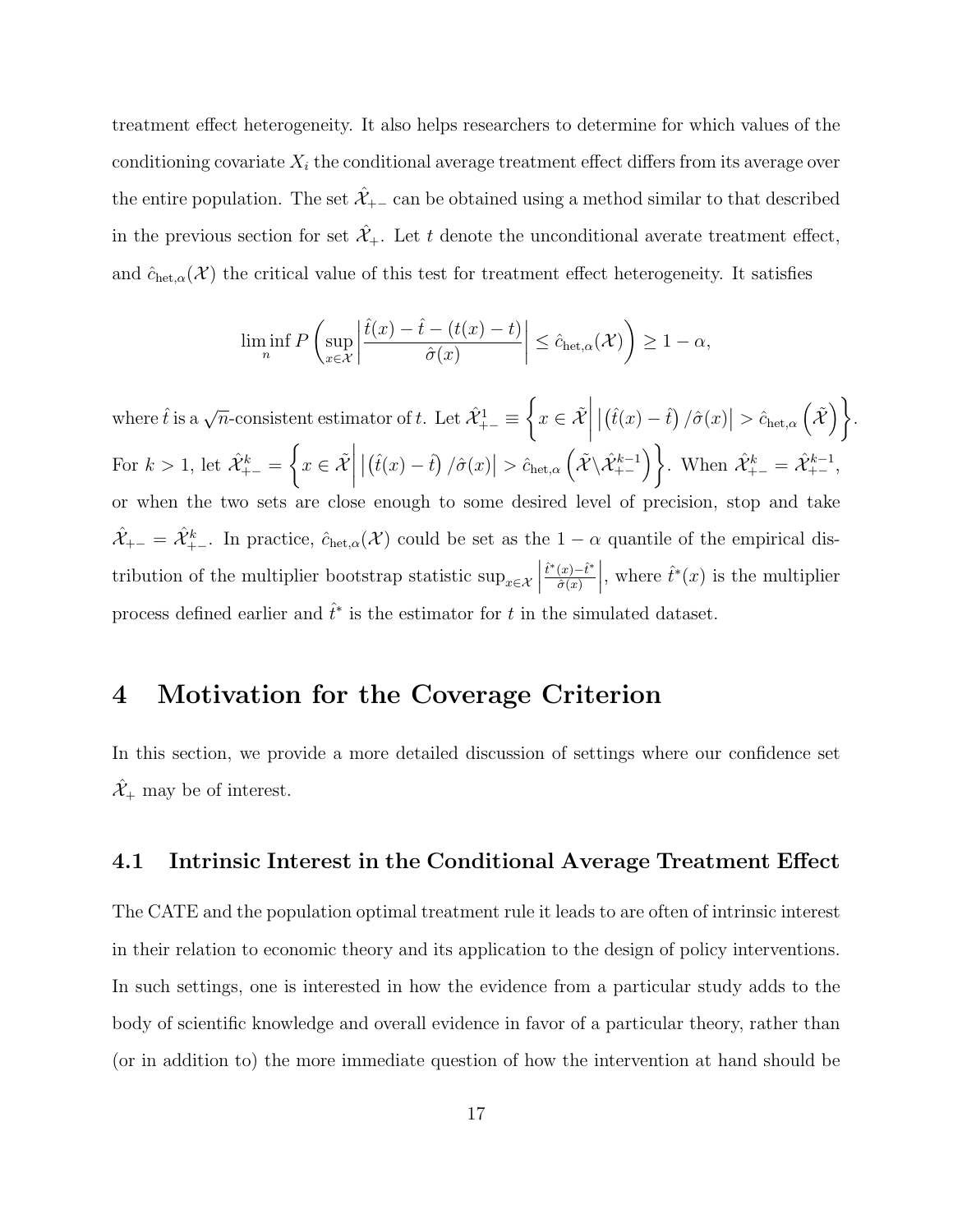treatment effect heterogeneity. It also helps researchers to determine for which values of the conditioning covariate $X_i$ the conditional average treatment effect differs from its average over the entire population. The set $\hat{\mathcal{X}}_{+-}$ can be obtained using a method similar to that described in the previous section for set $\hat{\mathcal{X}}_{+}$. Let $t$ denote the unconditional averate treatment effect, and $\hat{c}_{\text{het},\alpha}(\mathcal{X})$ the critical value of this test for treatment effect heterogeneity. It satisfies

$$\liminf_n P\left(\sup_{x\in\mathcal{X}}\left|\frac{\hat{t}(x)-\hat{t}-(t(x)-t)}{\hat{\sigma}(x)}\right| \leq \hat{c}_{\text{het},\alpha}(\mathcal{X})\right) \geq 1-\alpha,$$

where $\hat{t}$ is a $\sqrt{n}$-consistent estimator of $t$. Let $\hat{\mathcal{X}}_{+-}^{1} \equiv \left\{x \in \tilde{\mathcal{X}} \middle| \left|\left(\hat{t}(x)-\hat{t}\right)/\hat{\sigma}(x)\right| > \hat{c}_{\text{het},\alpha}\left(\tilde{\mathcal{X}}\right)\right\}$. For $k>1$, let $\hat{\mathcal{X}}_{+-}^{k} = \left\{x \in \tilde{\mathcal{X}} \middle| \left|\left(\hat{t}(x)-\hat{t}\right)/\hat{\sigma}(x)\right| > \hat{c}_{\text{het},\alpha}\left(\tilde{\mathcal{X}}\backslash\hat{\mathcal{X}}_{+-}^{k-1}\right)\right\}$. When $\hat{\mathcal{X}}_{+-}^{k} = \hat{\mathcal{X}}_{+-}^{k-1}$, or when the two sets are close enough to some desired level of precision, stop and take $\hat{\mathcal{X}}_{+-} = \hat{\mathcal{X}}_{+-}^{k}$. In practice, $\hat{c}_{\text{het},\alpha}(\mathcal{X})$ could be set as the $1-\alpha$ quantile of the empirical distribution of the multiplier bootstrap statistic $\sup_{x\in\mathcal{X}}\left|\frac{\hat{t}^*(x)-\hat{t}^*}{\hat{\sigma}(x)}\right|$, where $\hat{t}^*(x)$ is the multiplier process defined earlier and $\hat{t}^*$ is the estimator for $t$ in the simulated dataset.

# 4 Motivation for the Coverage Criterion

In this section, we provide a more detailed discussion of settings where our confidence set $\hat{\mathcal{X}}_{+}$ may be of interest.

## 4.1 Intrinsic Interest in the Conditional Average Treatment Effect

The CATE and the population optimal treatment rule it leads to are often of intrinsic interest in their relation to economic theory and its application to the design of policy interventions. In such settings, one is interested in how the evidence from a particular study adds to the body of scientific knowledge and overall evidence in favor of a particular theory, rather than (or in addition to) the more immediate question of how the intervention at hand should be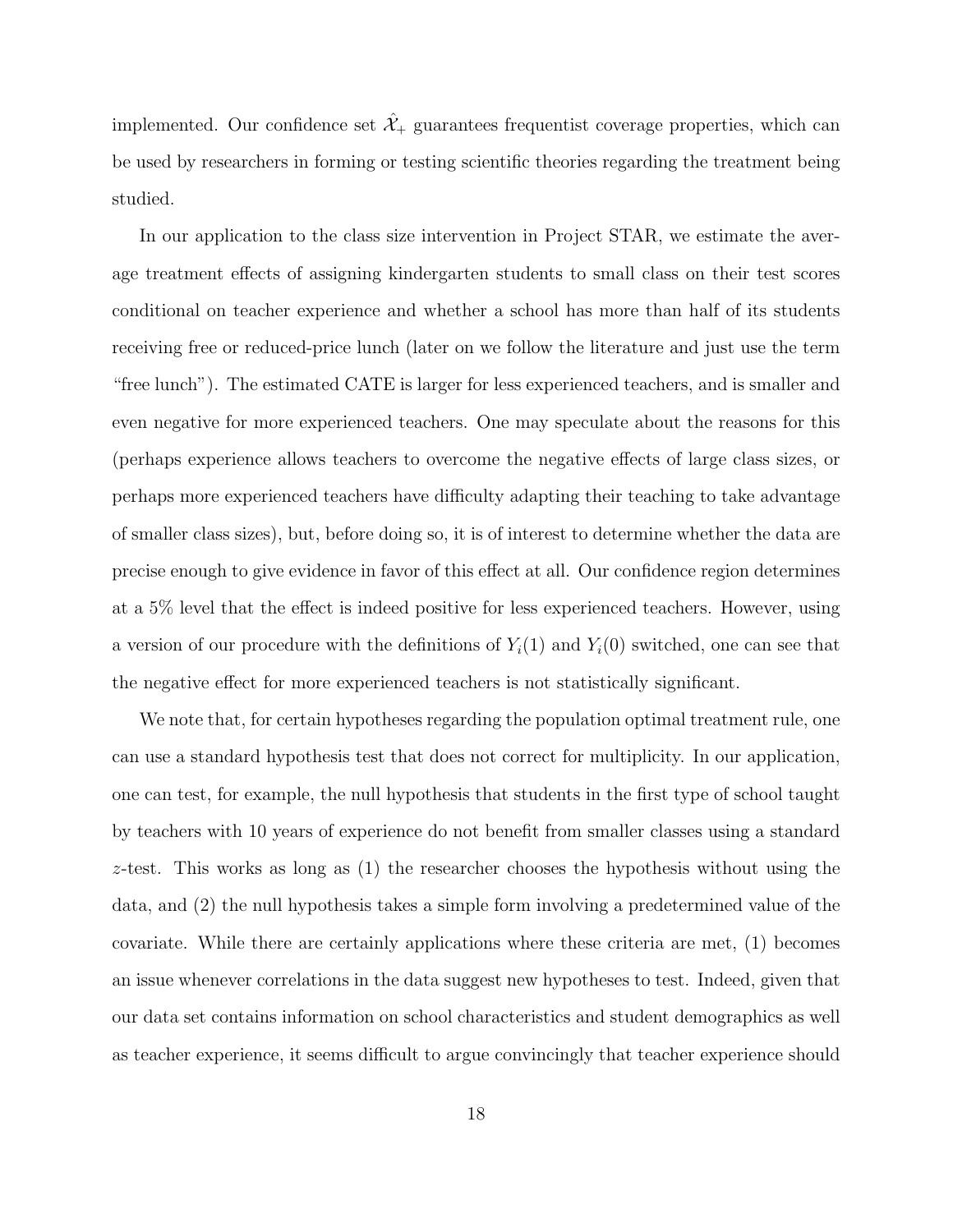implemented. Our confidence set $\hat{\mathcal{X}}_+$ guarantees frequentist coverage properties, which can be used by researchers in forming or testing scientific theories regarding the treatment being studied.

In our application to the class size intervention in Project STAR, we estimate the average treatment effects of assigning kindergarten students to small class on their test scores conditional on teacher experience and whether a school has more than half of its students receiving free or reduced-price lunch (later on we follow the literature and just use the term "free lunch"). The estimated CATE is larger for less experienced teachers, and is smaller and even negative for more experienced teachers. One may speculate about the reasons for this (perhaps experience allows teachers to overcome the negative effects of large class sizes, or perhaps more experienced teachers have difficulty adapting their teaching to take advantage of smaller class sizes), but, before doing so, it is of interest to determine whether the data are precise enough to give evidence in favor of this effect at all. Our confidence region determines at a 5% level that the effect is indeed positive for less experienced teachers. However, using a version of our procedure with the definitions of $Y_i(1)$ and $Y_i(0)$ switched, one can see that the negative effect for more experienced teachers is not statistically significant.

We note that, for certain hypotheses regarding the population optimal treatment rule, one can use a standard hypothesis test that does not correct for multiplicity. In our application, one can test, for example, the null hypothesis that students in the first type of school taught by teachers with 10 years of experience do not benefit from smaller classes using a standard $z$-test. This works as long as (1) the researcher chooses the hypothesis without using the data, and (2) the null hypothesis takes a simple form involving a predetermined value of the covariate. While there are certainly applications where these criteria are met, (1) becomes an issue whenever correlations in the data suggest new hypotheses to test. Indeed, given that our data set contains information on school characteristics and student demographics as well as teacher experience, it seems difficult to argue convincingly that teacher experience should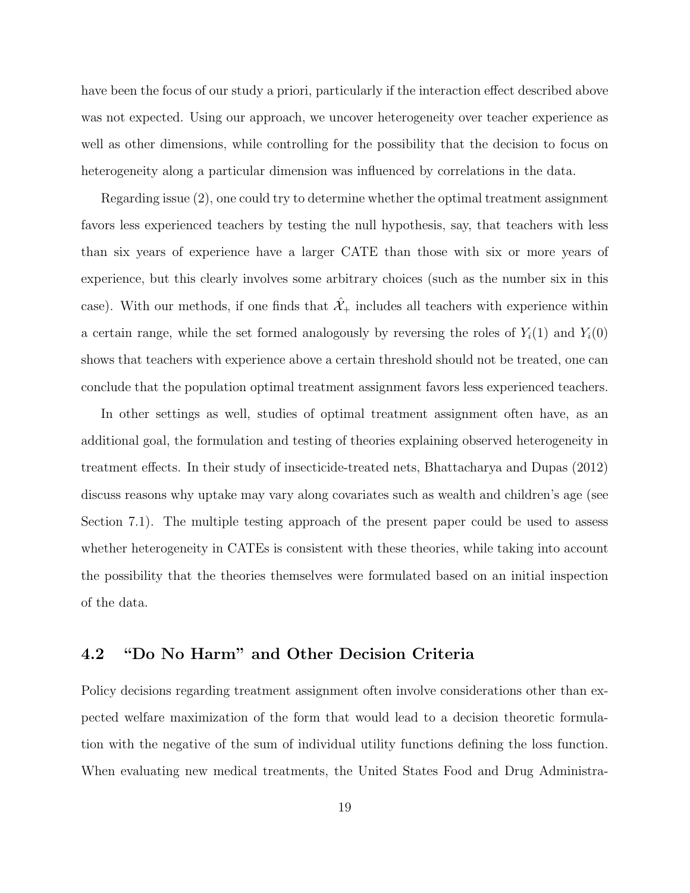have been the focus of our study a priori, particularly if the interaction effect described above was not expected. Using our approach, we uncover heterogeneity over teacher experience as well as other dimensions, while controlling for the possibility that the decision to focus on heterogeneity along a particular dimension was influenced by correlations in the data.

Regarding issue (2), one could try to determine whether the optimal treatment assignment favors less experienced teachers by testing the null hypothesis, say, that teachers with less than six years of experience have a larger CATE than those with six or more years of experience, but this clearly involves some arbitrary choices (such as the number six in this case). With our methods, if one finds that $\hat{\mathcal{X}}_+$ includes all teachers with experience within a certain range, while the set formed analogously by reversing the roles of $Y_i(1)$ and $Y_i(0)$ shows that teachers with experience above a certain threshold should not be treated, one can conclude that the population optimal treatment assignment favors less experienced teachers.

In other settings as well, studies of optimal treatment assignment often have, as an additional goal, the formulation and testing of theories explaining observed heterogeneity in treatment effects. In their study of insecticide-treated nets, Bhattacharya and Dupas (2012) discuss reasons why uptake may vary along covariates such as wealth and children's age (see Section 7.1). The multiple testing approach of the present paper could be used to assess whether heterogeneity in CATEs is consistent with these theories, while taking into account the possibility that the theories themselves were formulated based on an initial inspection of the data.

## 4.2 "Do No Harm" and Other Decision Criteria

Policy decisions regarding treatment assignment often involve considerations other than expected welfare maximization of the form that would lead to a decision theoretic formulation with the negative of the sum of individual utility functions defining the loss function. When evaluating new medical treatments, the United States Food and Drug Administra-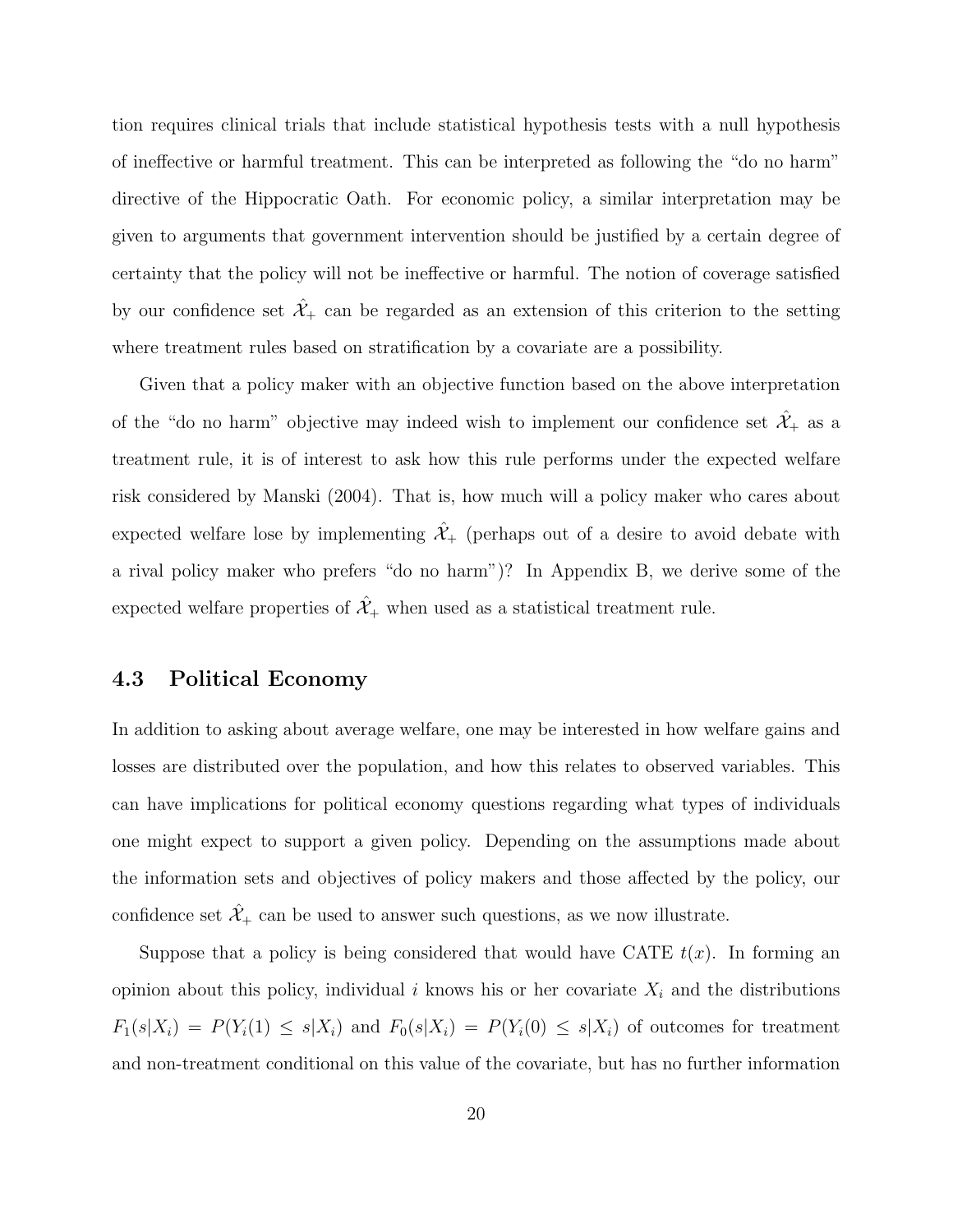tion requires clinical trials that include statistical hypothesis tests with a null hypothesis of ineffective or harmful treatment. This can be interpreted as following the "do no harm" directive of the Hippocratic Oath. For economic policy, a similar interpretation may be given to arguments that government intervention should be justified by a certain degree of certainty that the policy will not be ineffective or harmful. The notion of coverage satisfied by our confidence set $\hat{\mathcal{X}}_+$ can be regarded as an extension of this criterion to the setting where treatment rules based on stratification by a covariate are a possibility.

Given that a policy maker with an objective function based on the above interpretation of the "do no harm" objective may indeed wish to implement our confidence set $\hat{\mathcal{X}}_+$ as a treatment rule, it is of interest to ask how this rule performs under the expected welfare risk considered by Manski (2004). That is, how much will a policy maker who cares about expected welfare lose by implementing $\hat{\mathcal{X}}_+$ (perhaps out of a desire to avoid debate with a rival policy maker who prefers "do no harm")? In Appendix B, we derive some of the expected welfare properties of $\hat{\mathcal{X}}_+$ when used as a statistical treatment rule.

### 4.3 Political Economy

In addition to asking about average welfare, one may be interested in how welfare gains and losses are distributed over the population, and how this relates to observed variables. This can have implications for political economy questions regarding what types of individuals one might expect to support a given policy. Depending on the assumptions made about the information sets and objectives of policy makers and those affected by the policy, our confidence set $\hat{\mathcal{X}}_+$ can be used to answer such questions, as we now illustrate.

Suppose that a policy is being considered that would have CATE $t(x)$. In forming an opinion about this policy, individual $i$ knows his or her covariate $X_i$ and the distributions $F_1(s|X_i) = P(Y_i(1) \leq s|X_i)$ and $F_0(s|X_i) = P(Y_i(0) \leq s|X_i)$ of outcomes for treatment and non-treatment conditional on this value of the covariate, but has no further information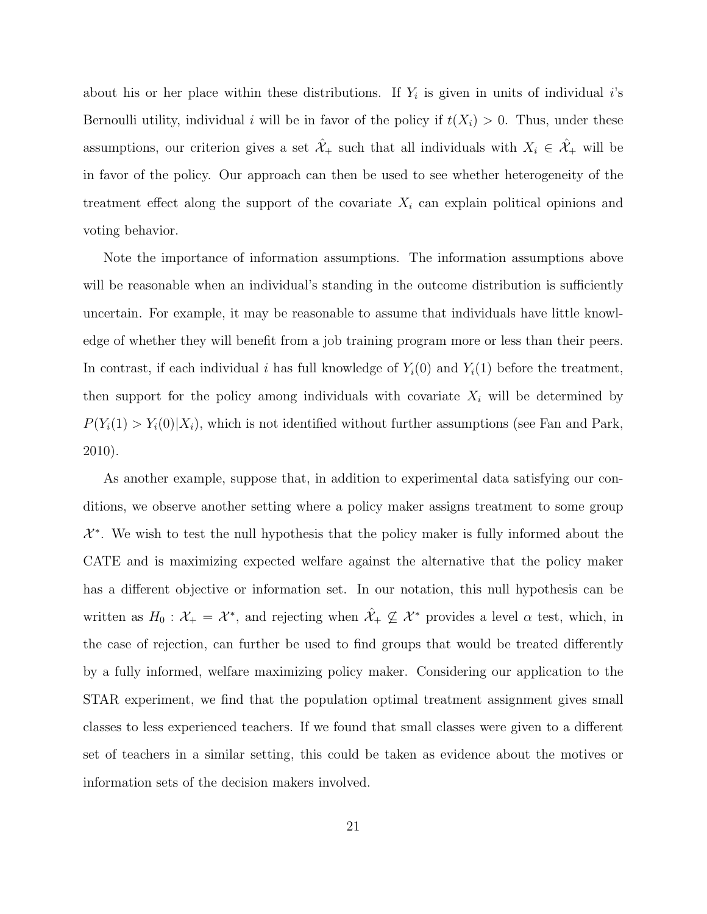about his or her place within these distributions. If $Y_i$ is given in units of individual $i$'s Bernoulli utility, individual $i$ will be in favor of the policy if $t(X_i) > 0$. Thus, under these assumptions, our criterion gives a set $\hat{\mathcal{X}}_+$ such that all individuals with $X_i \in \hat{\mathcal{X}}_+$ will be in favor of the policy. Our approach can then be used to see whether heterogeneity of the treatment effect along the support of the covariate $X_i$ can explain political opinions and voting behavior.

Note the importance of information assumptions. The information assumptions above will be reasonable when an individual's standing in the outcome distribution is sufficiently uncertain. For example, it may be reasonable to assume that individuals have little knowledge of whether they will benefit from a job training program more or less than their peers. In contrast, if each individual $i$ has full knowledge of $Y_i(0)$ and $Y_i(1)$ before the treatment, then support for the policy among individuals with covariate $X_i$ will be determined by $P(Y_i(1) > Y_i(0)|X_i)$, which is not identified without further assumptions (see Fan and Park, 2010).

As another example, suppose that, in addition to experimental data satisfying our conditions, we observe another setting where a policy maker assigns treatment to some group $\mathcal{X}^*$. We wish to test the null hypothesis that the policy maker is fully informed about the CATE and is maximizing expected welfare against the alternative that the policy maker has a different objective or information set. In our notation, this null hypothesis can be written as $H_0 : \mathcal{X}_+ = \mathcal{X}^*$, and rejecting when $\hat{\mathcal{X}}_+ \not\subseteq \mathcal{X}^*$ provides a level $\alpha$ test, which, in the case of rejection, can further be used to find groups that would be treated differently by a fully informed, welfare maximizing policy maker. Considering our application to the STAR experiment, we find that the population optimal treatment assignment gives small classes to less experienced teachers. If we found that small classes were given to a different set of teachers in a similar setting, this could be taken as evidence about the motives or information sets of the decision makers involved.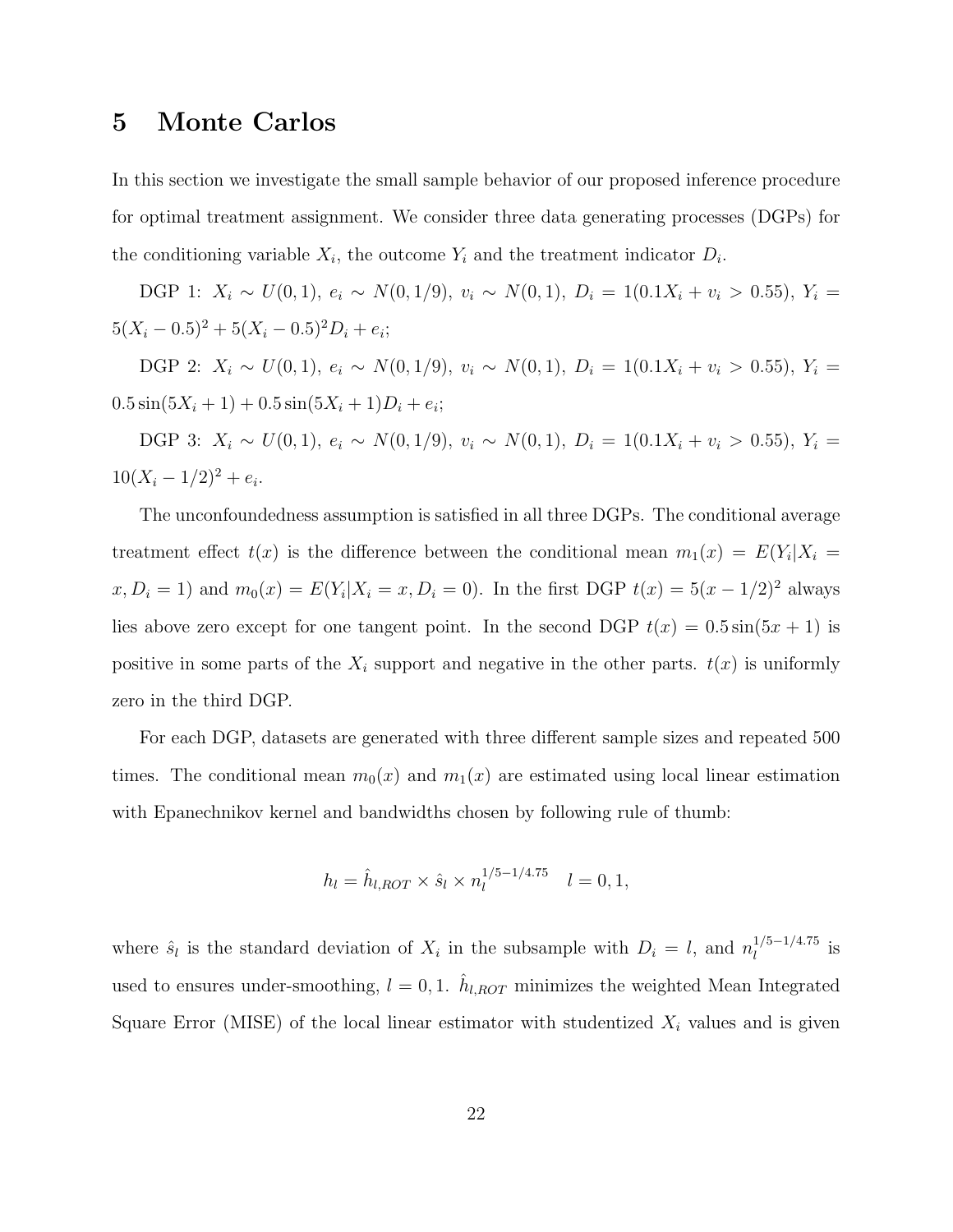# 5 Monte Carlos

In this section we investigate the small sample behavior of our proposed inference procedure for optimal treatment assignment. We consider three data generating processes (DGPs) for the conditioning variable $X_i$, the outcome $Y_i$ and the treatment indicator $D_i$.

DGP 1: $X_i \sim U(0,1)$, $e_i \sim N(0, 1/9)$, $v_i \sim N(0,1)$, $D_i = 1(0.1X_i + v_i > 0.55)$, $Y_i = 5(X_i - 0.5)^2 + 5(X_i - 0.5)^2 D_i + e_i$;

DGP 2: $X_i \sim U(0,1)$, $e_i \sim N(0, 1/9)$, $v_i \sim N(0,1)$, $D_i = 1(0.1X_i + v_i > 0.55)$, $Y_i = 0.5\sin(5X_i + 1) + 0.5\sin(5X_i + 1)D_i + e_i$;

DGP 3: $X_i \sim U(0,1)$, $e_i \sim N(0, 1/9)$, $v_i \sim N(0,1)$, $D_i = 1(0.1X_i + v_i > 0.55)$, $Y_i = 10(X_i - 1/2)^2 + e_i$.

The unconfoundedness assumption is satisfied in all three DGPs. The conditional average treatment effect $t(x)$ is the difference between the conditional mean $m_1(x) = E(Y_i|X_i = x, D_i = 1)$ and $m_0(x) = E(Y_i|X_i = x, D_i = 0)$. In the first DGP $t(x) = 5(x - 1/2)^2$ always lies above zero except for one tangent point. In the second DGP $t(x) = 0.5\sin(5x + 1)$ is positive in some parts of the $X_i$ support and negative in the other parts. $t(x)$ is uniformly zero in the third DGP.

For each DGP, datasets are generated with three different sample sizes and repeated 500 times. The conditional mean $m_0(x)$ and $m_1(x)$ are estimated using local linear estimation with Epanechnikov kernel and bandwidths chosen by following rule of thumb:

$$h_l = \hat{h}_{l,ROT} \times \hat{s}_l \times n_l^{1/5 - 1/4.75} \quad l = 0, 1,$$

where $\hat{s}_l$ is the standard deviation of $X_i$ in the subsample with $D_i = l$, and $n_l^{1/5-1/4.75}$ is used to ensures under-smoothing, $l = 0, 1$. $\hat{h}_{l,ROT}$ minimizes the weighted Mean Integrated Square Error (MISE) of the local linear estimator with studentized $X_i$ values and is given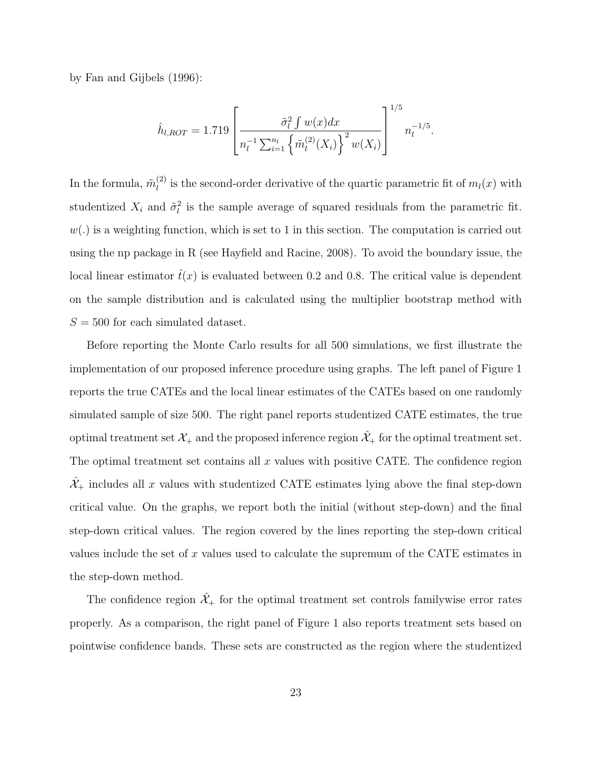by Fan and Gijbels (1996):

$$\hat{h}_{l,ROT} = 1.719 \left[ \frac{\tilde{\sigma}_l^2 \int w(x)dx}{n_l^{-1} \sum_{i=1}^{n_l} \left\{ \tilde{m}_l^{(2)}(X_i) \right\}^2 w(X_i)} \right]^{1/5} n_l^{-1/5}.$$

In the formula, $\tilde{m}_l^{(2)}$ is the second-order derivative of the quartic parametric fit of $m_l(x)$ with studentized $X_i$ and $\tilde{\sigma}_l^2$ is the sample average of squared residuals from the parametric fit. $w(.)$ is a weighting function, which is set to 1 in this section. The computation is carried out using the np package in R (see Hayfield and Racine, 2008). To avoid the boundary issue, the local linear estimator $\hat{t}(x)$ is evaluated between 0.2 and 0.8. The critical value is dependent on the sample distribution and is calculated using the multiplier bootstrap method with $S = 500$ for each simulated dataset.

Before reporting the Monte Carlo results for all 500 simulations, we first illustrate the implementation of our proposed inference procedure using graphs. The left panel of Figure 1 reports the true CATEs and the local linear estimates of the CATEs based on one randomly simulated sample of size 500. The right panel reports studentized CATE estimates, the true optimal treatment set $\mathcal{X}_+$ and the proposed inference region $\hat{\mathcal{X}}_+$ for the optimal treatment set. The optimal treatment set contains all $x$ values with positive CATE. The confidence region $\hat{\mathcal{X}}_+$ includes all $x$ values with studentized CATE estimates lying above the final step-down critical value. On the graphs, we report both the initial (without step-down) and the final step-down critical values. The region covered by the lines reporting the step-down critical values include the set of $x$ values used to calculate the supremum of the CATE estimates in the step-down method.

The confidence region $\hat{\mathcal{X}}_+$ for the optimal treatment set controls familywise error rates properly. As a comparison, the right panel of Figure 1 also reports treatment sets based on pointwise confidence bands. These sets are constructed as the region where the studentized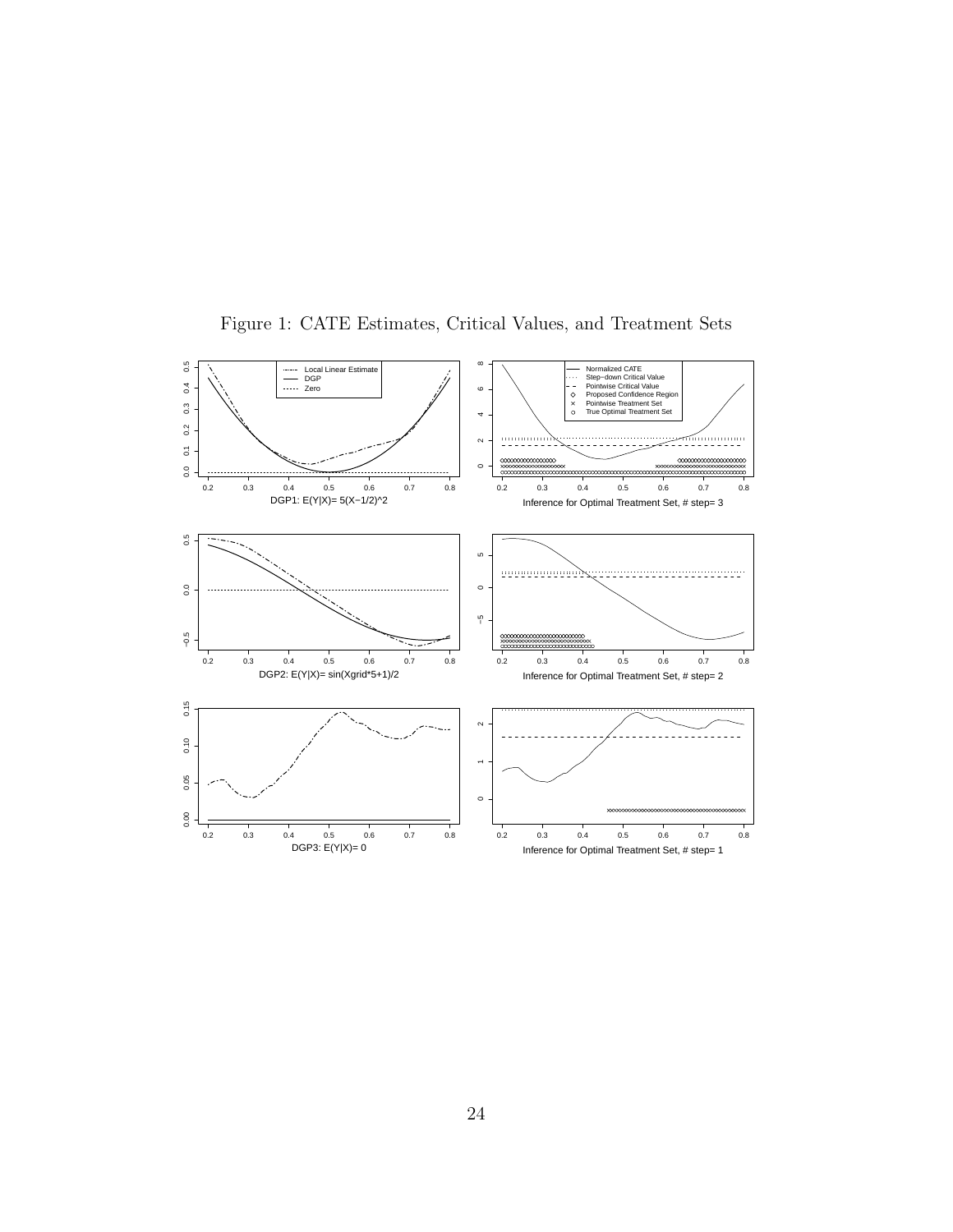Figure 1: CATE Estimates, Critical Values, and Treatment Sets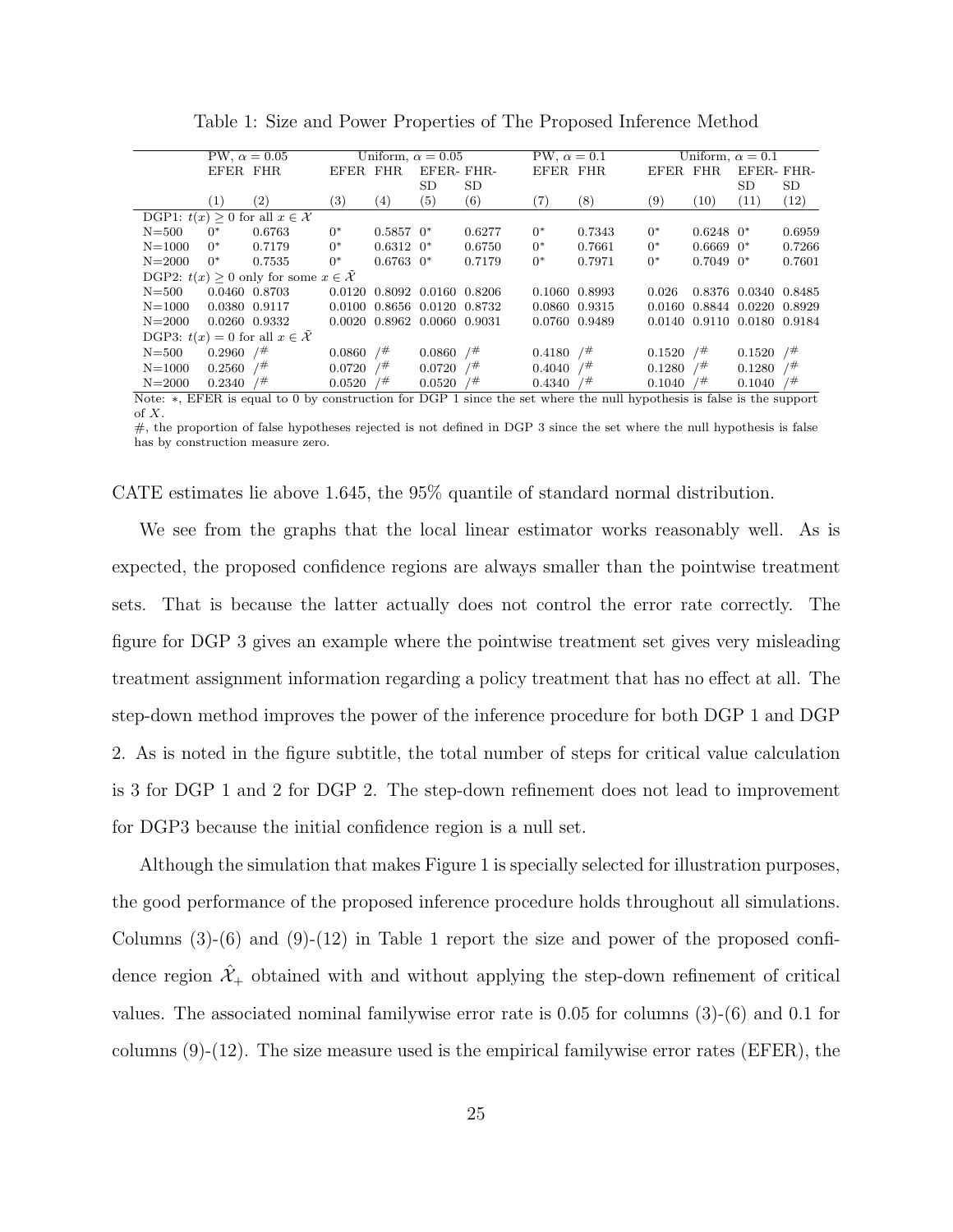Table 1: Size and Power Properties of The Proposed Inference Method

| | PW, $\alpha = 0.05$ | | Uniform, $\alpha = 0.05$ | | | | PW, $\alpha = 0.1$ | | Uniform, $\alpha = 0.1$ | | | |
|---|---|---|---|---|---|---|---|---|---|---|---|---|
| | EFER | FHR | EFER | FHR | EFER-SD | FHR-SD | EFER | FHR | EFER | FHR | EFER-SD | FHR-SD |
| | (1) | (2) | (3) | (4) | (5) | (6) | (7) | (8) | (9) | (10) | (11) | (12) |
| DGP1: $t(x) \geq 0$ for all $x \in \mathcal{X}$ | | | | | | | | | | | | |
| N=500 | 0* | 0.6763 | 0* | 0.5857 | 0* | 0.6277 | 0* | 0.7343 | 0* | 0.6248 | 0* | 0.6959 |
| N=1000 | 0* | 0.7179 | 0* | 0.6312 | 0* | 0.6750 | 0* | 0.7661 | 0* | 0.6669 | 0* | 0.7266 |
| N=2000 | 0* | 0.7535 | 0* | 0.6763 | 0* | 0.7179 | 0* | 0.7971 | 0* | 0.7049 | 0* | 0.7601 |
| DGP2: $t(x) \geq 0$ only for some $x \in \tilde{\mathcal{X}}$ | | | | | | | | | | | | |
| N=500 | 0.0460 | 0.8703 | 0.0120 | 0.8092 | 0.0160 | 0.8206 | 0.1060 | 0.8993 | 0.026 | 0.8376 | 0.0340 | 0.8485 |
| N=1000 | 0.0380 | 0.9117 | 0.0100 | 0.8656 | 0.0120 | 0.8732 | 0.0860 | 0.9315 | 0.0160 | 0.8844 | 0.0220 | 0.8929 |
| N=2000 | 0.0260 | 0.9332 | 0.0020 | 0.8962 | 0.0060 | 0.9031 | 0.0760 | 0.9489 | 0.0140 | 0.9110 | 0.0180 | 0.9184 |
| DGP3: $t(x) = 0$ for all $x \in \tilde{\mathcal{X}}$ | | | | | | | | | | | | |
| N=500 | 0.2960 | /# | 0.0860 | /# | 0.0860 | /# | 0.4180 | /# | 0.1520 | /# | 0.1520 | /# |
| N=1000 | 0.2560 | /# | 0.0720 | /# | 0.0720 | /# | 0.4040 | /# | 0.1280 | /# | 0.1280 | /# |
| N=2000 | 0.2340 | /# | 0.0520 | /# | 0.0520 | /# | 0.4340 | /# | 0.1040 | /# | 0.1040 | /# |

Note: *, EFER is equal to 0 by construction for DGP 1 since the set where the null hypothesis is false is the support of $X$.

#, the proportion of false hypotheses rejected is not defined in DGP 3 since the set where the null hypothesis is false has by construction measure zero.

CATE estimates lie above 1.645, the 95% quantile of standard normal distribution.

We see from the graphs that the local linear estimator works reasonably well. As is expected, the proposed confidence regions are always smaller than the pointwise treatment sets. That is because the latter actually does not control the error rate correctly. The figure for DGP 3 gives an example where the pointwise treatment set gives very misleading treatment assignment information regarding a policy treatment that has no effect at all. The step-down method improves the power of the inference procedure for both DGP 1 and DGP 2. As is noted in the figure subtitle, the total number of steps for critical value calculation is 3 for DGP 1 and 2 for DGP 2. The step-down refinement does not lead to improvement for DGP3 because the initial confidence region is a null set.

Although the simulation that makes Figure 1 is specially selected for illustration purposes, the good performance of the proposed inference procedure holds throughout all simulations. Columns (3)-(6) and (9)-(12) in Table 1 report the size and power of the proposed confidence region $\hat{\mathcal{X}}_+$ obtained with and without applying the step-down refinement of critical values. The associated nominal familywise error rate is 0.05 for columns (3)-(6) and 0.1 for columns (9)-(12). The size measure used is the empirical familywise error rates (EFER), the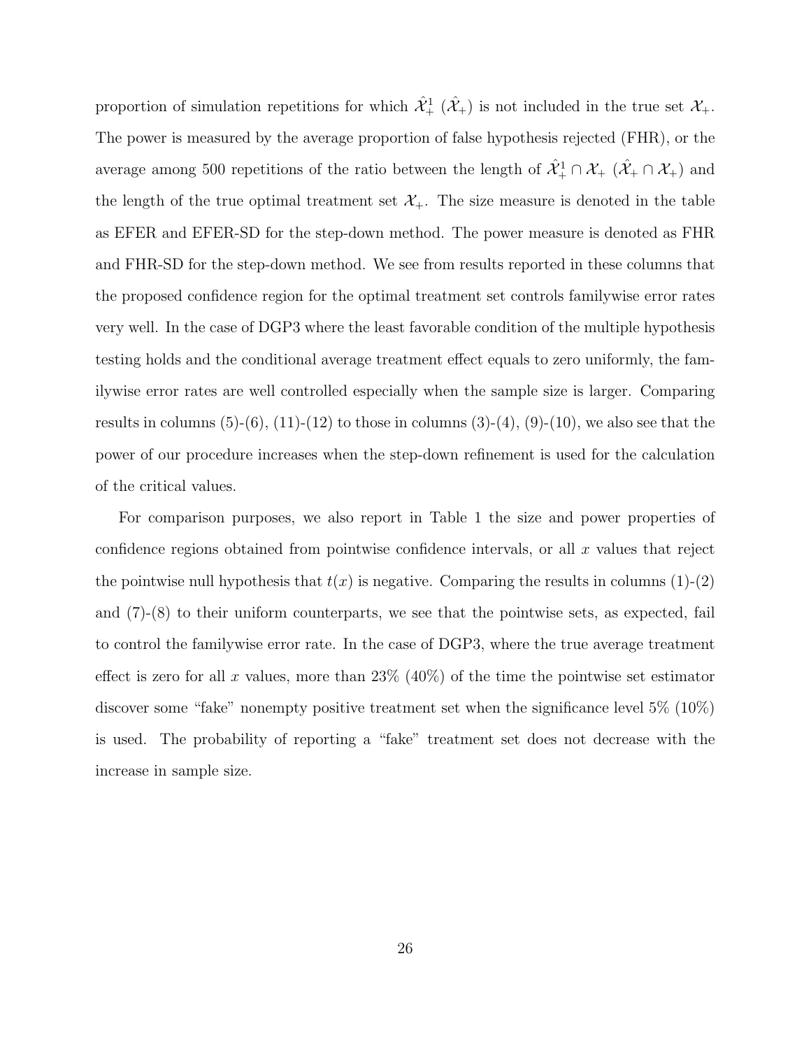proportion of simulation repetitions for which $\hat{\mathcal{X}}_+^1$ ($\hat{\mathcal{X}}_+$) is not included in the true set $\mathcal{X}_+$. The power is measured by the average proportion of false hypothesis rejected (FHR), or the average among 500 repetitions of the ratio between the length of $\hat{\mathcal{X}}_+^1 \cap \mathcal{X}_+$ ($\hat{\mathcal{X}}_+ \cap \mathcal{X}_+$) and the length of the true optimal treatment set $\mathcal{X}_+$. The size measure is denoted in the table as EFER and EFER-SD for the step-down method. The power measure is denoted as FHR and FHR-SD for the step-down method. We see from results reported in these columns that the proposed confidence region for the optimal treatment set controls familywise error rates very well. In the case of DGP3 where the least favorable condition of the multiple hypothesis testing holds and the conditional average treatment effect equals to zero uniformly, the familywise error rates are well controlled especially when the sample size is larger. Comparing results in columns (5)-(6), (11)-(12) to those in columns (3)-(4), (9)-(10), we also see that the power of our procedure increases when the step-down refinement is used for the calculation of the critical values.

For comparison purposes, we also report in Table 1 the size and power properties of confidence regions obtained from pointwise confidence intervals, or all $x$ values that reject the pointwise null hypothesis that $t(x)$ is negative. Comparing the results in columns (1)-(2) and (7)-(8) to their uniform counterparts, we see that the pointwise sets, as expected, fail to control the familywise error rate. In the case of DGP3, where the true average treatment effect is zero for all $x$ values, more than 23% (40%) of the time the pointwise set estimator discover some "fake" nonempty positive treatment set when the significance level 5% (10%) is used. The probability of reporting a "fake" treatment set does not decrease with the increase in sample size.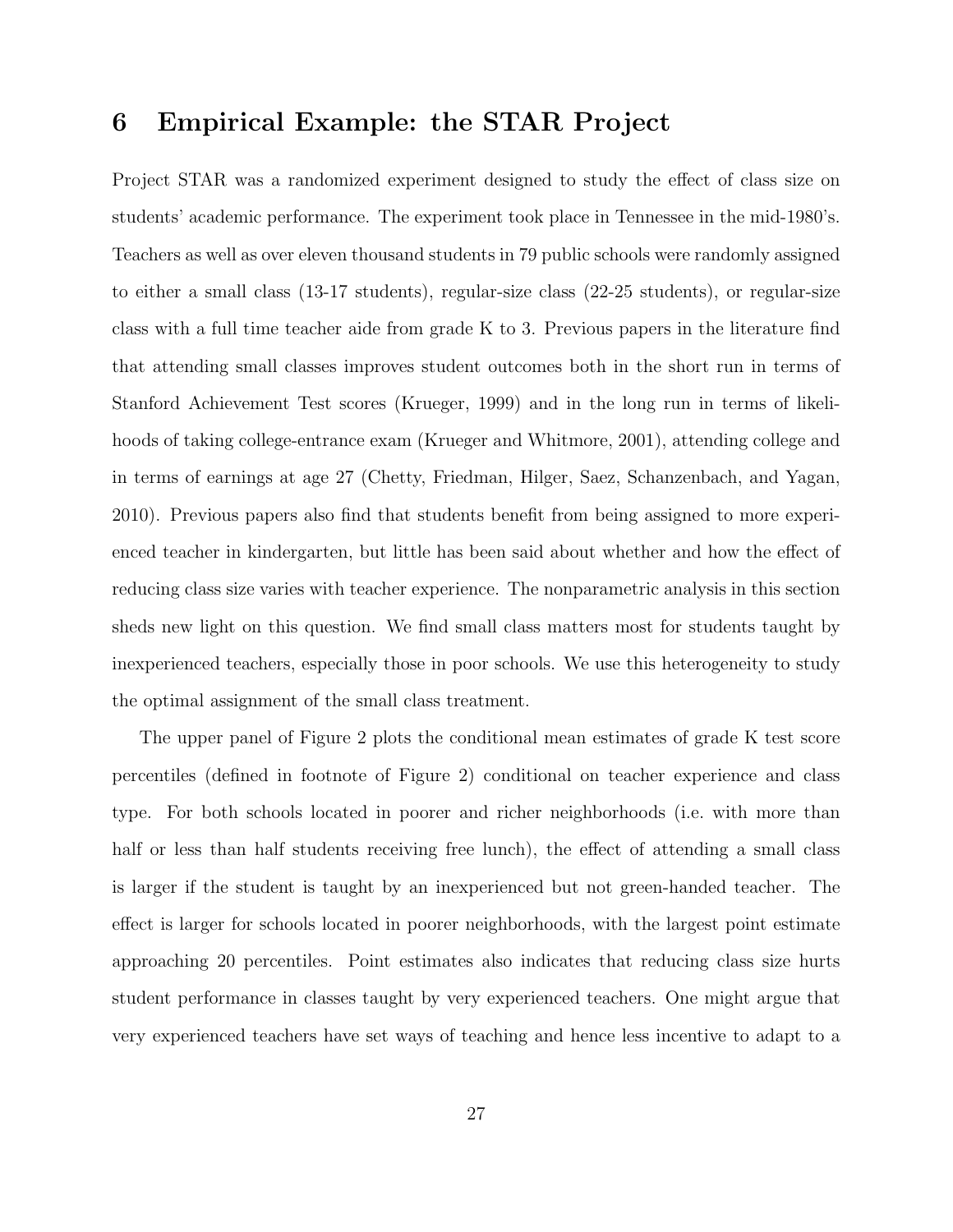# 6 Empirical Example: the STAR Project

Project STAR was a randomized experiment designed to study the effect of class size on students' academic performance. The experiment took place in Tennessee in the mid-1980's. Teachers as well as over eleven thousand students in 79 public schools were randomly assigned to either a small class (13-17 students), regular-size class (22-25 students), or regular-size class with a full time teacher aide from grade K to 3. Previous papers in the literature find that attending small classes improves student outcomes both in the short run in terms of Stanford Achievement Test scores (Krueger, 1999) and in the long run in terms of likelihoods of taking college-entrance exam (Krueger and Whitmore, 2001), attending college and in terms of earnings at age 27 (Chetty, Friedman, Hilger, Saez, Schanzenbach, and Yagan, 2010). Previous papers also find that students benefit from being assigned to more experienced teacher in kindergarten, but little has been said about whether and how the effect of reducing class size varies with teacher experience. The nonparametric analysis in this section sheds new light on this question. We find small class matters most for students taught by inexperienced teachers, especially those in poor schools. We use this heterogeneity to study the optimal assignment of the small class treatment.

The upper panel of Figure 2 plots the conditional mean estimates of grade K test score percentiles (defined in footnote of Figure 2) conditional on teacher experience and class type. For both schools located in poorer and richer neighborhoods (i.e. with more than half or less than half students receiving free lunch), the effect of attending a small class is larger if the student is taught by an inexperienced but not green-handed teacher. The effect is larger for schools located in poorer neighborhoods, with the largest point estimate approaching 20 percentiles. Point estimates also indicates that reducing class size hurts student performance in classes taught by very experienced teachers. One might argue that very experienced teachers have set ways of teaching and hence less incentive to adapt to a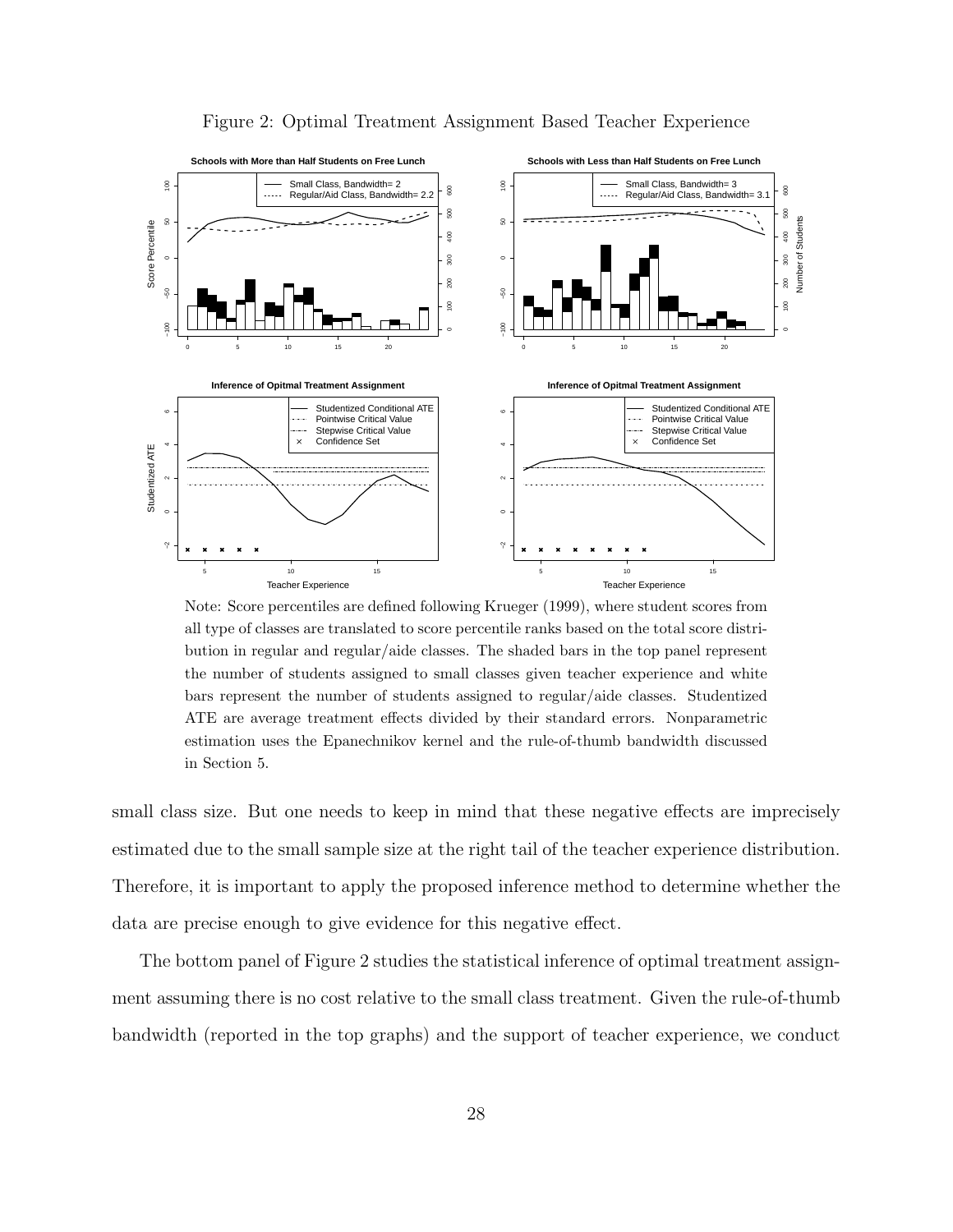Figure 2: Optimal Treatment Assignment Based Teacher Experience

Note: Score percentiles are defined following Krueger (1999), where student scores from all type of classes are translated to score percentile ranks based on the total score distribution in regular and regular/aide classes. The shaded bars in the top panel represent the number of students assigned to small classes given teacher experience and white bars represent the number of students assigned to regular/aide classes. Studentized ATE are average treatment effects divided by their standard errors. Nonparametric estimation uses the Epanechnikov kernel and the rule-of-thumb bandwidth discussed in Section 5.

small class size. But one needs to keep in mind that these negative effects are imprecisely estimated due to the small sample size at the right tail of the teacher experience distribution. Therefore, it is important to apply the proposed inference method to determine whether the data are precise enough to give evidence for this negative effect.

The bottom panel of Figure 2 studies the statistical inference of optimal treatment assignment assuming there is no cost relative to the small class treatment. Given the rule-of-thumb bandwidth (reported in the top graphs) and the support of teacher experience, we conduct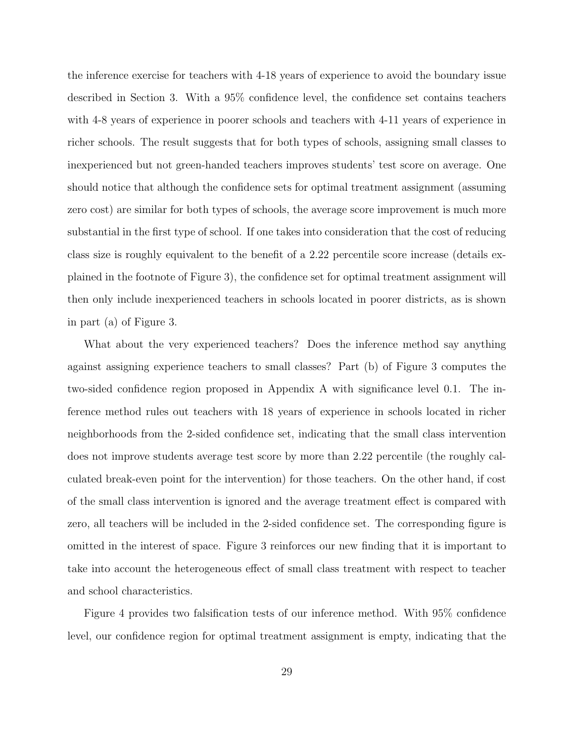the inference exercise for teachers with 4-18 years of experience to avoid the boundary issue described in Section 3. With a 95% confidence level, the confidence set contains teachers with 4-8 years of experience in poorer schools and teachers with 4-11 years of experience in richer schools. The result suggests that for both types of schools, assigning small classes to inexperienced but not green-handed teachers improves students' test score on average. One should notice that although the confidence sets for optimal treatment assignment (assuming zero cost) are similar for both types of schools, the average score improvement is much more substantial in the first type of school. If one takes into consideration that the cost of reducing class size is roughly equivalent to the benefit of a 2.22 percentile score increase (details explained in the footnote of Figure 3), the confidence set for optimal treatment assignment will then only include inexperienced teachers in schools located in poorer districts, as is shown in part (a) of Figure 3.

What about the very experienced teachers? Does the inference method say anything against assigning experience teachers to small classes? Part (b) of Figure 3 computes the two-sided confidence region proposed in Appendix A with significance level 0.1. The inference method rules out teachers with 18 years of experience in schools located in richer neighborhoods from the 2-sided confidence set, indicating that the small class intervention does not improve students average test score by more than 2.22 percentile (the roughly calculated break-even point for the intervention) for those teachers. On the other hand, if cost of the small class intervention is ignored and the average treatment effect is compared with zero, all teachers will be included in the 2-sided confidence set. The corresponding figure is omitted in the interest of space. Figure 3 reinforces our new finding that it is important to take into account the heterogeneous effect of small class treatment with respect to teacher and school characteristics.

Figure 4 provides two falsification tests of our inference method. With 95% confidence level, our confidence region for optimal treatment assignment is empty, indicating that the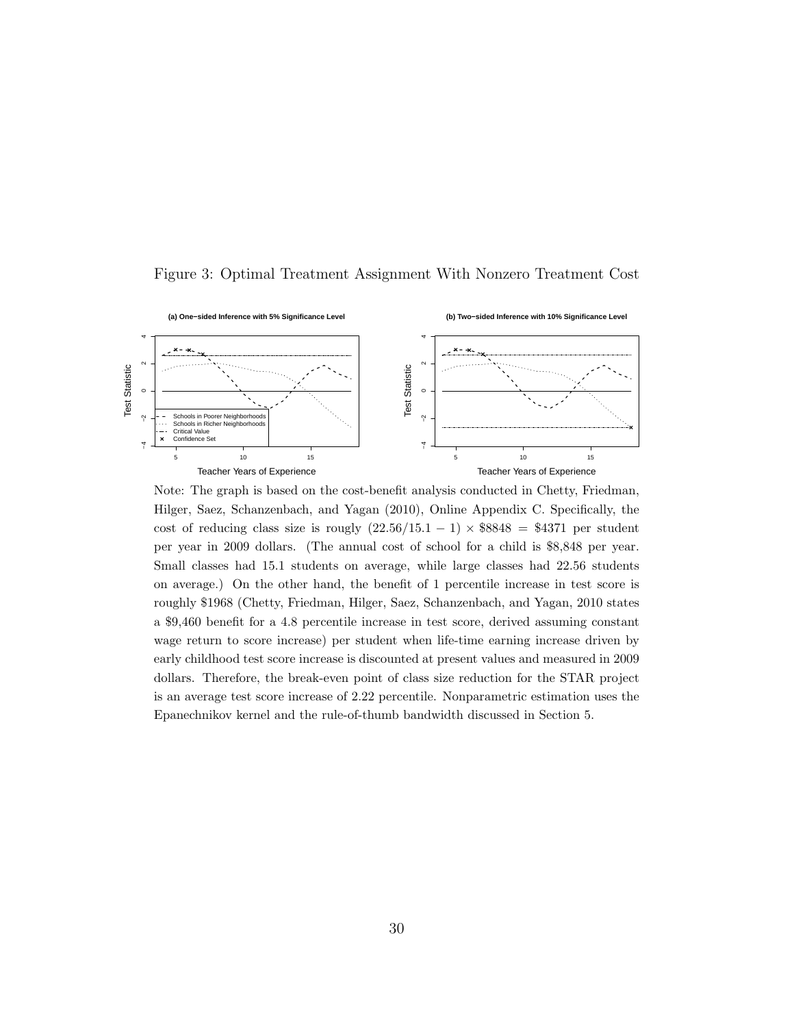Figure 3: Optimal Treatment Assignment With Nonzero Treatment Cost

Note: The graph is based on the cost-benefit analysis conducted in Chetty, Friedman, Hilger, Saez, Schanzenbach, and Yagan (2010), Online Appendix C. Specifically, the cost of reducing class size is rougly $(22.56/15.1 - 1) \times \$8848 = \$4371$ per student per year in 2009 dollars. (The annual cost of school for a child is \$8,848 per year. Small classes had 15.1 students on average, while large classes had 22.56 students on average.) On the other hand, the benefit of 1 percentile increase in test score is roughly \$1968 (Chetty, Friedman, Hilger, Saez, Schanzenbach, and Yagan, 2010 states a \$9,460 benefit for a 4.8 percentile increase in test score, derived assuming constant wage return to score increase) per student when life-time earning increase driven by early childhood test score increase is discounted at present values and measured in 2009 dollars. Therefore, the break-even point of class size reduction for the STAR project is an average test score increase of 2.22 percentile. Nonparametric estimation uses the Epanechnikov kernel and the rule-of-thumb bandwidth discussed in Section 5.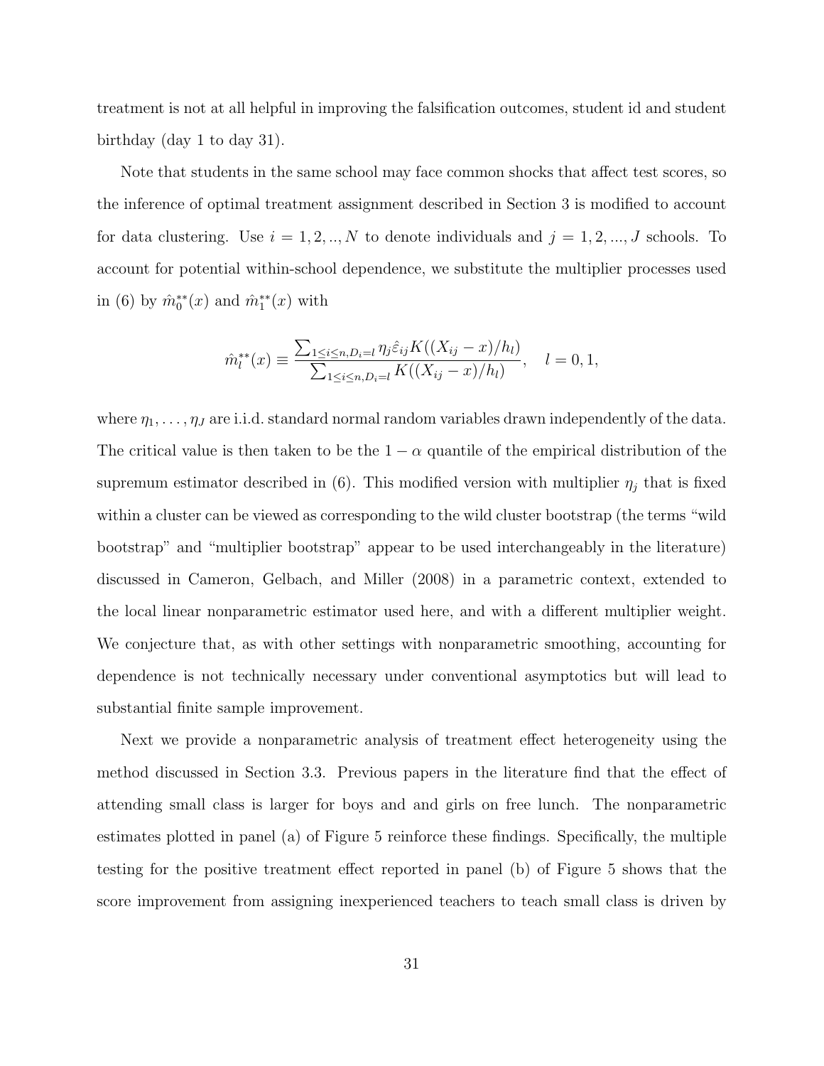treatment is not at all helpful in improving the falsification outcomes, student id and student birthday (day 1 to day 31).

Note that students in the same school may face common shocks that affect test scores, so the inference of optimal treatment assignment described in Section 3 is modified to account for data clustering. Use $i = 1, 2, .., N$ to denote individuals and $j = 1, 2, ..., J$ schools. To account for potential within-school dependence, we substitute the multiplier processes used in (6) by $\hat{m}_0^{**}(x)$ and $\hat{m}_1^{**}(x)$ with

$$\hat{m}_l^{**}(x) \equiv \frac{\sum_{1 \leq i \leq n, D_i = l} \eta_j \hat{\varepsilon}_{ij} K((X_{ij} - x)/h_l)}{\sum_{1 \leq i \leq n, D_i = l} K((X_{ij} - x)/h_l)}, \quad l = 0, 1,$$

where $\eta_1, \ldots, \eta_J$ are i.i.d. standard normal random variables drawn independently of the data. The critical value is then taken to be the $1 - \alpha$ quantile of the empirical distribution of the supremum estimator described in (6). This modified version with multiplier $\eta_j$ that is fixed within a cluster can be viewed as corresponding to the wild cluster bootstrap (the terms "wild bootstrap" and "multiplier bootstrap" appear to be used interchangeably in the literature) discussed in Cameron, Gelbach, and Miller (2008) in a parametric context, extended to the local linear nonparametric estimator used here, and with a different multiplier weight. We conjecture that, as with other settings with nonparametric smoothing, accounting for dependence is not technically necessary under conventional asymptotics but will lead to substantial finite sample improvement.

Next we provide a nonparametric analysis of treatment effect heterogeneity using the method discussed in Section 3.3. Previous papers in the literature find that the effect of attending small class is larger for boys and and girls on free lunch. The nonparametric estimates plotted in panel (a) of Figure 5 reinforce these findings. Specifically, the multiple testing for the positive treatment effect reported in panel (b) of Figure 5 shows that the score improvement from assigning inexperienced teachers to teach small class is driven by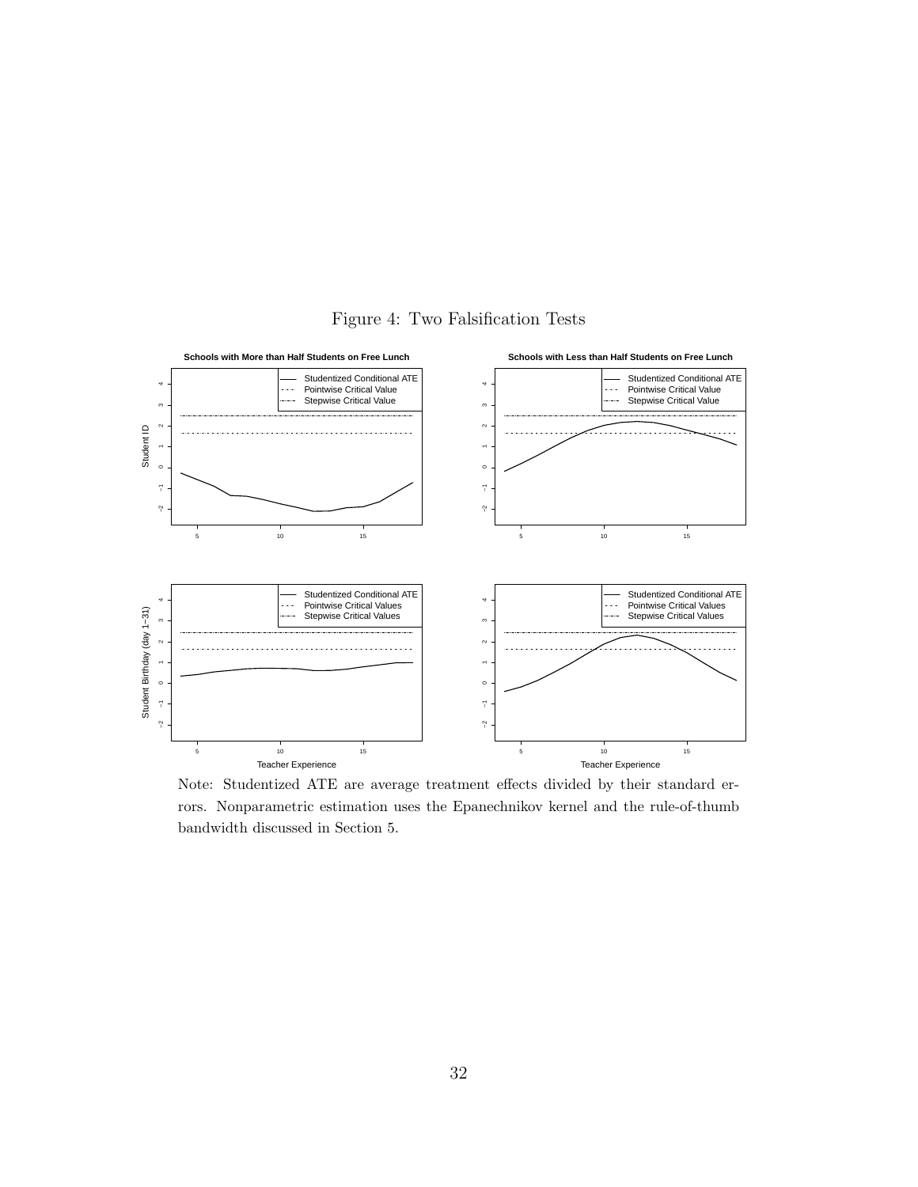Figure 4: Two Falsification Tests

Note: Studentized ATE are average treatment effects divided by their standard errors. Nonparametric estimation uses the Epanechnikov kernel and the rule-of-thumb bandwidth discussed in Section 5.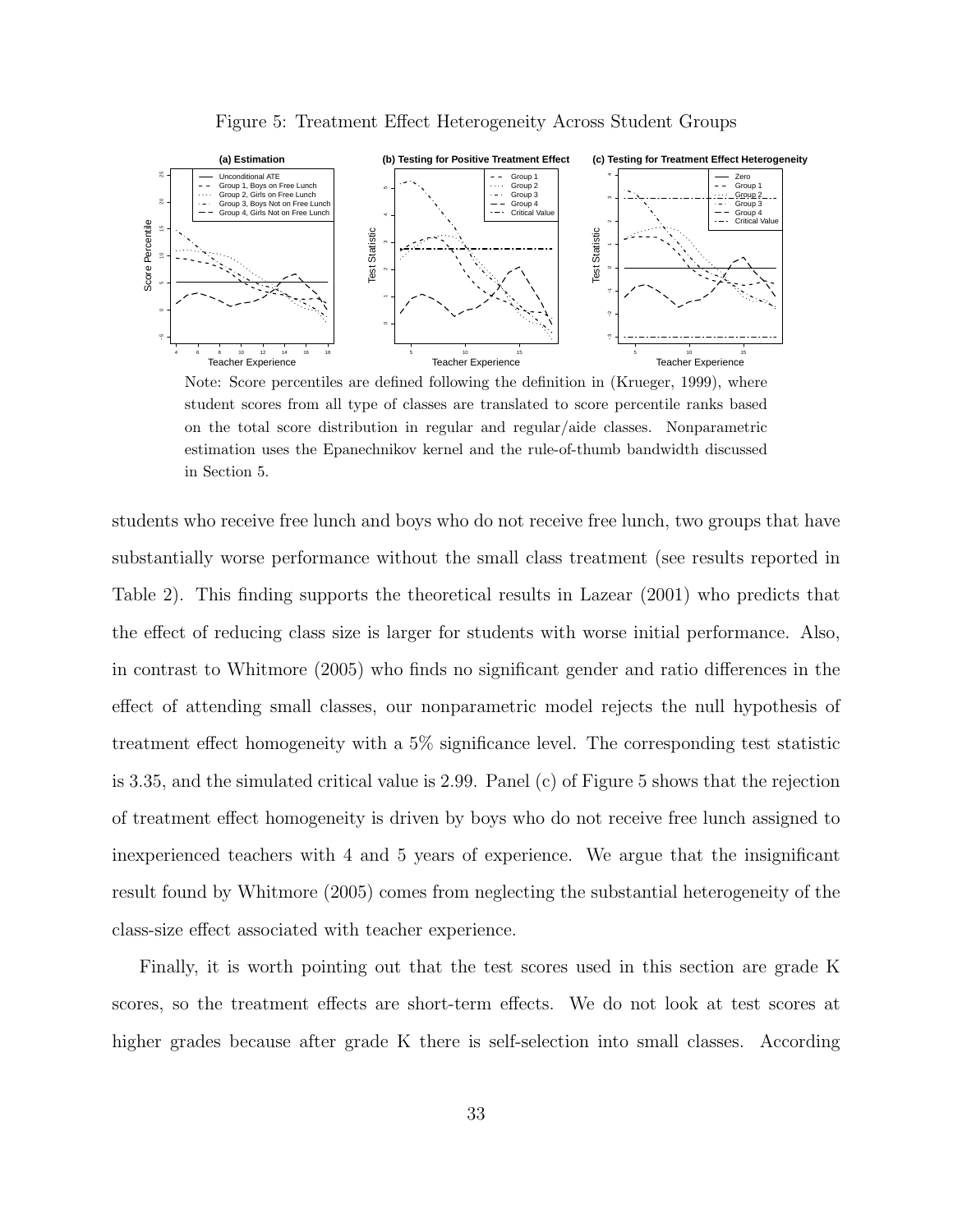Figure 5: Treatment Effect Heterogeneity Across Student Groups

Note: Score percentiles are defined following the definition in (Krueger, 1999), where student scores from all type of classes are translated to score percentile ranks based on the total score distribution in regular and regular/aide classes. Nonparametric estimation uses the Epanechnikov kernel and the rule-of-thumb bandwidth discussed in Section 5.

students who receive free lunch and boys who do not receive free lunch, two groups that have substantially worse performance without the small class treatment (see results reported in Table 2). This finding supports the theoretical results in Lazear (2001) who predicts that the effect of reducing class size is larger for students with worse initial performance. Also, in contrast to Whitmore (2005) who finds no significant gender and ratio differences in the effect of attending small classes, our nonparametric model rejects the null hypothesis of treatment effect homogeneity with a 5% significance level. The corresponding test statistic is 3.35, and the simulated critical value is 2.99. Panel (c) of Figure 5 shows that the rejection of treatment effect homogeneity is driven by boys who do not receive free lunch assigned to inexperienced teachers with 4 and 5 years of experience. We argue that the insignificant result found by Whitmore (2005) comes from neglecting the substantial heterogeneity of the class-size effect associated with teacher experience.

Finally, it is worth pointing out that the test scores used in this section are grade K scores, so the treatment effects are short-term effects. We do not look at test scores at higher grades because after grade K there is self-selection into small classes. According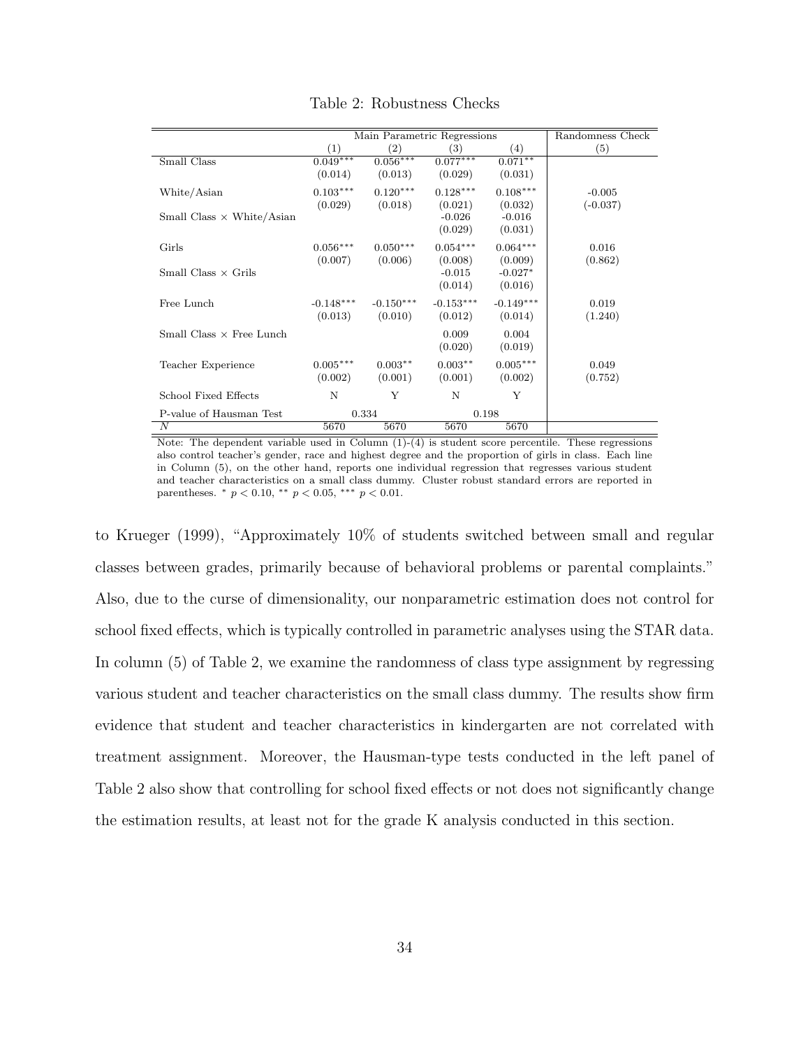Table 2: Robustness Checks

| | Main Parametric Regressions | | | | Randomness Check |
|---|---|---|---|---|---|
| | (1) | (2) | (3) | (4) | (5) |
| Small Class | 0.049*** | 0.056*** | 0.077*** | 0.071** | |
| | (0.014) | (0.013) | (0.029) | (0.031) | |
| White/Asian | 0.103*** | 0.120*** | 0.128*** | 0.108*** | -0.005 |
| | (0.029) | (0.018) | (0.021) | (0.032) | (-0.037) |
| Small Class × White/Asian | | | -0.026 | -0.016 | |
| | | | (0.029) | (0.031) | |
| Girls | 0.056*** | 0.050*** | 0.054*** | 0.064*** | 0.016 |
| | (0.007) | (0.006) | (0.008) | (0.009) | (0.862) |
| Small Class × Grils | | | -0.015 | -0.027* | |
| | | | (0.014) | (0.016) | |
| Free Lunch | -0.148*** | -0.150*** | -0.153*** | -0.149*** | 0.019 |
| | (0.013) | (0.010) | (0.012) | (0.014) | (1.240) |
| Small Class × Free Lunch | | | 0.009 | 0.004 | |
| | | | (0.020) | (0.019) | |
| Teacher Experience | 0.005*** | 0.003** | 0.003** | 0.005*** | 0.049 |
| | (0.002) | (0.001) | (0.001) | (0.002) | (0.752) |
| School Fixed Effects | N | Y | N | Y | |
| P-value of Hausman Test | 0.334 | | 0.198 | | |
| $N$ | 5670 | 5670 | 5670 | 5670 | |

Note: The dependent variable used in Column (1)-(4) is student score percentile. These regressions also control teacher's gender, race and highest degree and the proportion of girls in class. Each line in Column (5), on the other hand, reports one individual regression that regresses various student and teacher characteristics on a small class dummy. Cluster robust standard errors are reported in parentheses. * $p < 0.10$, ** $p < 0.05$, *** $p < 0.01$.

to Krueger (1999), "Approximately 10% of students switched between small and regular classes between grades, primarily because of behavioral problems or parental complaints." Also, due to the curse of dimensionality, our nonparametric estimation does not control for school fixed effects, which is typically controlled in parametric analyses using the STAR data. In column (5) of Table 2, we examine the randomness of class type assignment by regressing various student and teacher characteristics on the small class dummy. The results show firm evidence that student and teacher characteristics in kindergarten are not correlated with treatment assignment. Moreover, the Hausman-type tests conducted in the left panel of Table 2 also show that controlling for school fixed effects or not does not significantly change the estimation results, at least not for the grade K analysis conducted in this section.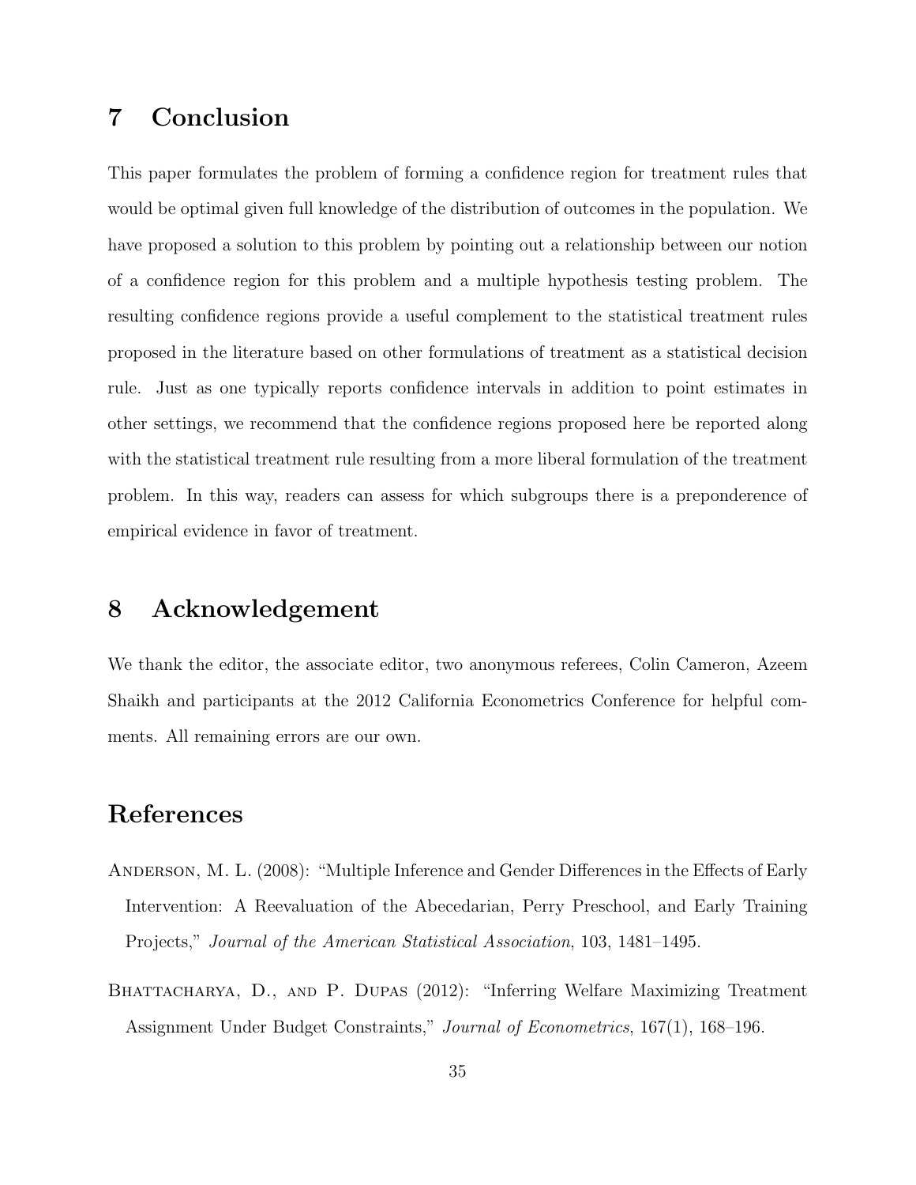## 7 Conclusion

This paper formulates the problem of forming a confidence region for treatment rules that would be optimal given full knowledge of the distribution of outcomes in the population. We have proposed a solution to this problem by pointing out a relationship between our notion of a confidence region for this problem and a multiple hypothesis testing problem. The resulting confidence regions provide a useful complement to the statistical treatment rules proposed in the literature based on other formulations of treatment as a statistical decision rule. Just as one typically reports confidence intervals in addition to point estimates in other settings, we recommend that the confidence regions proposed here be reported along with the statistical treatment rule resulting from a more liberal formulation of the treatment problem. In this way, readers can assess for which subgroups there is a preponderence of empirical evidence in favor of treatment.

## 8 Acknowledgement

We thank the editor, the associate editor, two anonymous referees, Colin Cameron, Azeem Shaikh and participants at the 2012 California Econometrics Conference for helpful comments. All remaining errors are our own.

## References

Anderson, M. L. (2008): "Multiple Inference and Gender Differences in the Effects of Early Intervention: A Reevaluation of the Abecedarian, Perry Preschool, and Early Training Projects," *Journal of the American Statistical Association*, 103, 1481–1495.

Bhattacharya, D., and P. Dupas (2012): "Inferring Welfare Maximizing Treatment Assignment Under Budget Constraints," *Journal of Econometrics*, 167(1), 168–196.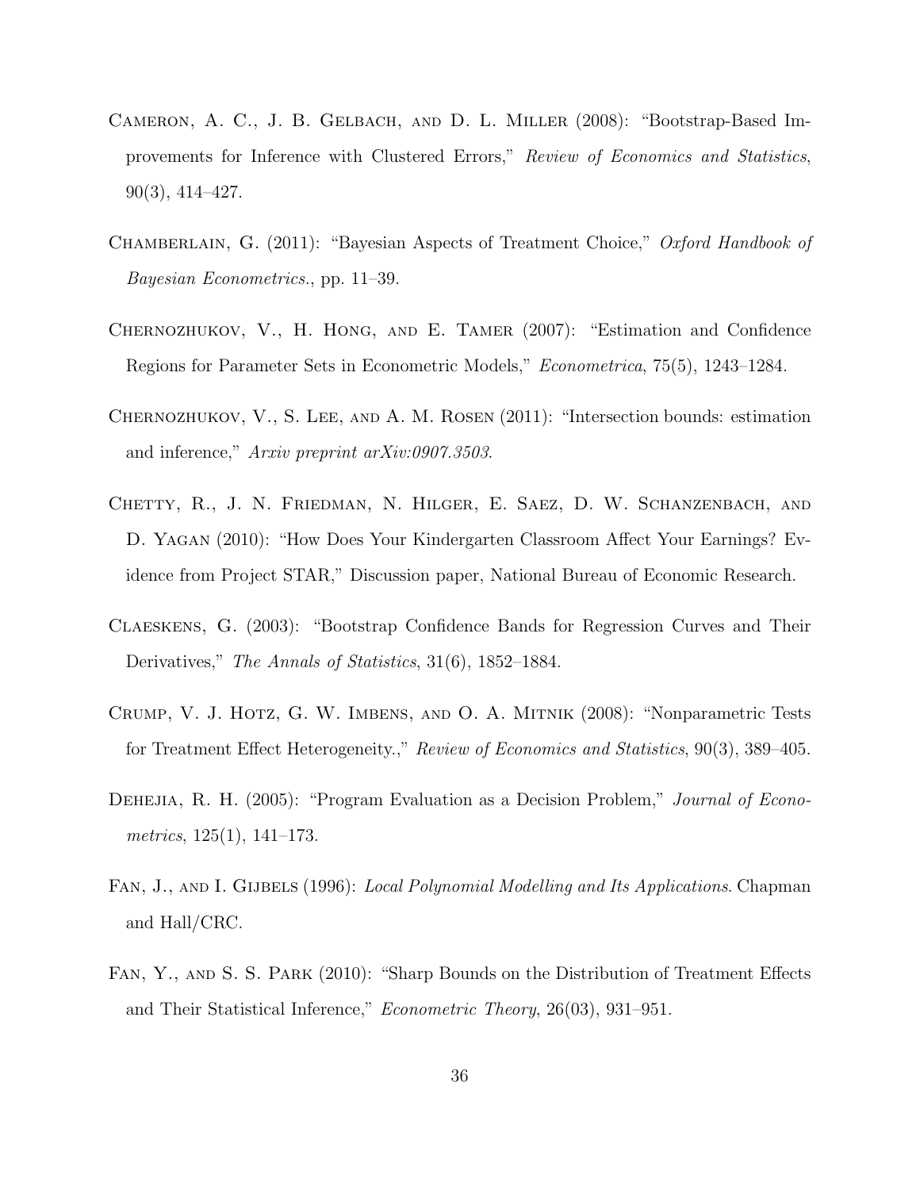Cameron, A. C., J. B. Gelbach, and D. L. Miller (2008): "Bootstrap-Based Improvements for Inference with Clustered Errors," *Review of Economics and Statistics*, 90(3), 414–427.

Chamberlain, G. (2011): "Bayesian Aspects of Treatment Choice," *Oxford Handbook of Bayesian Econometrics.*, pp. 11–39.

Chernozhukov, V., H. Hong, and E. Tamer (2007): "Estimation and Confidence Regions for Parameter Sets in Econometric Models," *Econometrica*, 75(5), 1243–1284.

Chernozhukov, V., S. Lee, and A. M. Rosen (2011): "Intersection bounds: estimation and inference," *Arxiv preprint arXiv:0907.3503*.

Chetty, R., J. N. Friedman, N. Hilger, E. Saez, D. W. Schanzenbach, and D. Yagan (2010): "How Does Your Kindergarten Classroom Affect Your Earnings? Evidence from Project STAR," Discussion paper, National Bureau of Economic Research.

Claeskens, G. (2003): "Bootstrap Confidence Bands for Regression Curves and Their Derivatives," *The Annals of Statistics*, 31(6), 1852–1884.

Crump, V. J. Hotz, G. W. Imbens, and O. A. Mitnik (2008): "Nonparametric Tests for Treatment Effect Heterogeneity.," *Review of Economics and Statistics*, 90(3), 389–405.

Dehejia, R. H. (2005): "Program Evaluation as a Decision Problem," *Journal of Econometrics*, 125(1), 141–173.

Fan, J., and I. Gijbels (1996): *Local Polynomial Modelling and Its Applications*. Chapman and Hall/CRC.

Fan, Y., and S. S. Park (2010): "Sharp Bounds on the Distribution of Treatment Effects and Their Statistical Inference," *Econometric Theory*, 26(03), 931–951.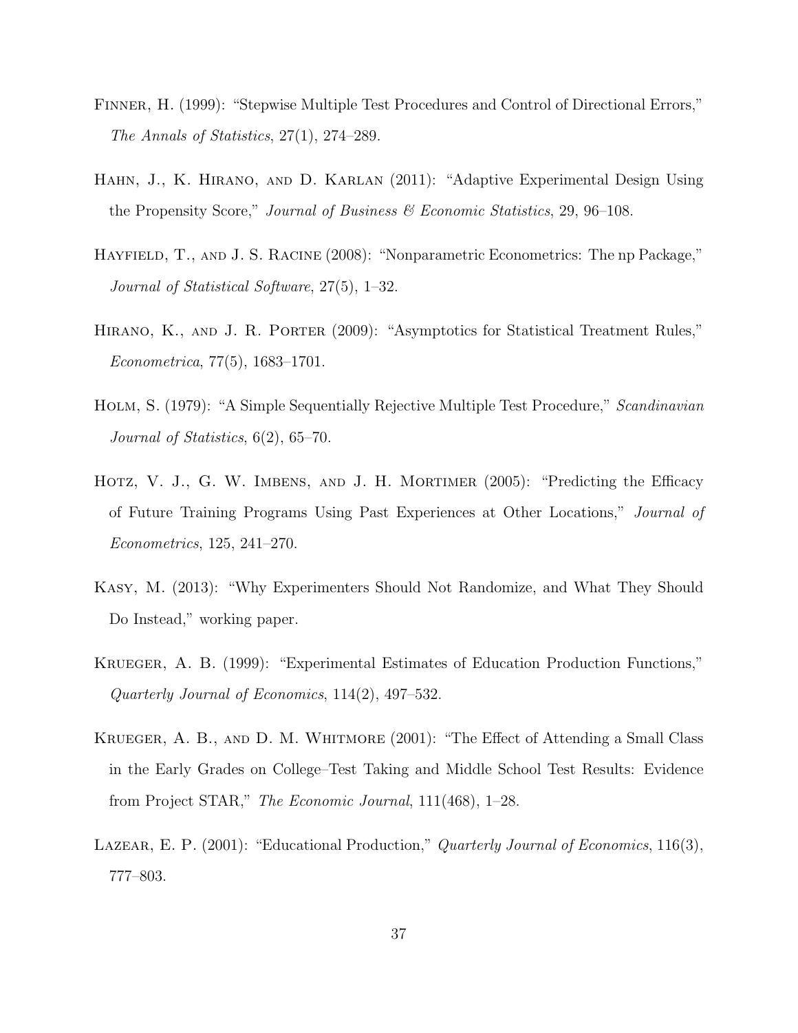Finner, H. (1999): "Stepwise Multiple Test Procedures and Control of Directional Errors," *The Annals of Statistics*, 27(1), 274–289.

Hahn, J., K. Hirano, and D. Karlan (2011): "Adaptive Experimental Design Using the Propensity Score," *Journal of Business & Economic Statistics*, 29, 96–108.

Hayfield, T., and J. S. Racine (2008): "Nonparametric Econometrics: The np Package," *Journal of Statistical Software*, 27(5), 1–32.

Hirano, K., and J. R. Porter (2009): "Asymptotics for Statistical Treatment Rules," *Econometrica*, 77(5), 1683–1701.

Holm, S. (1979): "A Simple Sequentially Rejective Multiple Test Procedure," *Scandinavian Journal of Statistics*, 6(2), 65–70.

Hotz, V. J., G. W. Imbens, and J. H. Mortimer (2005): "Predicting the Efficacy of Future Training Programs Using Past Experiences at Other Locations," *Journal of Econometrics*, 125, 241–270.

Kasy, M. (2013): "Why Experimenters Should Not Randomize, and What They Should Do Instead," working paper.

Krueger, A. B. (1999): "Experimental Estimates of Education Production Functions," *Quarterly Journal of Economics*, 114(2), 497–532.

Krueger, A. B., and D. M. Whitmore (2001): "The Effect of Attending a Small Class in the Early Grades on College–Test Taking and Middle School Test Results: Evidence from Project STAR," *The Economic Journal*, 111(468), 1–28.

Lazear, E. P. (2001): "Educational Production," *Quarterly Journal of Economics*, 116(3), 777–803.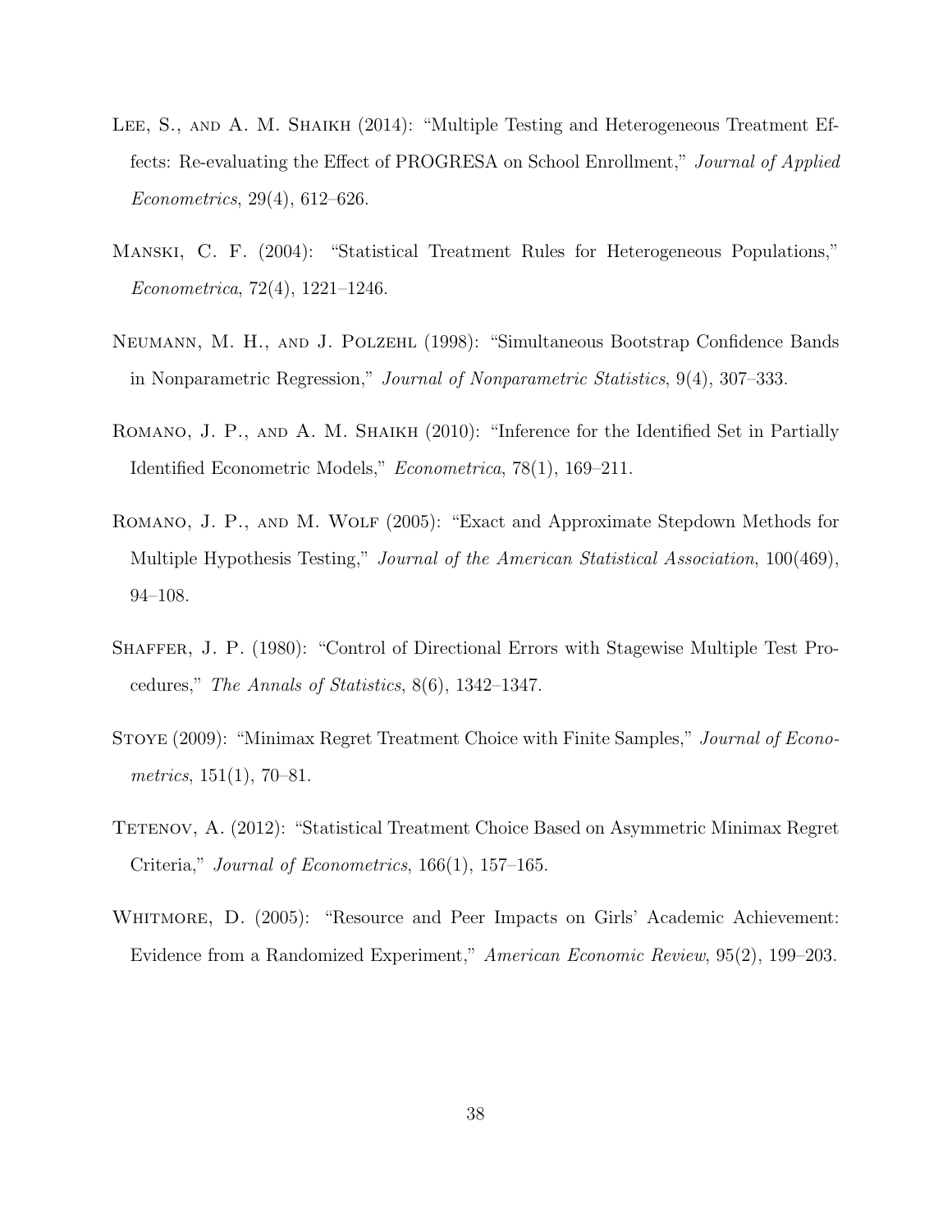Lee, S., and A. M. Shaikh (2014): "Multiple Testing and Heterogeneous Treatment Effects: Re-evaluating the Effect of PROGRESA on School Enrollment," *Journal of Applied Econometrics*, 29(4), 612–626.

Manski, C. F. (2004): "Statistical Treatment Rules for Heterogeneous Populations," *Econometrica*, 72(4), 1221–1246.

Neumann, M. H., and J. Polzehl (1998): "Simultaneous Bootstrap Confidence Bands in Nonparametric Regression," *Journal of Nonparametric Statistics*, 9(4), 307–333.

Romano, J. P., and A. M. Shaikh (2010): "Inference for the Identified Set in Partially Identified Econometric Models," *Econometrica*, 78(1), 169–211.

Romano, J. P., and M. Wolf (2005): "Exact and Approximate Stepdown Methods for Multiple Hypothesis Testing," *Journal of the American Statistical Association*, 100(469), 94–108.

Shaffer, J. P. (1980): "Control of Directional Errors with Stagewise Multiple Test Procedures," *The Annals of Statistics*, 8(6), 1342–1347.

Stoye (2009): "Minimax Regret Treatment Choice with Finite Samples," *Journal of Econometrics*, 151(1), 70–81.

Tetenov, A. (2012): "Statistical Treatment Choice Based on Asymmetric Minimax Regret Criteria," *Journal of Econometrics*, 166(1), 157–165.

Whitmore, D. (2005): "Resource and Peer Impacts on Girls' Academic Achievement: Evidence from a Randomized Experiment," *American Economic Review*, 95(2), 199–203.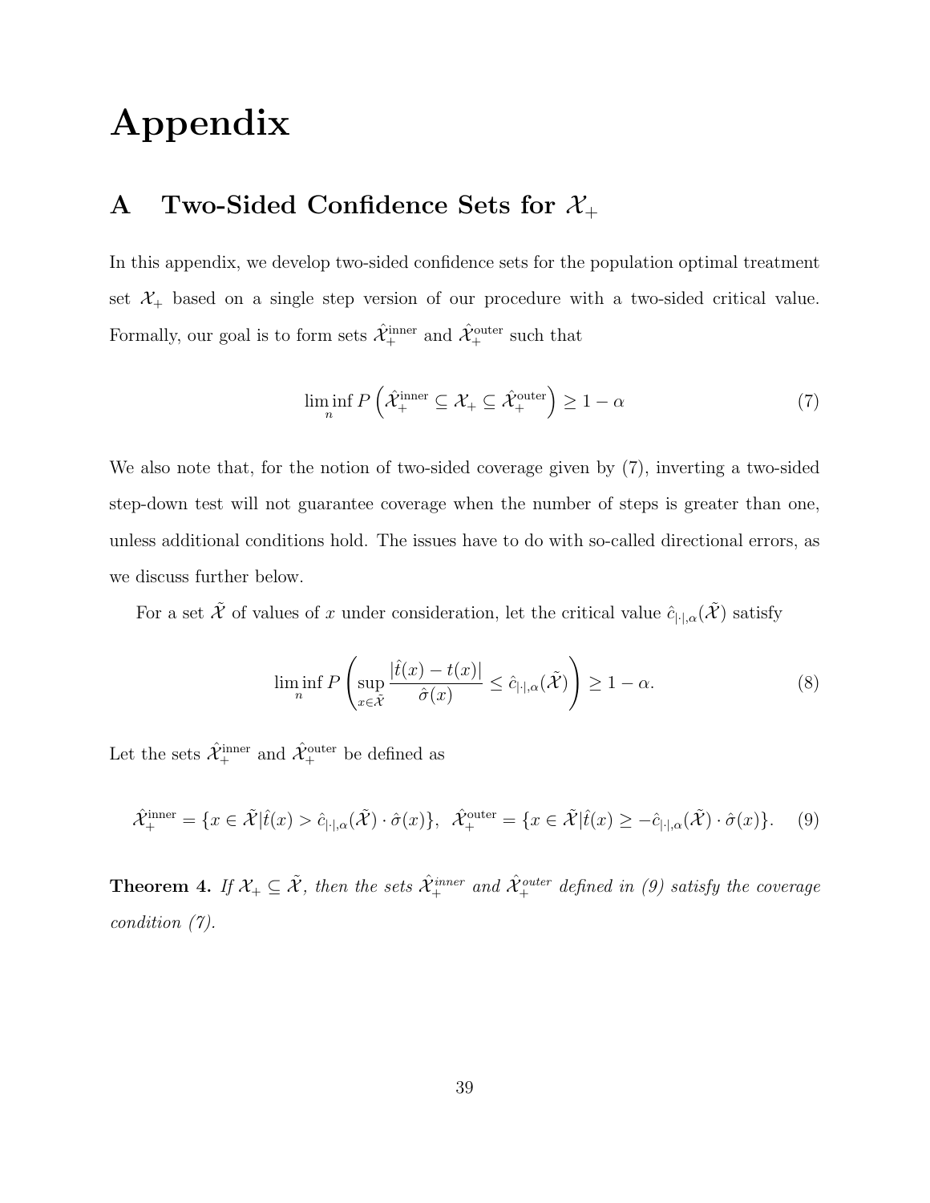# Appendix

## A Two-Sided Confidence Sets for $\mathcal{X}_+$

In this appendix, we develop two-sided confidence sets for the population optimal treatment set $\mathcal{X}_+$ based on a single step version of our procedure with a two-sided critical value. Formally, our goal is to form sets $\hat{\mathcal{X}}_+^{\text{inner}}$ and $\hat{\mathcal{X}}_+^{\text{outer}}$ such that

$$\liminf_n P\left(\hat{\mathcal{X}}_+^{\text{inner}} \subseteq \mathcal{X}_+ \subseteq \hat{\mathcal{X}}_+^{\text{outer}}\right) \geq 1 - \alpha \tag{7}$$

We also note that, for the notion of two-sided coverage given by (7), inverting a two-sided step-down test will not guarantee coverage when the number of steps is greater than one, unless additional conditions hold. The issues have to do with so-called directional errors, as we discuss further below.

For a set $\tilde{\mathcal{X}}$ of values of $x$ under consideration, let the critical value $\hat{c}_{|\cdot|,\alpha}(\tilde{\mathcal{X}})$ satisfy

$$\liminf_n P\left(\sup_{x \in \tilde{\mathcal{X}}} \frac{|\hat{t}(x) - t(x)|}{\hat{\sigma}(x)} \leq \hat{c}_{|\cdot|,\alpha}(\tilde{\mathcal{X}})\right) \geq 1 - \alpha. \tag{8}$$

Let the sets $\hat{\mathcal{X}}_+^{\text{inner}}$ and $\hat{\mathcal{X}}_+^{\text{outer}}$ be defined as

$$\hat{\mathcal{X}}_+^{\text{inner}} = \{x \in \tilde{\mathcal{X}} | \hat{t}(x) > \hat{c}_{|\cdot|,\alpha}(\tilde{\mathcal{X}}) \cdot \hat{\sigma}(x)\}, \;\; \hat{\mathcal{X}}_+^{\text{outer}} = \{x \in \tilde{\mathcal{X}} | \hat{t}(x) \geq -\hat{c}_{|\cdot|,\alpha}(\tilde{\mathcal{X}}) \cdot \hat{\sigma}(x)\}. \tag{9}$$

**Theorem 4.** *If $\mathcal{X}_+ \subseteq \tilde{\mathcal{X}}$, then the sets $\hat{\mathcal{X}}_+^{\text{inner}}$ and $\hat{\mathcal{X}}_+^{\text{outer}}$ defined in (9) satisfy the coverage condition (7).*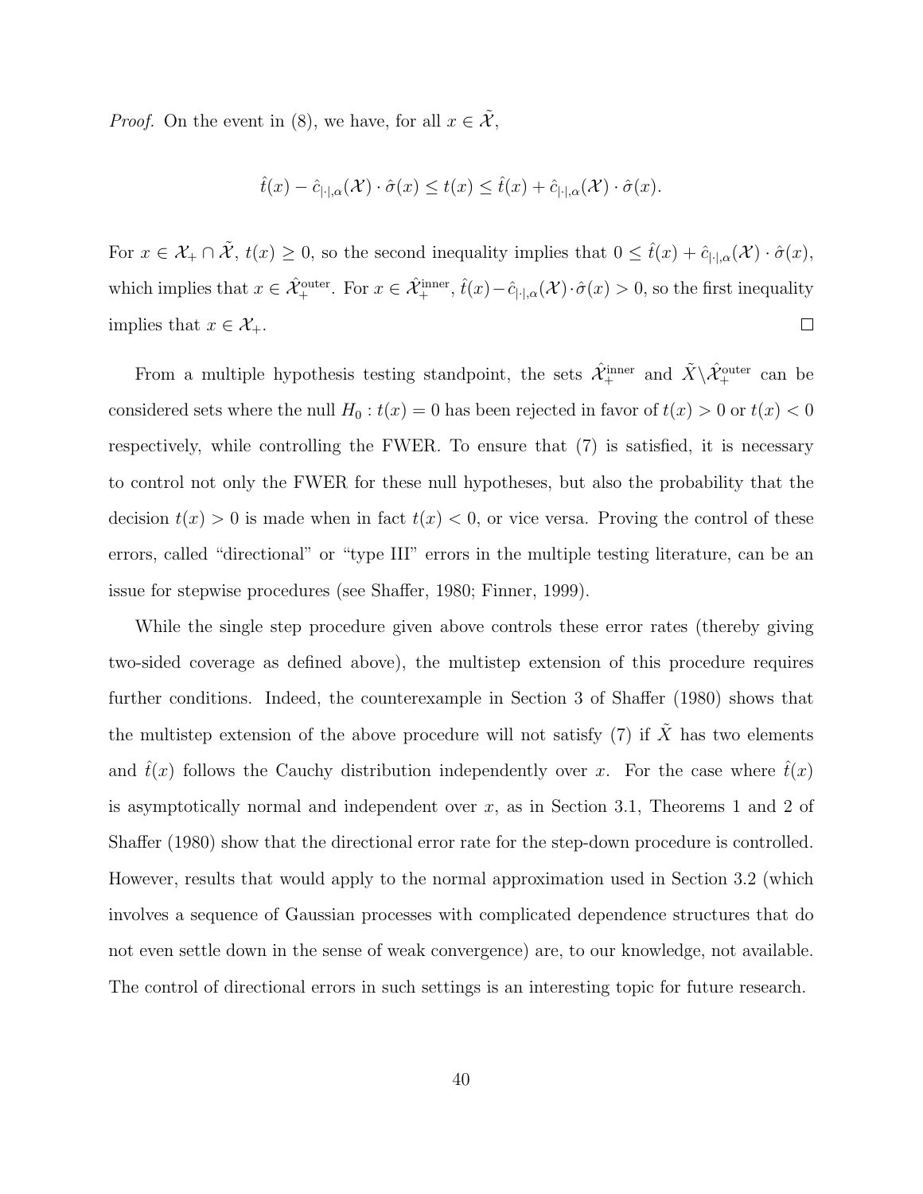*Proof.* On the event in (8), we have, for all $x \in \tilde{\mathcal{X}}$,

$$\hat{t}(x) - \hat{c}_{|\cdot|,\alpha}(\mathcal{X}) \cdot \hat{\sigma}(x) \leq t(x) \leq \hat{t}(x) + \hat{c}_{|\cdot|,\alpha}(\mathcal{X}) \cdot \hat{\sigma}(x).$$

For $x \in \mathcal{X}_+ \cap \tilde{\mathcal{X}}$, $t(x) \geq 0$, so the second inequality implies that $0 \leq \hat{t}(x) + \hat{c}_{|\cdot|,\alpha}(\mathcal{X}) \cdot \hat{\sigma}(x)$, which implies that $x \in \hat{\mathcal{X}}_+^{\text{outer}}$. For $x \in \hat{\mathcal{X}}_+^{\text{inner}}$, $\hat{t}(x) - \hat{c}_{|\cdot|,\alpha}(\mathcal{X}) \cdot \hat{\sigma}(x) > 0$, so the first inequality implies that $x \in \mathcal{X}_+$. $\square$

From a multiple hypothesis testing standpoint, the sets $\hat{\mathcal{X}}_+^{\text{inner}}$ and $\tilde{X} \backslash \hat{\mathcal{X}}_+^{\text{outer}}$ can be considered sets where the null $H_0 : t(x) = 0$ has been rejected in favor of $t(x) > 0$ or $t(x) < 0$ respectively, while controlling the FWER. To ensure that (7) is satisfied, it is necessary to control not only the FWER for these null hypotheses, but also the probability that the decision $t(x) > 0$ is made when in fact $t(x) < 0$, or vice versa. Proving the control of these errors, called "directional" or "type III" errors in the multiple testing literature, can be an issue for stepwise procedures (see Shaffer, 1980; Finner, 1999).

While the single step procedure given above controls these error rates (thereby giving two-sided coverage as defined above), the multistep extension of this procedure requires further conditions. Indeed, the counterexample in Section 3 of Shaffer (1980) shows that the multistep extension of the above procedure will not satisfy (7) if $\tilde{X}$ has two elements and $\hat{t}(x)$ follows the Cauchy distribution independently over $x$. For the case where $\hat{t}(x)$ is asymptotically normal and independent over $x$, as in Section 3.1, Theorems 1 and 2 of Shaffer (1980) show that the directional error rate for the step-down procedure is controlled. However, results that would apply to the normal approximation used in Section 3.2 (which involves a sequence of Gaussian processes with complicated dependence structures that do not even settle down in the sense of weak convergence) are, to our knowledge, not available. The control of directional errors in such settings is an interesting topic for future research.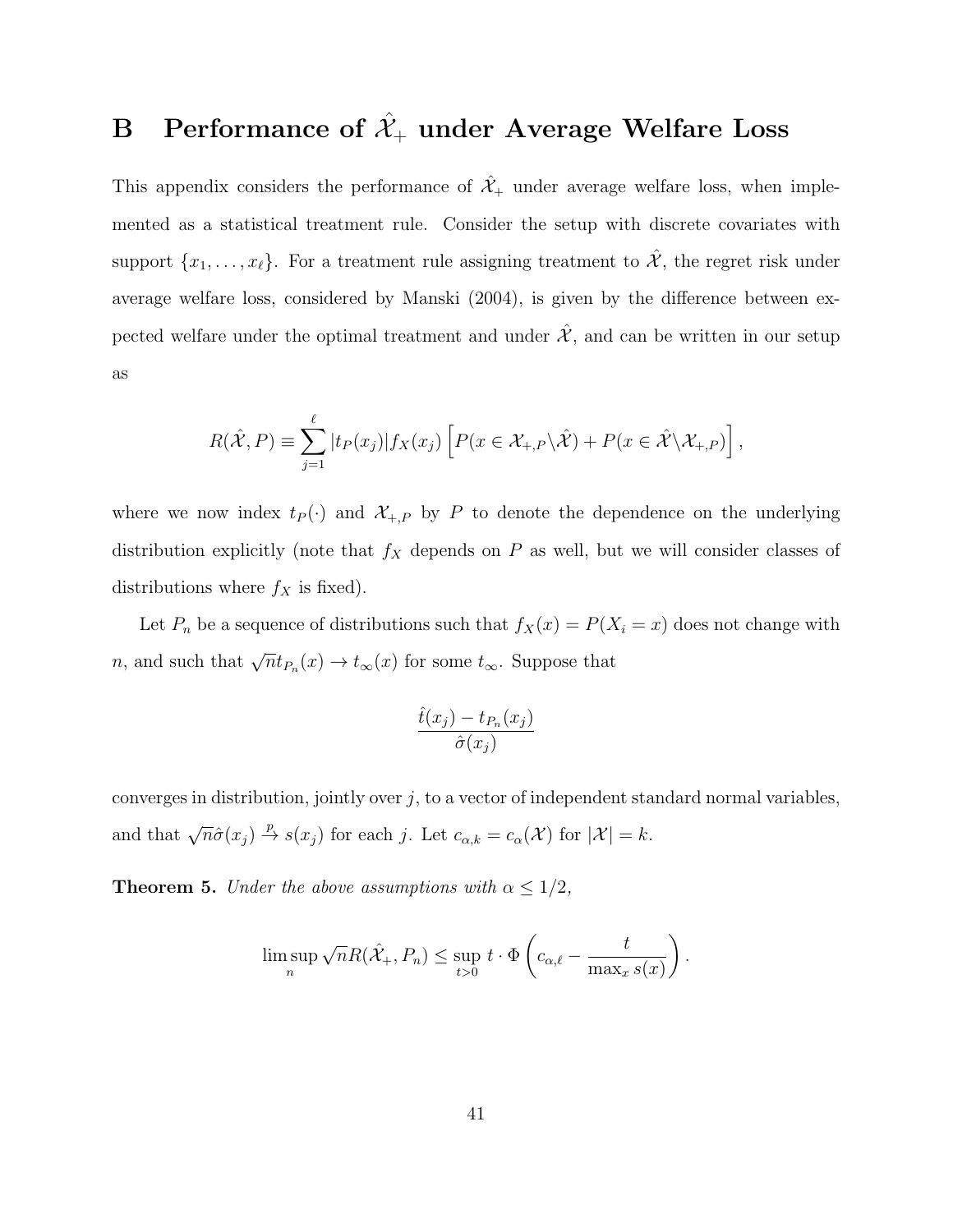# B Performance of $\hat{\mathcal{X}}_+$ under Average Welfare Loss

This appendix considers the performance of $\hat{\mathcal{X}}_+$ under average welfare loss, when implemented as a statistical treatment rule. Consider the setup with discrete covariates with support $\{x_1, \ldots, x_\ell\}$. For a treatment rule assigning treatment to $\hat{\mathcal{X}}$, the regret risk under average welfare loss, considered by Manski (2004), is given by the difference between expected welfare under the optimal treatment and under $\hat{\mathcal{X}}$, and can be written in our setup as

$$R(\hat{\mathcal{X}}, P) \equiv \sum_{j=1}^{\ell} |t_P(x_j)| f_X(x_j) \left[ P(x \in \mathcal{X}_{+,P} \backslash \hat{\mathcal{X}}) + P(x \in \hat{\mathcal{X}} \backslash \mathcal{X}_{+,P}) \right],$$

where we now index $t_P(\cdot)$ and $\mathcal{X}_{+,P}$ by $P$ to denote the dependence on the underlying distribution explicitly (note that $f_X$ depends on $P$ as well, but we will consider classes of distributions where $f_X$ is fixed).

Let $P_n$ be a sequence of distributions such that $f_X(x) = P(X_i = x)$ does not change with $n$, and such that $\sqrt{n} t_{P_n}(x) \to t_\infty(x)$ for some $t_\infty$. Suppose that

$$\frac{\hat{t}(x_j) - t_{P_n}(x_j)}{\hat{\sigma}(x_j)}$$

converges in distribution, jointly over $j$, to a vector of independent standard normal variables, and that $\sqrt{n}\hat{\sigma}(x_j) \overset{p}{\to} s(x_j)$ for each $j$. Let $c_{\alpha,k} = c_\alpha(\mathcal{X})$ for $|\mathcal{X}| = k$.

**Theorem 5.** *Under the above assumptions with $\alpha \leq 1/2$,*

$$\limsup_n \sqrt{n} R(\hat{\mathcal{X}}_+, P_n) \leq \sup_{t > 0} t \cdot \Phi\left( c_{\alpha,\ell} - \frac{t}{\max_x s(x)} \right).$$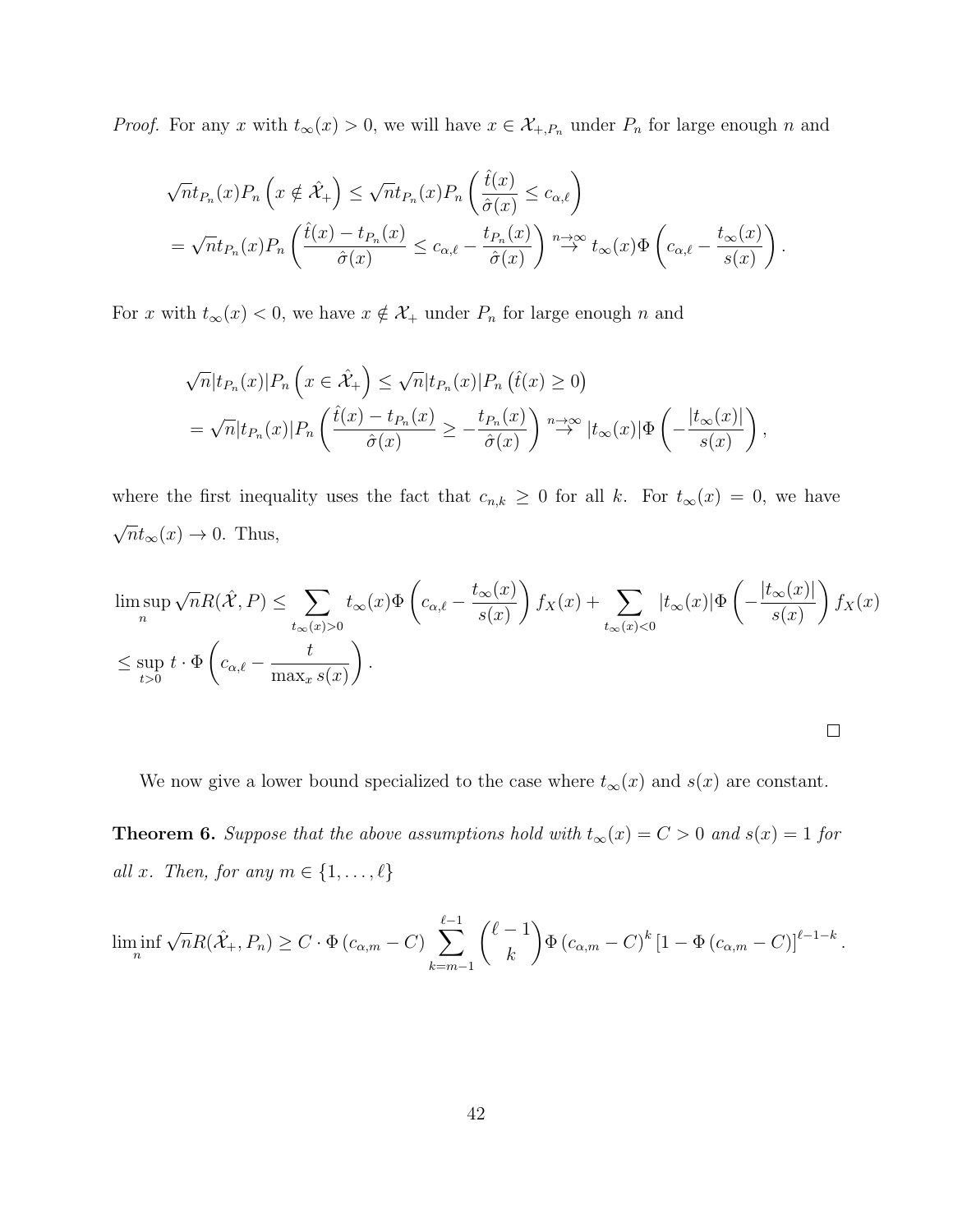*Proof.* For any $x$ with $t_\infty(x) > 0$, we will have $x \in \mathcal{X}_{+,P_n}$ under $P_n$ for large enough $n$ and

$$
\begin{aligned}
&\sqrt{n} t_{P_n}(x) P_n\left(x \notin \hat{\mathcal{X}}_+\right) \leq \sqrt{n} t_{P_n}(x) P_n\left(\frac{\hat{t}(x)}{\hat{\sigma}(x)} \leq c_{\alpha,\ell}\right) \\
&= \sqrt{n} t_{P_n}(x) P_n\left(\frac{\hat{t}(x) - t_{P_n}(x)}{\hat{\sigma}(x)} \leq c_{\alpha,\ell} - \frac{t_{P_n}(x)}{\hat{\sigma}(x)}\right) \overset{n\to\infty}{\to} t_\infty(x) \Phi\left(c_{\alpha,\ell} - \frac{t_\infty(x)}{s(x)}\right).
\end{aligned}
$$

For $x$ with $t_\infty(x) < 0$, we have $x \notin \mathcal{X}_+$ under $P_n$ for large enough $n$ and

$$
\begin{aligned}
&\sqrt{n} |t_{P_n}(x)| P_n\left(x \in \hat{\mathcal{X}}_+\right) \leq \sqrt{n} |t_{P_n}(x)| P_n\left(\hat{t}(x) \geq 0\right) \\
&= \sqrt{n} |t_{P_n}(x)| P_n\left(\frac{\hat{t}(x) - t_{P_n}(x)}{\hat{\sigma}(x)} \geq -\frac{t_{P_n}(x)}{\hat{\sigma}(x)}\right) \overset{n\to\infty}{\to} |t_\infty(x)| \Phi\left(-\frac{|t_\infty(x)|}{s(x)}\right),
\end{aligned}
$$

where the first inequality uses the fact that $c_{n,k} \geq 0$ for all $k$. For $t_\infty(x) = 0$, we have $\sqrt{n} t_\infty(x) \to 0$. Thus,

$$
\begin{aligned}
&\limsup_n \sqrt{n} R(\hat{\mathcal{X}}, P) \leq \sum_{t_\infty(x) > 0} t_\infty(x) \Phi\left(c_{\alpha,\ell} - \frac{t_\infty(x)}{s(x)}\right) f_X(x) + \sum_{t_\infty(x) < 0} |t_\infty(x)| \Phi\left(-\frac{|t_\infty(x)|}{s(x)}\right) f_X(x) \\
&\leq \sup_{t > 0} t \cdot \Phi\left(c_{\alpha,\ell} - \frac{t}{\max_x s(x)}\right).
\end{aligned}
$$

$\square$

We now give a lower bound specialized to the case where $t_\infty(x)$ and $s(x)$ are constant.

**Theorem 6.** *Suppose that the above assumptions hold with $t_\infty(x) = C > 0$ and $s(x) = 1$ for all $x$. Then, for any $m \in \{1, \ldots, \ell\}$*

$$
\liminf_n \sqrt{n} R(\hat{\mathcal{X}}_+, P_n) \geq C \cdot \Phi\left(c_{\alpha,m} - C\right) \sum_{k=m-1}^{\ell-1} \binom{\ell-1}{k} \Phi\left(c_{\alpha,m} - C\right)^k \left[1 - \Phi\left(c_{\alpha,m} - C\right)\right]^{\ell-1-k}.
$$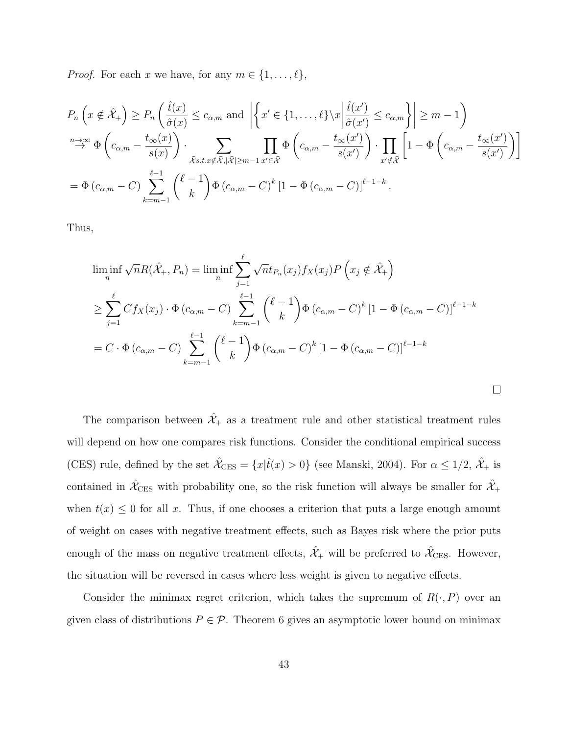*Proof.* For each $x$ we have, for any $m \in \{1, \ldots, \ell\}$,

$$
\begin{aligned}
&P_n\left(x \notin \hat{\mathcal{X}}_+\right) \geq P_n\left(\frac{\hat{t}(x)}{\hat{\sigma}(x)} \leq c_{\alpha,m} \text{ and } \left|\left\{x' \in \{1,\ldots,\ell\} \backslash x \left| \frac{\hat{t}(x')}{\hat{\sigma}(x')} \leq c_{\alpha,m}\right.\right\}\right| \geq m-1\right) \\
&\overset{n\to\infty}{\to} \Phi\left(c_{\alpha,m} - \frac{t_\infty(x)}{s(x)}\right) \cdot \sum_{\bar{\mathcal{X}} s.t. x \notin \bar{\mathcal{X}}, |\bar{\mathcal{X}}| \geq m-1} \prod_{x' \in \bar{\mathcal{X}}} \Phi\left(c_{\alpha,m} - \frac{t_\infty(x')}{s(x')}\right) \cdot \prod_{x' \notin \bar{\mathcal{X}}} \left[1 - \Phi\left(c_{\alpha,m} - \frac{t_\infty(x')}{s(x')}\right)\right] \\
&= \Phi\left(c_{\alpha,m} - C\right) \sum_{k=m-1}^{\ell-1} \binom{\ell-1}{k} \Phi\left(c_{\alpha,m} - C\right)^k \left[1 - \Phi\left(c_{\alpha,m} - C\right)\right]^{\ell-1-k}.
\end{aligned}
$$

Thus,

$$
\begin{aligned}
\liminf_n \sqrt{n} R(\hat{\mathcal{X}}_+, P_n) &= \liminf_n \sum_{j=1}^{\ell} \sqrt{n} t_{P_n}(x_j) f_X(x_j) P\left(x_j \notin \hat{\mathcal{X}}_+\right) \\
&\geq \sum_{j=1}^{\ell} C f_X(x_j) \cdot \Phi\left(c_{\alpha,m} - C\right) \sum_{k=m-1}^{\ell-1} \binom{\ell-1}{k} \Phi\left(c_{\alpha,m} - C\right)^k \left[1 - \Phi\left(c_{\alpha,m} - C\right)\right]^{\ell-1-k} \\
&= C \cdot \Phi\left(c_{\alpha,m} - C\right) \sum_{k=m-1}^{\ell-1} \binom{\ell-1}{k} \Phi\left(c_{\alpha,m} - C\right)^k \left[1 - \Phi\left(c_{\alpha,m} - C\right)\right]^{\ell-1-k}
\end{aligned}
$$

□

The comparison between $\hat{\mathcal{X}}_+$ as a treatment rule and other statistical treatment rules will depend on how one compares risk functions. Consider the conditional empirical success (CES) rule, defined by the set $\hat{\mathcal{X}}_{\text{CES}} = \{x | \hat{t}(x) > 0\}$ (see Manski, 2004). For $\alpha \leq 1/2$, $\hat{\mathcal{X}}_+$ is contained in $\hat{\mathcal{X}}_{\text{CES}}$ with probability one, so the risk function will always be smaller for $\hat{\mathcal{X}}_+$ when $t(x) \leq 0$ for all $x$. Thus, if one chooses a criterion that puts a large enough amount of weight on cases with negative treatment effects, such as Bayes risk where the prior puts enough of the mass on negative treatment effects, $\hat{\mathcal{X}}_+$ will be preferred to $\hat{\mathcal{X}}_{\text{CES}}$. However, the situation will be reversed in cases where less weight is given to negative effects.

Consider the minimax regret criterion, which takes the supremum of $R(\cdot, P)$ over an given class of distributions $P \in \mathcal{P}$. Theorem 6 gives an asymptotic lower bound on minimax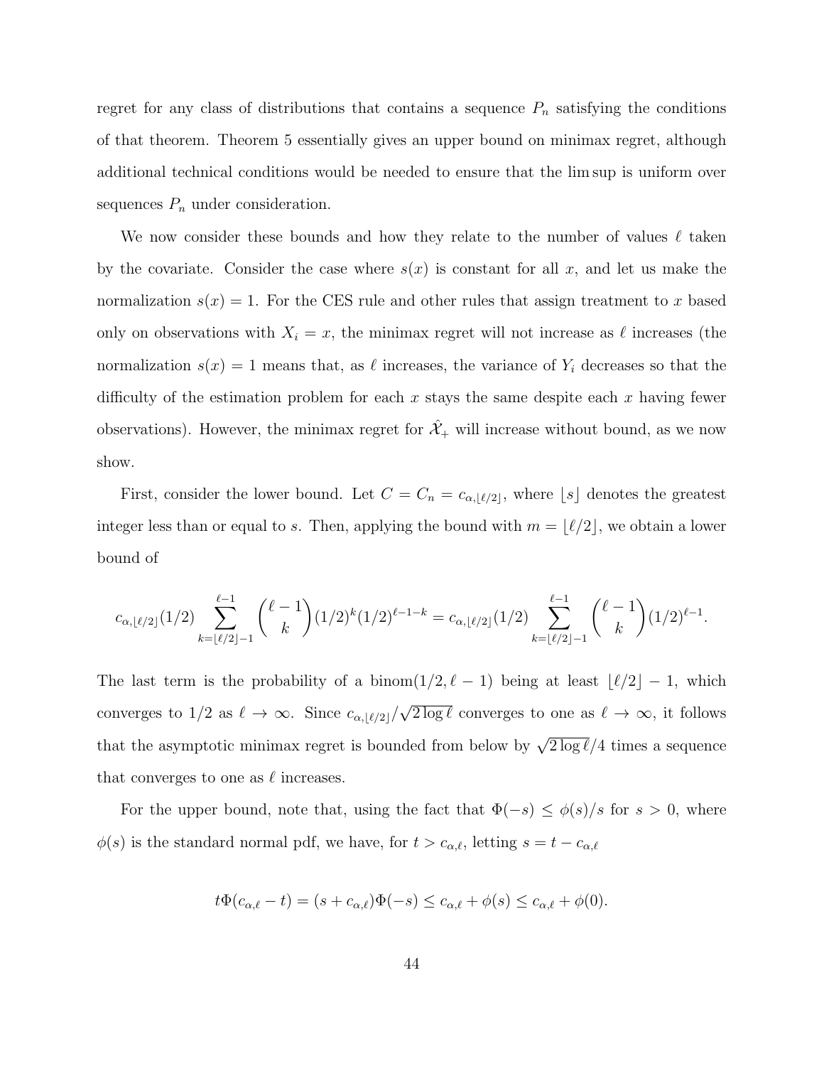regret for any class of distributions that contains a sequence $P_n$ satisfying the conditions of that theorem. Theorem 5 essentially gives an upper bound on minimax regret, although additional technical conditions would be needed to ensure that the lim sup is uniform over sequences $P_n$ under consideration.

We now consider these bounds and how they relate to the number of values $\ell$ taken by the covariate. Consider the case where $s(x)$ is constant for all $x$, and let us make the normalization $s(x) = 1$. For the CES rule and other rules that assign treatment to $x$ based only on observations with $X_i = x$, the minimax regret will not increase as $\ell$ increases (the normalization $s(x) = 1$ means that, as $\ell$ increases, the variance of $Y_i$ decreases so that the difficulty of the estimation problem for each $x$ stays the same despite each $x$ having fewer observations). However, the minimax regret for $\hat{\mathcal{X}}_+$ will increase without bound, as we now show.

First, consider the lower bound. Let $C = C_n = c_{\alpha,\lfloor \ell/2 \rfloor}$, where $\lfloor s \rfloor$ denotes the greatest integer less than or equal to $s$. Then, applying the bound with $m = \lfloor \ell/2 \rfloor$, we obtain a lower bound of

$$c_{\alpha,\lfloor \ell/2 \rfloor}(1/2) \sum_{k=\lfloor \ell/2 \rfloor - 1}^{\ell-1} \binom{\ell-1}{k} (1/2)^k (1/2)^{\ell-1-k} = c_{\alpha,\lfloor \ell/2 \rfloor}(1/2) \sum_{k=\lfloor \ell/2 \rfloor - 1}^{\ell-1} \binom{\ell-1}{k} (1/2)^{\ell-1}.$$

The last term is the probability of a binom$(1/2, \ell-1)$ being at least $\lfloor \ell/2 \rfloor - 1$, which converges to $1/2$ as $\ell \to \infty$. Since $c_{\alpha,\lfloor \ell/2 \rfloor}/\sqrt{2 \log \ell}$ converges to one as $\ell \to \infty$, it follows that the asymptotic minimax regret is bounded from below by $\sqrt{2 \log \ell}/4$ times a sequence that converges to one as $\ell$ increases.

For the upper bound, note that, using the fact that $\Phi(-s) \leq \phi(s)/s$ for $s > 0$, where $\phi(s)$ is the standard normal pdf, we have, for $t > c_{\alpha,\ell}$, letting $s = t - c_{\alpha,\ell}$

$$t\Phi(c_{\alpha,\ell} - t) = (s + c_{\alpha,\ell})\Phi(-s) \leq c_{\alpha,\ell} + \phi(s) \leq c_{\alpha,\ell} + \phi(0).$$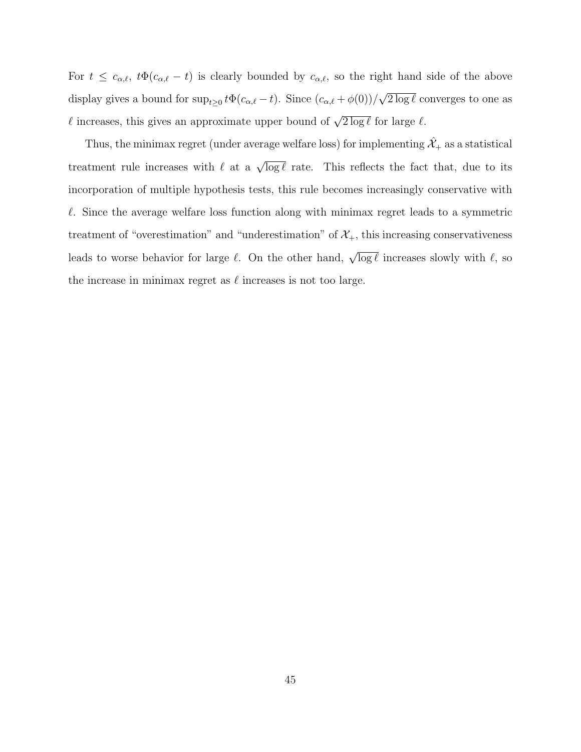For $t \leq c_{\alpha,\ell}$, $t\Phi(c_{\alpha,\ell} - t)$ is clearly bounded by $c_{\alpha,\ell}$, so the right hand side of the above display gives a bound for $\sup_{t \geq 0} t\Phi(c_{\alpha,\ell} - t)$. Since $(c_{\alpha,\ell} + \phi(0))/\sqrt{2 \log \ell}$ converges to one as $\ell$ increases, this gives an approximate upper bound of $\sqrt{2 \log \ell}$ for large $\ell$.

Thus, the minimax regret (under average welfare loss) for implementing $\hat{\mathcal{X}}_+$ as a statistical treatment rule increases with $\ell$ at a $\sqrt{\log \ell}$ rate. This reflects the fact that, due to its incorporation of multiple hypothesis tests, this rule becomes increasingly conservative with $\ell$. Since the average welfare loss function along with minimax regret leads to a symmetric treatment of "overestimation" and "underestimation" of $\mathcal{X}_+$, this increasing conservativeness leads to worse behavior for large $\ell$. On the other hand, $\sqrt{\log \ell}$ increases slowly with $\ell$, so the increase in minimax regret as $\ell$ increases is not too large.